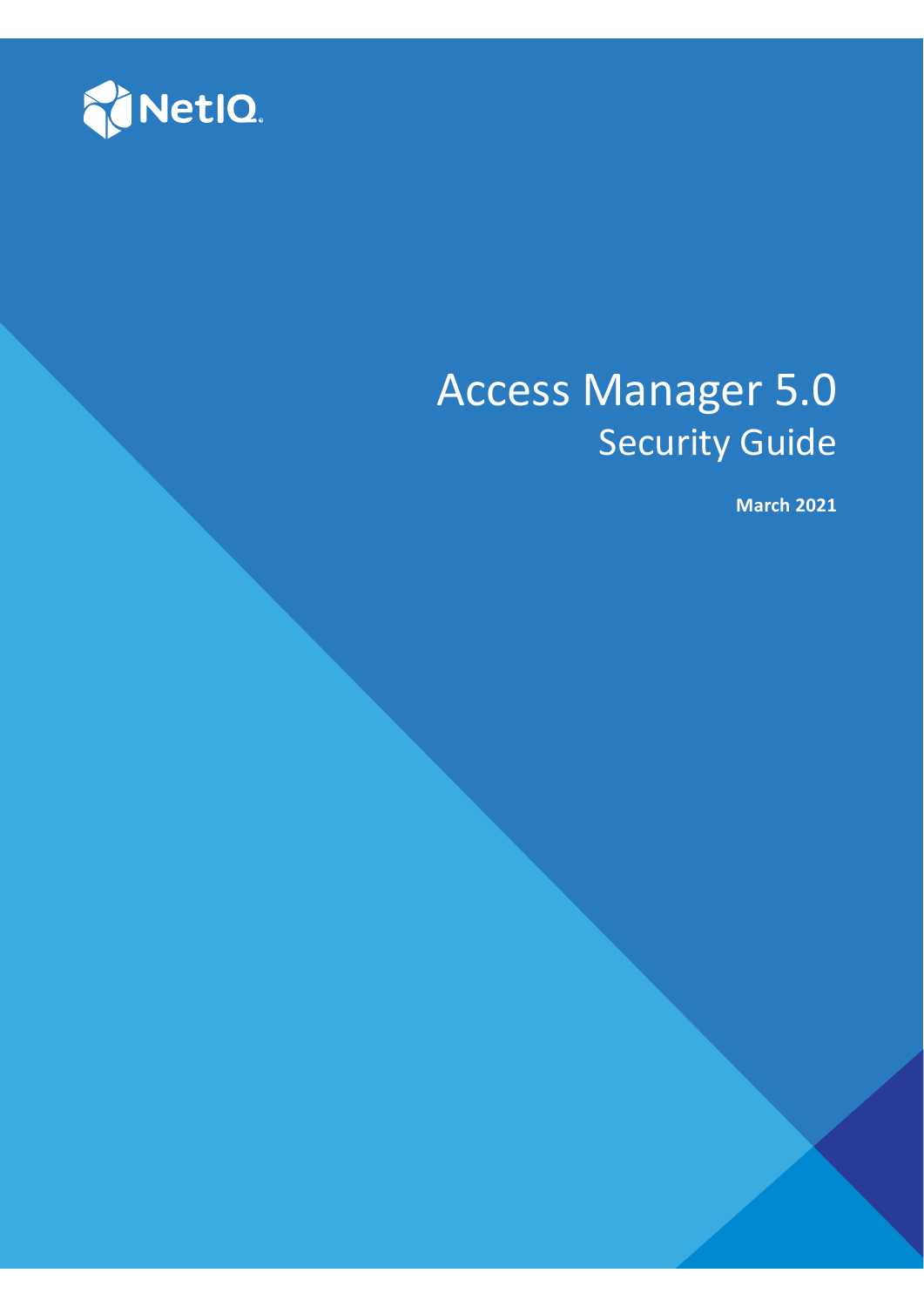NetIQ

# Access Manager 5.0

## Security Guide

**March 2021**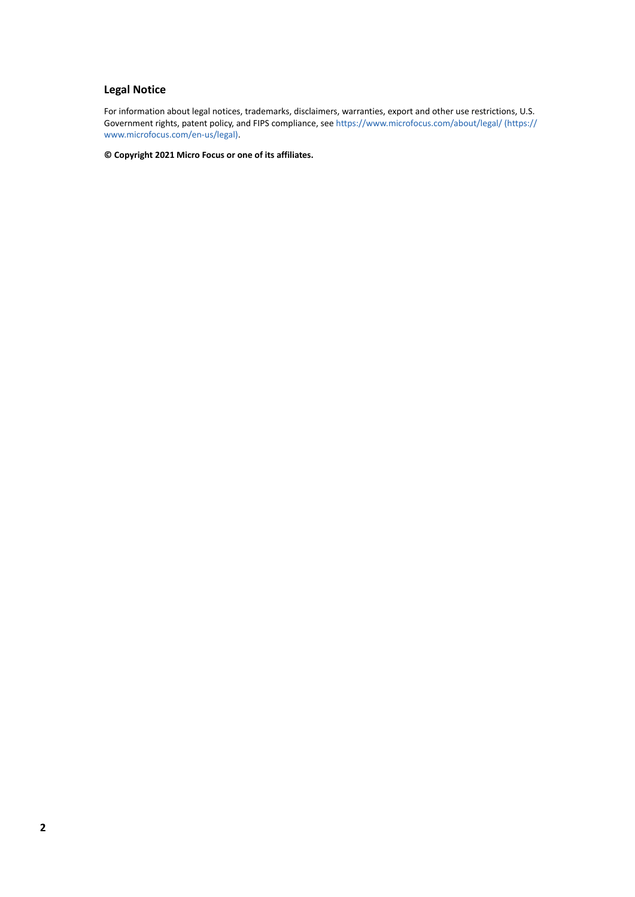## Legal Notice

For information about legal notices, trademarks, disclaimers, warranties, export and other use restrictions, U.S. Government rights, patent policy, and FIPS compliance, see https://www.microfocus.com/about/legal/ (https://www.microfocus.com/en-us/legal).

**© Copyright 2021 Micro Focus or one of its affiliates.**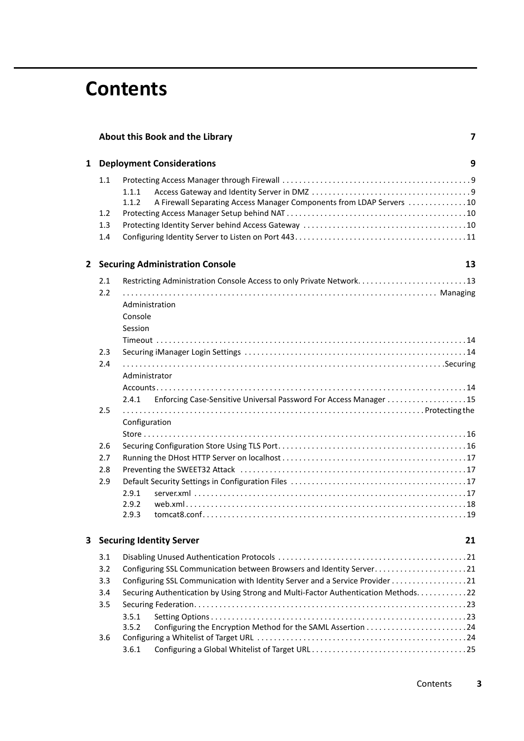# Contents

**About this Book and the Library** **7**

**1 Deployment Considerations** **9**

- 1.1 Protecting Access Manager through Firewall . . . 9
  - 1.1.1 Access Gateway and Identity Server in DMZ . . . 9
  - 1.1.2 A Firewall Separating Access Manager Components from LDAP Servers . . . 10
- 1.2 Protecting Access Manager Setup behind NAT . . . 10
- 1.3 Protecting Identity Server behind Access Gateway . . . 10
- 1.4 Configuring Identity Server to Listen on Port 443 . . . 11

**2 Securing Administration Console** **13**

- 2.1 Restricting Administration Console Access to only Private Network . . . 13
- 2.2 Managing Administration Console Session Timeout . . . 14
- 2.3 Securing iManager Login Settings . . . 14
- 2.4 Securing Administrator Accounts . . . 14
  - 2.4.1 Enforcing Case-Sensitive Universal Password For Access Manager . . . 15
- 2.5 Protecting the Configuration Store . . . 16
- 2.6 Securing Configuration Store Using TLS Port . . . 16
- 2.7 Running the DHost HTTP Server on localhost . . . 17
- 2.8 Preventing the SWEET32 Attack . . . 17
- 2.9 Default Security Settings in Configuration Files . . . 17
  - 2.9.1 server.xml . . . 17
  - 2.9.2 web.xml . . . 18
  - 2.9.3 tomcat8.conf . . . 19

**3 Securing Identity Server** **21**

- 3.1 Disabling Unused Authentication Protocols . . . 21
- 3.2 Configuring SSL Communication between Browsers and Identity Server . . . 21
- 3.3 Configuring SSL Communication with Identity Server and a Service Provider . . . 21
- 3.4 Securing Authentication by Using Strong and Multi-Factor Authentication Methods . . . 22
- 3.5 Securing Federation . . . 23
  - 3.5.1 Setting Options . . . 23
  - 3.5.2 Configuring the Encryption Method for the SAML Assertion . . . 24
- 3.6 Configuring a Whitelist of Target URL . . . 24
  - 3.6.1 Configuring a Global Whitelist of Target URL . . . 25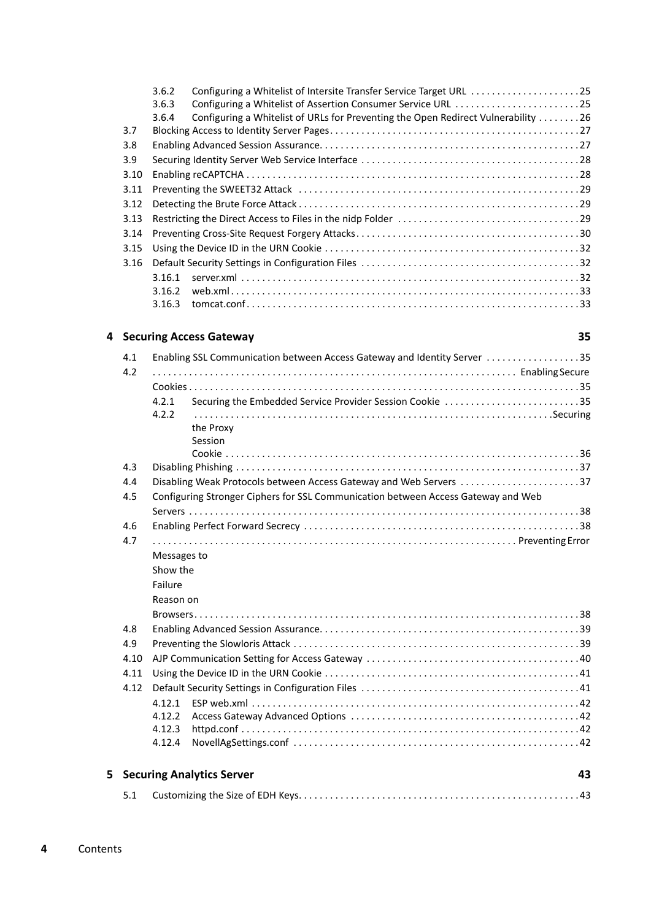- 3.6.2 Configuring a Whitelist of Intersite Transfer Service Target URL . . . . . 25
- 3.6.3 Configuring a Whitelist of Assertion Consumer Service URL . . . . . 25
- 3.6.4 Configuring a Whitelist of URLs for Preventing the Open Redirect Vulnerability . . . . . 26
- 3.7 Blocking Access to Identity Server Pages . . . . . 27
- 3.8 Enabling Advanced Session Assurance . . . . . 27
- 3.9 Securing Identity Server Web Service Interface . . . . . 28
- 3.10 Enabling reCAPTCHA . . . . . 28
- 3.11 Preventing the SWEET32 Attack . . . . . 29
- 3.12 Detecting the Brute Force Attack . . . . . 29
- 3.13 Restricting the Direct Access to Files in the nidp Folder . . . . . 29
- 3.14 Preventing Cross-Site Request Forgery Attacks . . . . . 30
- 3.15 Using the Device ID in the URN Cookie . . . . . 32
- 3.16 Default Security Settings in Configuration Files . . . . . 32
  - 3.16.1 server.xml . . . . . 32
  - 3.16.2 web.xml . . . . . 33
  - 3.16.3 tomcat.conf . . . . . 33

**4 Securing Access Gateway 35**

- 4.1 Enabling SSL Communication between Access Gateway and Identity Server . . . . . 35
- 4.2 Enabling Secure Cookies . . . . . 35
  - 4.2.1 Securing the Embedded Service Provider Session Cookie . . . . . 35
  - 4.2.2 Securing the Proxy Session Cookie . . . . . 36
- 4.3 Disabling Phishing . . . . . 37
- 4.4 Disabling Weak Protocols between Access Gateway and Web Servers . . . . . 37
- 4.5 Configuring Stronger Ciphers for SSL Communication between Access Gateway and Web Servers . . . . . 38
- 4.6 Enabling Perfect Forward Secrecy . . . . . 38
- 4.7 Preventing Error Messages to Show the Failure Reason on Browsers . . . . . 38
- 4.8 Enabling Advanced Session Assurance . . . . . 39
- 4.9 Preventing the Slowloris Attack . . . . . 39
- 4.10 AJP Communication Setting for Access Gateway . . . . . 40
- 4.11 Using the Device ID in the URN Cookie . . . . . 41
- 4.12 Default Security Settings in Configuration Files . . . . . 41
  - 4.12.1 ESP web.xml . . . . . 42
  - 4.12.2 Access Gateway Advanced Options . . . . . 42
  - 4.12.3 httpd.conf . . . . . 42
  - 4.12.4 NovellAgSettings.conf . . . . . 42

**5 Securing Analytics Server 43**

- 5.1 Customizing the Size of EDH Keys . . . . . 43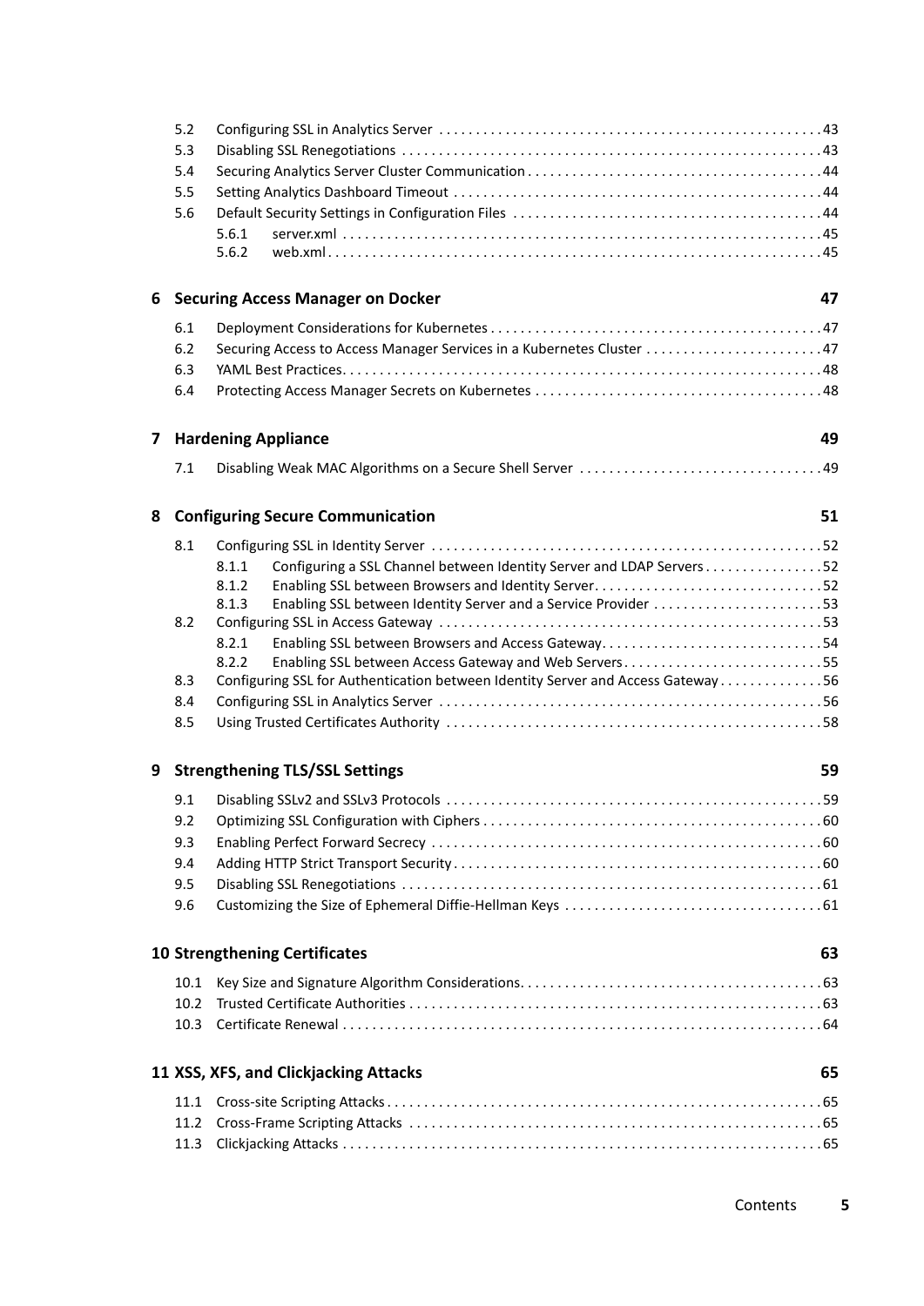5.2 Configuring SSL in Analytics Server . . . . . . . . . . . . . . . . . . . . . . . . . . . . . . . . . . . . . . . . . . . . . . . . . . . 43
5.3 Disabling SSL Renegotiations . . . . . . . . . . . . . . . . . . . . . . . . . . . . . . . . . . . . . . . . . . . . . . . . . . . . . . . . 43
5.4 Securing Analytics Server Cluster Communication . . . . . . . . . . . . . . . . . . . . . . . . . . . . . . . . . . . . . . . 44
5.5 Setting Analytics Dashboard Timeout . . . . . . . . . . . . . . . . . . . . . . . . . . . . . . . . . . . . . . . . . . . . . . . . . 44
5.6 Default Security Settings in Configuration Files . . . . . . . . . . . . . . . . . . . . . . . . . . . . . . . . . . . . . . . . . 44
5.6.1 server.xml . . . . . . . . . . . . . . . . . . . . . . . . . . . . . . . . . . . . . . . . . . . . . . . . . . . . . . . . . . . . . . . 45
5.6.2 web.xml . . . . . . . . . . . . . . . . . . . . . . . . . . . . . . . . . . . . . . . . . . . . . . . . . . . . . . . . . . . . . . . . . 45

**6 Securing Access Manager on Docker 47**

6.1 Deployment Considerations for Kubernetes . . . . . . . . . . . . . . . . . . . . . . . . . . . . . . . . . . . . . . . . . . . . 47
6.2 Securing Access to Access Manager Services in a Kubernetes Cluster . . . . . . . . . . . . . . . . . . . . . . . . 47
6.3 YAML Best Practices. . . . . . . . . . . . . . . . . . . . . . . . . . . . . . . . . . . . . . . . . . . . . . . . . . . . . . . . . . . . . . . . 48
6.4 Protecting Access Manager Secrets on Kubernetes . . . . . . . . . . . . . . . . . . . . . . . . . . . . . . . . . . . . . . 48

**7 Hardening Appliance 49**

7.1 Disabling Weak MAC Algorithms on a Secure Shell Server . . . . . . . . . . . . . . . . . . . . . . . . . . . . . . . . 49

**8 Configuring Secure Communication 51**

8.1 Configuring SSL in Identity Server . . . . . . . . . . . . . . . . . . . . . . . . . . . . . . . . . . . . . . . . . . . . . . . . . . . . 52
8.1.1 Configuring a SSL Channel between Identity Server and LDAP Servers . . . . . . . . . . . . . . . . 52
8.1.2 Enabling SSL between Browsers and Identity Server. . . . . . . . . . . . . . . . . . . . . . . . . . . . . . . 52
8.1.3 Enabling SSL between Identity Server and a Service Provider . . . . . . . . . . . . . . . . . . . . . . . 53
8.2 Configuring SSL in Access Gateway . . . . . . . . . . . . . . . . . . . . . . . . . . . . . . . . . . . . . . . . . . . . . . . . . . . 53
8.2.1 Enabling SSL between Browsers and Access Gateway. . . . . . . . . . . . . . . . . . . . . . . . . . . . . . 54
8.2.2 Enabling SSL between Access Gateway and Web Servers. . . . . . . . . . . . . . . . . . . . . . . . . . . 55
8.3 Configuring SSL for Authentication between Identity Server and Access Gateway . . . . . . . . . . . . . 56
8.4 Configuring SSL in Analytics Server . . . . . . . . . . . . . . . . . . . . . . . . . . . . . . . . . . . . . . . . . . . . . . . . . . . 56
8.5 Using Trusted Certificates Authority . . . . . . . . . . . . . . . . . . . . . . . . . . . . . . . . . . . . . . . . . . . . . . . . . . 58

**9 Strengthening TLS/SSL Settings 59**

9.1 Disabling SSLv2 and SSLv3 Protocols . . . . . . . . . . . . . . . . . . . . . . . . . . . . . . . . . . . . . . . . . . . . . . . . . . 59
9.2 Optimizing SSL Configuration with Ciphers . . . . . . . . . . . . . . . . . . . . . . . . . . . . . . . . . . . . . . . . . . . . . 60
9.3 Enabling Perfect Forward Secrecy . . . . . . . . . . . . . . . . . . . . . . . . . . . . . . . . . . . . . . . . . . . . . . . . . . . . . 60
9.4 Adding HTTP Strict Transport Security. . . . . . . . . . . . . . . . . . . . . . . . . . . . . . . . . . . . . . . . . . . . . . . . . . 60
9.5 Disabling SSL Renegotiations . . . . . . . . . . . . . . . . . . . . . . . . . . . . . . . . . . . . . . . . . . . . . . . . . . . . . . . . 61
9.6 Customizing the Size of Ephemeral Diffie-Hellman Keys . . . . . . . . . . . . . . . . . . . . . . . . . . . . . . . . . . 61

**10 Strengthening Certificates 63**

10.1 Key Size and Signature Algorithm Considerations. . . . . . . . . . . . . . . . . . . . . . . . . . . . . . . . . . . . . . . . 63
10.2 Trusted Certificate Authorities . . . . . . . . . . . . . . . . . . . . . . . . . . . . . . . . . . . . . . . . . . . . . . . . . . . . . . . 63
10.3 Certificate Renewal . . . . . . . . . . . . . . . . . . . . . . . . . . . . . . . . . . . . . . . . . . . . . . . . . . . . . . . . . . . . . . . . 64

**11 XSS, XFS, and Clickjacking Attacks 65**

11.1 Cross-site Scripting Attacks . . . . . . . . . . . . . . . . . . . . . . . . . . . . . . . . . . . . . . . . . . . . . . . . . . . . . . . . . 65
11.2 Cross-Frame Scripting Attacks . . . . . . . . . . . . . . . . . . . . . . . . . . . . . . . . . . . . . . . . . . . . . . . . . . . . . . . 65
11.3 Clickjacking Attacks . . . . . . . . . . . . . . . . . . . . . . . . . . . . . . . . . . . . . . . . . . . . . . . . . . . . . . . . . . . . . . . . 65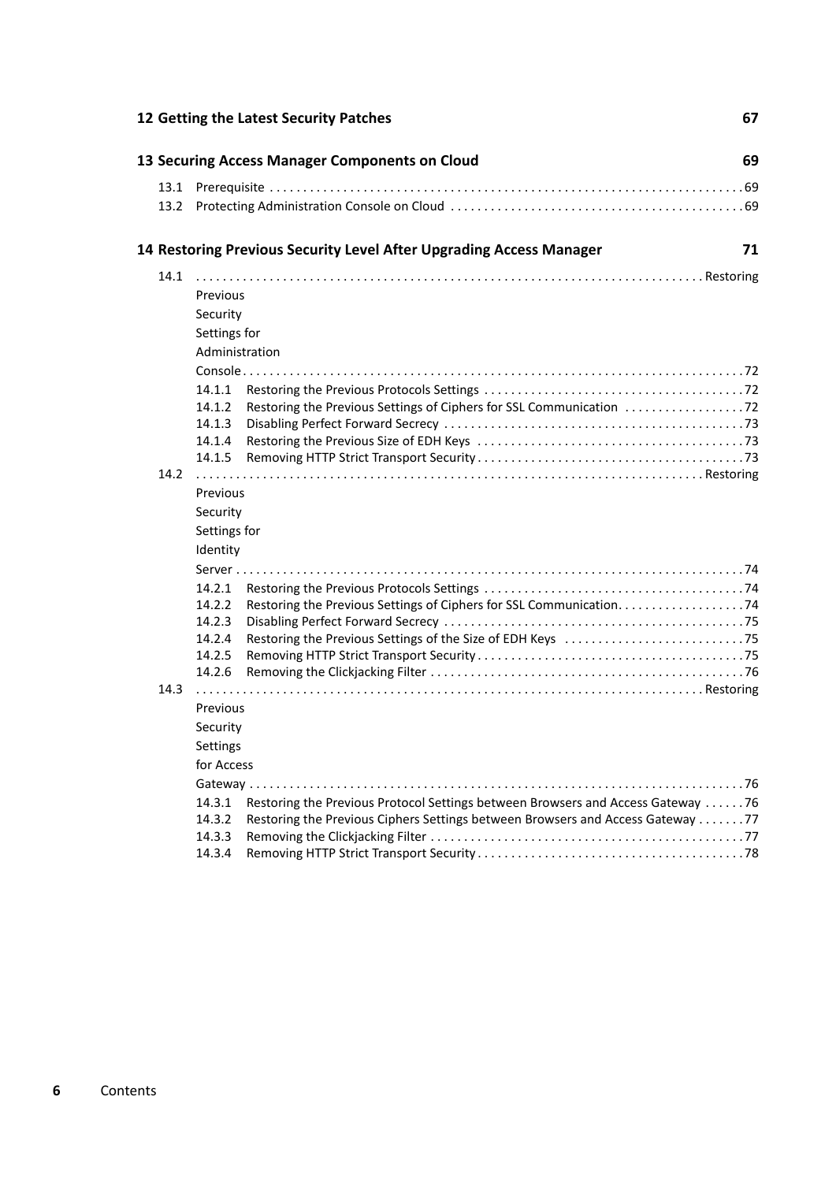**12 Getting the Latest Security Patches** **67**

**13 Securing Access Manager Components on Cloud** **69**

13.1 Prerequisite . . . . . . . . . . . . . . . . . . . . . . . . . . . . . . . . . . . . . . . . . . . . . . . . . . . . . . . . . . . . . . . . . . . . . . . 69
13.2 Protecting Administration Console on Cloud . . . . . . . . . . . . . . . . . . . . . . . . . . . . . . . . . . . . . . . . . . . 69

**14 Restoring Previous Security Level After Upgrading Access Manager** **71**

14.1 Restoring Previous Security Settings for Administration Console . . . . . . . . . . . . . . . . . . . . . . . . . . . . . . . . . . . . . . . . . . . . . . . . . . . . . . . . . . . . . 72
- 14.1.1 Restoring the Previous Protocols Settings . . . . . . . . . . . . . . . . . . . . . . . . . . . . . . . . . . . . . . 72
- 14.1.2 Restoring the Previous Settings of Ciphers for SSL Communication . . . . . . . . . . . . . . . . . . 72
- 14.1.3 Disabling Perfect Forward Secrecy . . . . . . . . . . . . . . . . . . . . . . . . . . . . . . . . . . . . . . . . . . . . 73
- 14.1.4 Restoring the Previous Size of EDH Keys . . . . . . . . . . . . . . . . . . . . . . . . . . . . . . . . . . . . . . . 73
- 14.1.5 Removing HTTP Strict Transport Security . . . . . . . . . . . . . . . . . . . . . . . . . . . . . . . . . . . . . . . 73

14.2 Restoring Previous Security Settings for Identity Server . . . . . . . . . . . . . . . . . . . . . . . . . . . . . . . . . . . . . . . . . . . . . . . . . . . . . . . . . . . . . 74
- 14.2.1 Restoring the Previous Protocols Settings . . . . . . . . . . . . . . . . . . . . . . . . . . . . . . . . . . . . . . 74
- 14.2.2 Restoring the Previous Settings of Ciphers for SSL Communication. . . . . . . . . . . . . . . . . . . 74
- 14.2.3 Disabling Perfect Forward Secrecy . . . . . . . . . . . . . . . . . . . . . . . . . . . . . . . . . . . . . . . . . . . . 75
- 14.2.4 Restoring the Previous Settings of the Size of EDH Keys . . . . . . . . . . . . . . . . . . . . . . . . . . 75
- 14.2.5 Removing HTTP Strict Transport Security . . . . . . . . . . . . . . . . . . . . . . . . . . . . . . . . . . . . . . . 75
- 14.2.6 Removing the Clickjacking Filter . . . . . . . . . . . . . . . . . . . . . . . . . . . . . . . . . . . . . . . . . . . . . 76

14.3 Restoring Previous Security Settings for Access Gateway . . . . . . . . . . . . . . . . . . . . . . . . . . . . . . . . . . . . . . . . . . . . . . . . . . . . . . . . . . . . . 76
- 14.3.1 Restoring the Previous Protocol Settings between Browsers and Access Gateway . . . . . . 76
- 14.3.2 Restoring the Previous Ciphers Settings between Browsers and Access Gateway . . . . . . . 77
- 14.3.3 Removing the Clickjacking Filter . . . . . . . . . . . . . . . . . . . . . . . . . . . . . . . . . . . . . . . . . . . . . 77
- 14.3.4 Removing HTTP Strict Transport Security . . . . . . . . . . . . . . . . . . . . . . . . . . . . . . . . . . . . . . . 78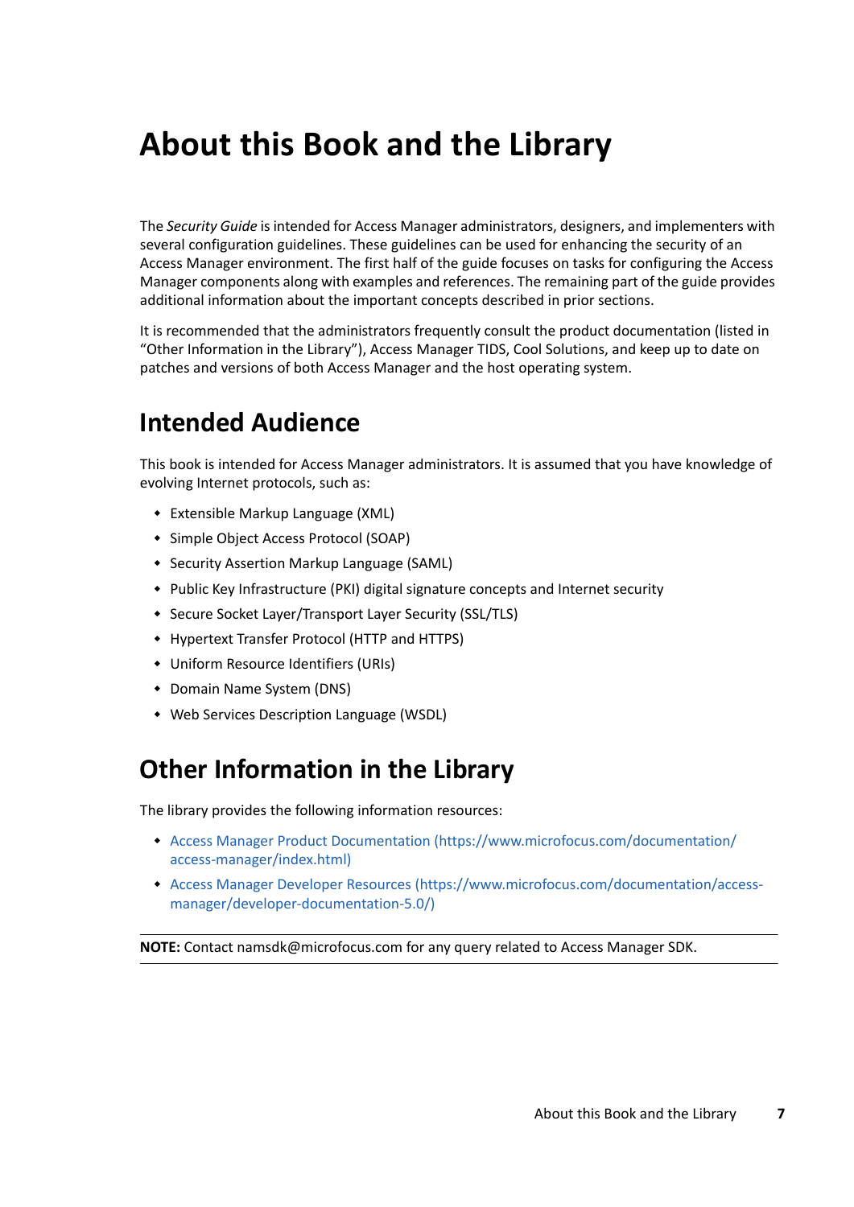# About this Book and the Library

The *Security Guide* is intended for Access Manager administrators, designers, and implementers with several configuration guidelines. These guidelines can be used for enhancing the security of an Access Manager environment. The first half of the guide focuses on tasks for configuring the Access Manager components along with examples and references. The remaining part of the guide provides additional information about the important concepts described in prior sections.

It is recommended that the administrators frequently consult the product documentation (listed in "Other Information in the Library"), Access Manager TIDS, Cool Solutions, and keep up to date on patches and versions of both Access Manager and the host operating system.

## Intended Audience

This book is intended for Access Manager administrators. It is assumed that you have knowledge of evolving Internet protocols, such as:

- Extensible Markup Language (XML)
- Simple Object Access Protocol (SOAP)
- Security Assertion Markup Language (SAML)
- Public Key Infrastructure (PKI) digital signature concepts and Internet security
- Secure Socket Layer/Transport Layer Security (SSL/TLS)
- Hypertext Transfer Protocol (HTTP and HTTPS)
- Uniform Resource Identifiers (URIs)
- Domain Name System (DNS)
- Web Services Description Language (WSDL)

## Other Information in the Library

The library provides the following information resources:

- Access Manager Product Documentation (https://www.microfocus.com/documentation/access-manager/index.html)
- Access Manager Developer Resources (https://www.microfocus.com/documentation/access-manager/developer-documentation-5.0/)

**NOTE:** Contact namsdk@microfocus.com for any query related to Access Manager SDK.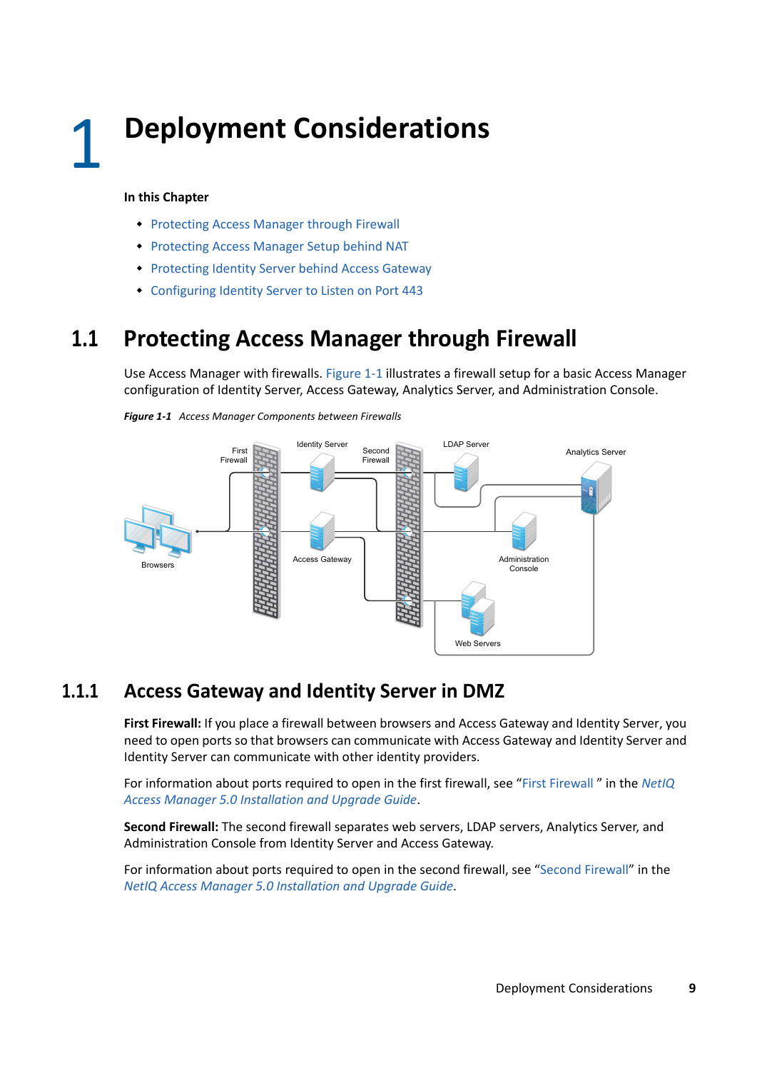# 1 Deployment Considerations

**In this Chapter**

- Protecting Access Manager through Firewall
- Protecting Access Manager Setup behind NAT
- Protecting Identity Server behind Access Gateway
- Configuring Identity Server to Listen on Port 443

## 1.1 Protecting Access Manager through Firewall

Use Access Manager with firewalls. Figure 1-1 illustrates a firewall setup for a basic Access Manager configuration of Identity Server, Access Gateway, Analytics Server, and Administration Console.

***Figure 1-1** Access Manager Components between Firewalls*

### 1.1.1 Access Gateway and Identity Server in DMZ

**First Firewall:** If you place a firewall between browsers and Access Gateway and Identity Server, you need to open ports so that browsers can communicate with Access Gateway and Identity Server and Identity Server can communicate with other identity providers.

For information about ports required to open in the first firewall, see "First Firewall " in the *NetIQ Access Manager 5.0 Installation and Upgrade Guide*.

**Second Firewall:** The second firewall separates web servers, LDAP servers, Analytics Server, and Administration Console from Identity Server and Access Gateway.

For information about ports required to open in the second firewall, see "Second Firewall" in the *NetIQ Access Manager 5.0 Installation and Upgrade Guide*.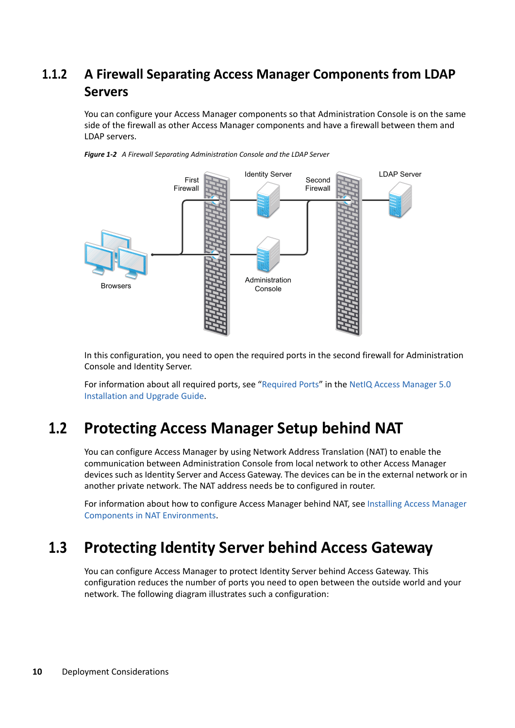### 1.1.2 A Firewall Separating Access Manager Components from LDAP Servers

You can configure your Access Manager components so that Administration Console is on the same side of the firewall as other Access Manager components and have a firewall between them and LDAP servers.

*Figure 1-2 A Firewall Separating Administration Console and the LDAP Server*

In this configuration, you need to open the required ports in the second firewall for Administration Console and Identity Server.

For information about all required ports, see "Required Ports" in the NetIQ Access Manager 5.0 Installation and Upgrade Guide.

## 1.2 Protecting Access Manager Setup behind NAT

You can configure Access Manager by using Network Address Translation (NAT) to enable the communication between Administration Console from local network to other Access Manager devices such as Identity Server and Access Gateway. The devices can be in the external network or in another private network. The NAT address needs be to configured in router.

For information about how to configure Access Manager behind NAT, see Installing Access Manager Components in NAT Environments.

## 1.3 Protecting Identity Server behind Access Gateway

You can configure Access Manager to protect Identity Server behind Access Gateway. This configuration reduces the number of ports you need to open between the outside world and your network. The following diagram illustrates such a configuration: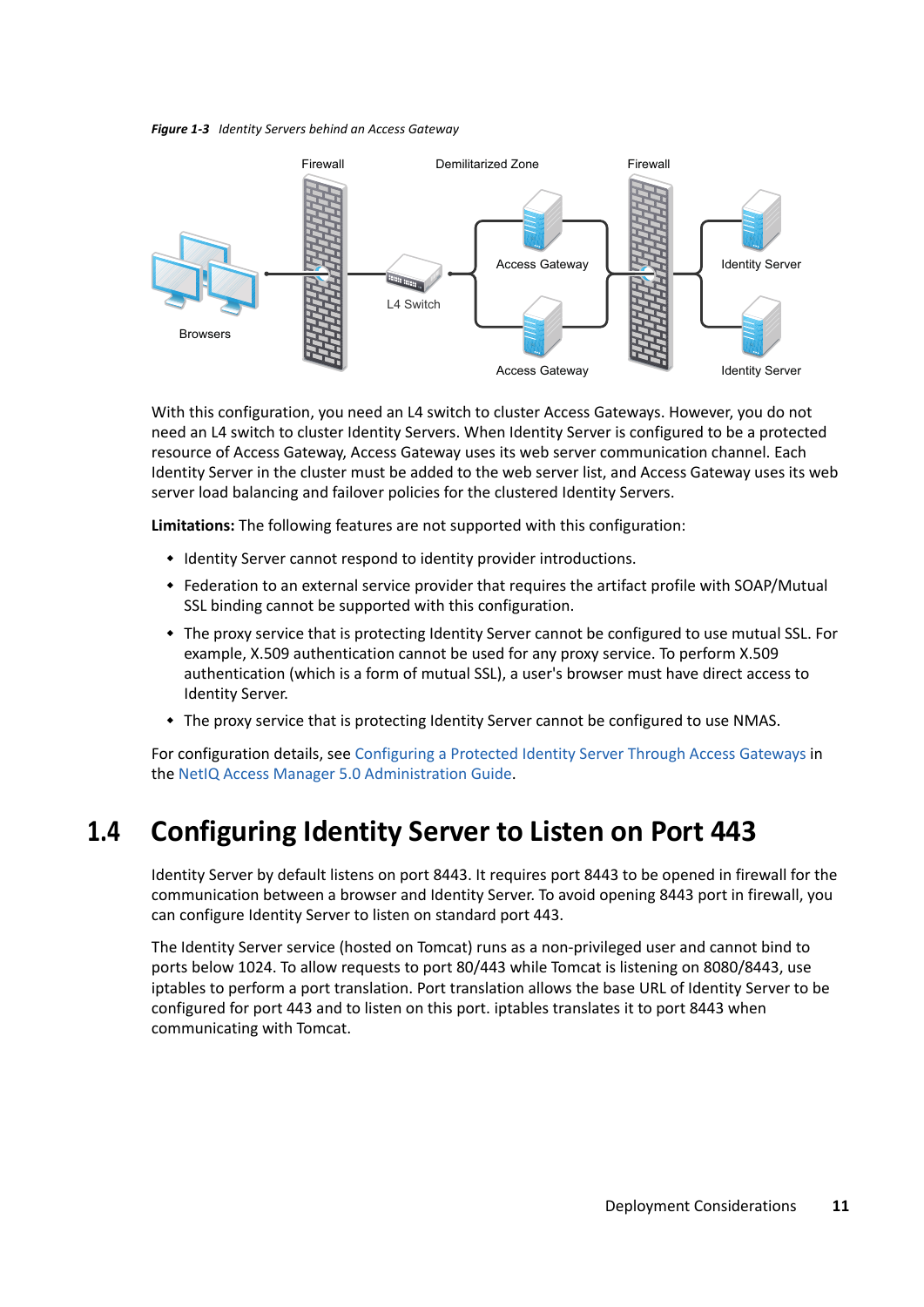*Figure 1-3 Identity Servers behind an Access Gateway*

With this configuration, you need an L4 switch to cluster Access Gateways. However, you do not need an L4 switch to cluster Identity Servers. When Identity Server is configured to be a protected resource of Access Gateway, Access Gateway uses its web server communication channel. Each Identity Server in the cluster must be added to the web server list, and Access Gateway uses its web server load balancing and failover policies for the clustered Identity Servers.

**Limitations:** The following features are not supported with this configuration:

- Identity Server cannot respond to identity provider introductions.
- Federation to an external service provider that requires the artifact profile with SOAP/Mutual SSL binding cannot be supported with this configuration.
- The proxy service that is protecting Identity Server cannot be configured to use mutual SSL. For example, X.509 authentication cannot be used for any proxy service. To perform X.509 authentication (which is a form of mutual SSL), a user's browser must have direct access to Identity Server.
- The proxy service that is protecting Identity Server cannot be configured to use NMAS.

For configuration details, see Configuring a Protected Identity Server Through Access Gateways in the NetIQ Access Manager 5.0 Administration Guide.

## 1.4 Configuring Identity Server to Listen on Port 443

Identity Server by default listens on port 8443. It requires port 8443 to be opened in firewall for the communication between a browser and Identity Server. To avoid opening 8443 port in firewall, you can configure Identity Server to listen on standard port 443.

The Identity Server service (hosted on Tomcat) runs as a non-privileged user and cannot bind to ports below 1024. To allow requests to port 80/443 while Tomcat is listening on 8080/8443, use iptables to perform a port translation. Port translation allows the base URL of Identity Server to be configured for port 443 and to listen on this port. iptables translates it to port 8443 when communicating with Tomcat.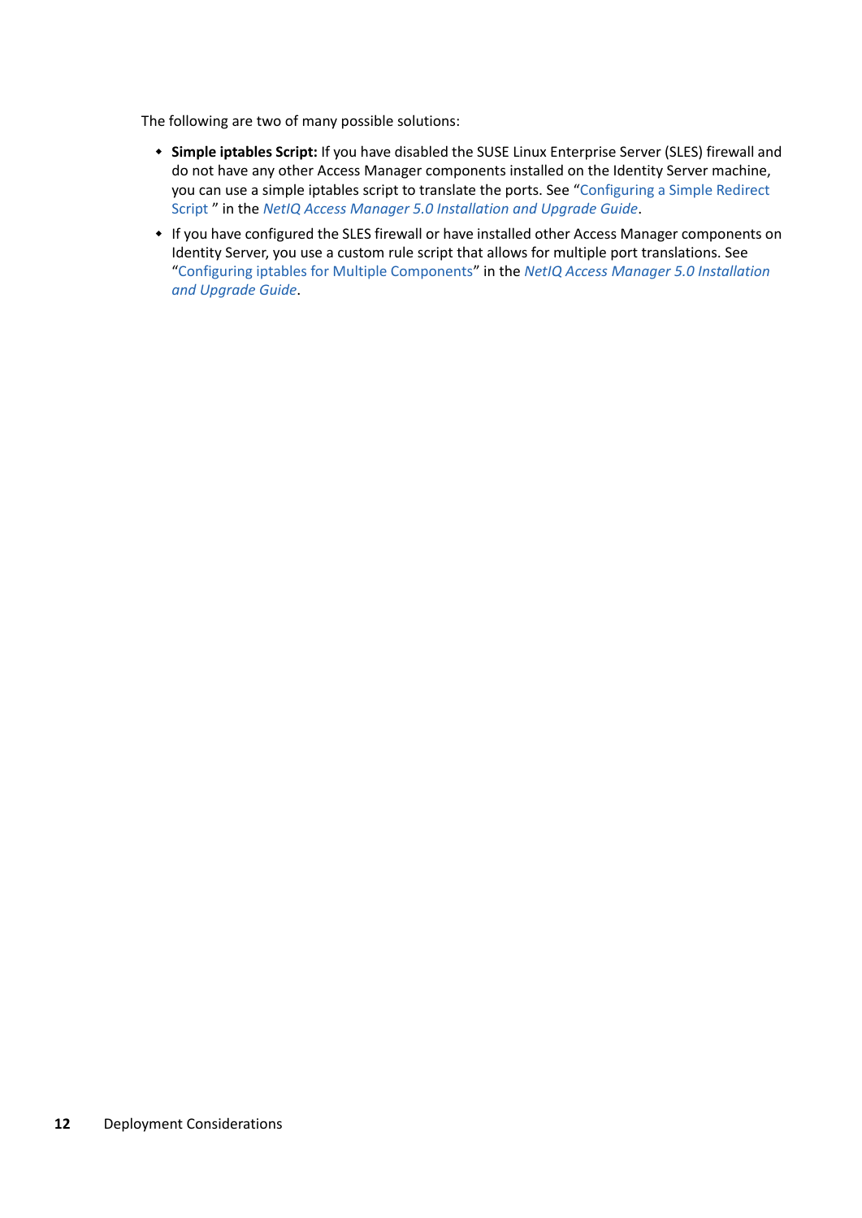The following are two of many possible solutions:

- **Simple iptables Script:** If you have disabled the SUSE Linux Enterprise Server (SLES) firewall and do not have any other Access Manager components installed on the Identity Server machine, you can use a simple iptables script to translate the ports. See "Configuring a Simple Redirect Script " in the *NetIQ Access Manager 5.0 Installation and Upgrade Guide*.
- If you have configured the SLES firewall or have installed other Access Manager components on Identity Server, you use a custom rule script that allows for multiple port translations. See "Configuring iptables for Multiple Components" in the *NetIQ Access Manager 5.0 Installation and Upgrade Guide*.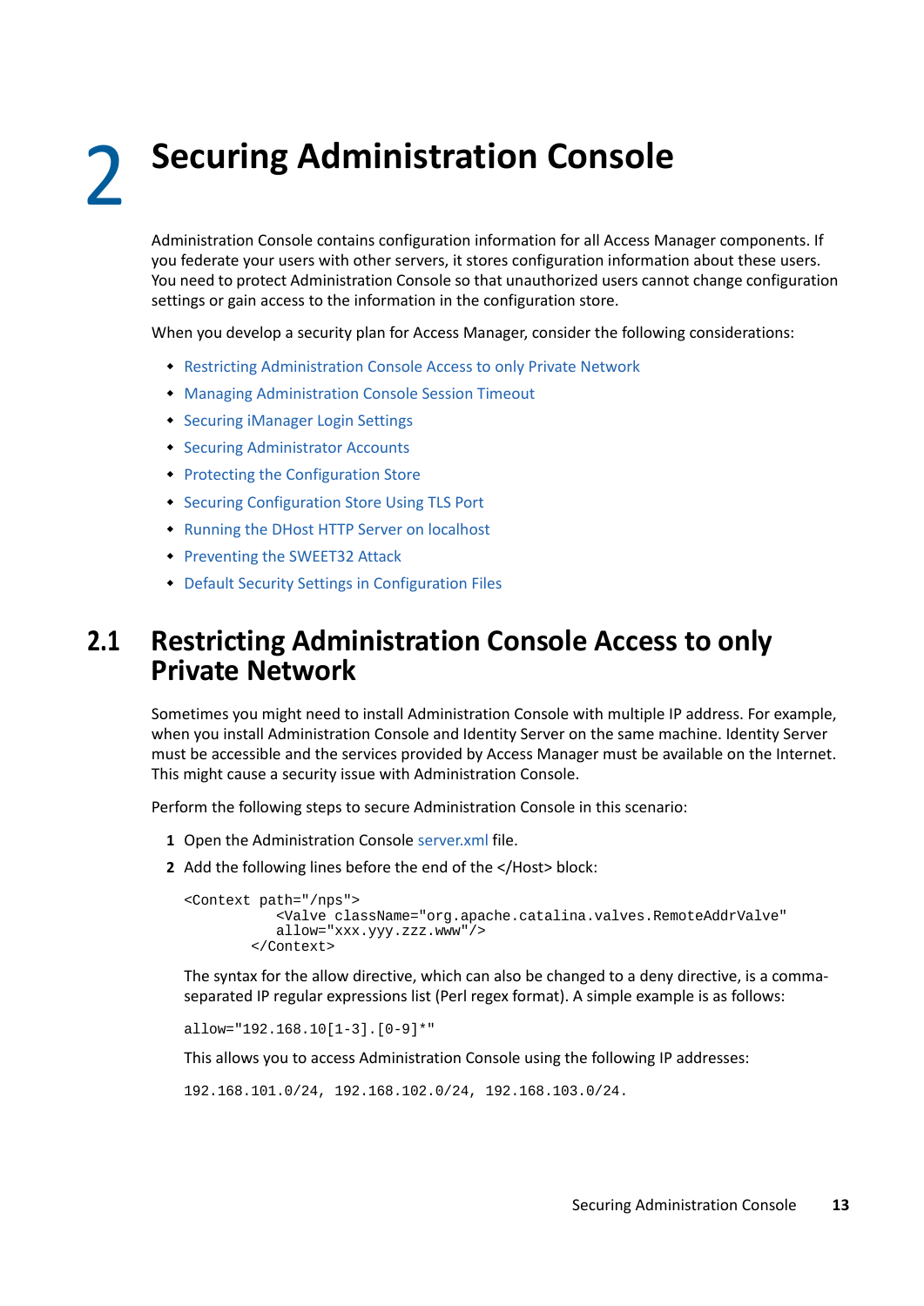# 2 Securing Administration Console

Administration Console contains configuration information for all Access Manager components. If you federate your users with other servers, it stores configuration information about these users. You need to protect Administration Console so that unauthorized users cannot change configuration settings or gain access to the information in the configuration store.

When you develop a security plan for Access Manager, consider the following considerations:

- Restricting Administration Console Access to only Private Network
- Managing Administration Console Session Timeout
- Securing iManager Login Settings
- Securing Administrator Accounts
- Protecting the Configuration Store
- Securing Configuration Store Using TLS Port
- Running the DHost HTTP Server on localhost
- Preventing the SWEET32 Attack
- Default Security Settings in Configuration Files

## 2.1 Restricting Administration Console Access to only Private Network

Sometimes you might need to install Administration Console with multiple IP address. For example, when you install Administration Console and Identity Server on the same machine. Identity Server must be accessible and the services provided by Access Manager must be available on the Internet. This might cause a security issue with Administration Console.

Perform the following steps to secure Administration Console in this scenario:

1. Open the Administration Console server.xml file.
2. Add the following lines before the end of the </Host> block:

   ```
   <Context path="/nps">
              <Valve className="org.apache.catalina.valves.RemoteAddrValve"
              allow="xxx.yyy.zzz.www"/>
           </Context>
   ```

   The syntax for the allow directive, which can also be changed to a deny directive, is a comma-separated IP regular expressions list (Perl regex format). A simple example is as follows:

   ```
   allow="192.168.10[1-3].[0-9]*"
   ```

   This allows you to access Administration Console using the following IP addresses:

   ```
   192.168.101.0/24, 192.168.102.0/24, 192.168.103.0/24.
   ```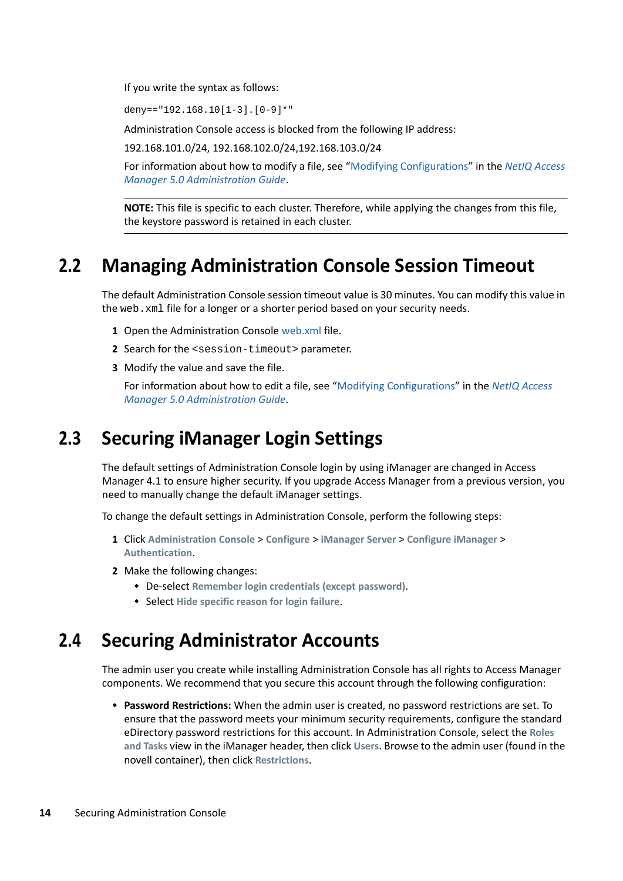If you write the syntax as follows:

```
deny=="192.168.10[1-3].[0-9]*"
```

Administration Console access is blocked from the following IP address:

192.168.101.0/24, 192.168.102.0/24,192.168.103.0/24

For information about how to modify a file, see "Modifying Configurations" in the *NetIQ Access Manager 5.0 Administration Guide*.

---

**NOTE:** This file is specific to each cluster. Therefore, while applying the changes from this file, the keystore password is retained in each cluster.

---

## 2.2 Managing Administration Console Session Timeout

The default Administration Console session timeout value is 30 minutes. You can modify this value in the `web.xml` file for a longer or a shorter period based on your security needs.

1. Open the Administration Console web.xml file.
2. Search for the `<session-timeout>` parameter.
3. Modify the value and save the file.

   For information about how to edit a file, see "Modifying Configurations" in the *NetIQ Access Manager 5.0 Administration Guide*.

## 2.3 Securing iManager Login Settings

The default settings of Administration Console login by using iManager are changed in Access Manager 4.1 to ensure higher security. If you upgrade Access Manager from a previous version, you need to manually change the default iManager settings.

To change the default settings in Administration Console, perform the following steps:

1. Click **Administration Console** > **Configure** > **iManager Server** > **Configure iManager** > **Authentication**.
2. Make the following changes:
   - De-select **Remember login credentials (except password)**.
   - Select **Hide specific reason for login failure**.

## 2.4 Securing Administrator Accounts

The admin user you create while installing Administration Console has all rights to Access Manager components. We recommend that you secure this account through the following configuration:

- **Password Restrictions:** When the admin user is created, no password restrictions are set. To ensure that the password meets your minimum security requirements, configure the standard eDirectory password restrictions for this account. In Administration Console, select the **Roles and Tasks** view in the iManager header, then click **Users**. Browse to the admin user (found in the novell container), then click **Restrictions**.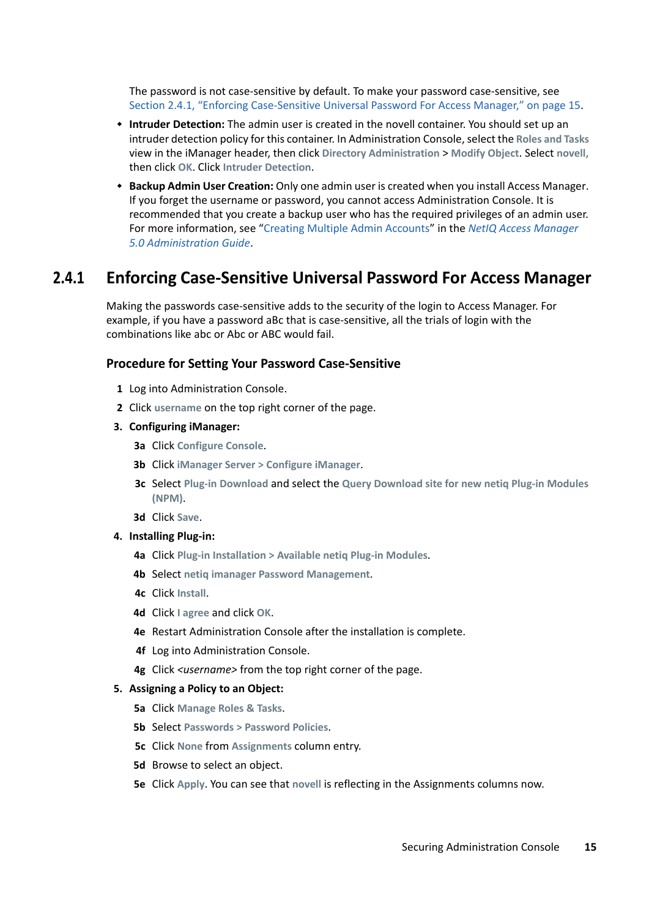The password is not case-sensitive by default. To make your password case-sensitive, see Section 2.4.1, "Enforcing Case-Sensitive Universal Password For Access Manager," on page 15.

- **Intruder Detection:** The admin user is created in the novell container. You should set up an intruder detection policy for this container. In Administration Console, select the **Roles and Tasks** view in the iManager header, then click **Directory Administration** > **Modify Object**. Select **novell,** then click **OK**. Click **Intruder Detection**.
- **Backup Admin User Creation:** Only one admin user is created when you install Access Manager. If you forget the username or password, you cannot access Administration Console. It is recommended that you create a backup user who has the required privileges of an admin user. For more information, see "Creating Multiple Admin Accounts" in the *NetIQ Access Manager 5.0 Administration Guide*.

## 2.4.1 Enforcing Case-Sensitive Universal Password For Access Manager

Making the passwords case-sensitive adds to the security of the login to Access Manager. For example, if you have a password aBc that is case-sensitive, all the trials of login with the combinations like abc or Abc or ABC would fail.

### Procedure for Setting Your Password Case-Sensitive

1. Log into Administration Console.
2. Click **username** on the top right corner of the page.
3. **Configuring iManager:**
   - **3a** Click **Configure Console**.
   - **3b** Click **iManager Server > Configure iManager**.
   - **3c** Select **Plug-in Download** and select the **Query Download site for new netiq Plug-in Modules (NPM)**.
   - **3d** Click **Save**.
4. **Installing Plug-in:**
   - **4a** Click **Plug-in Installation > Available netiq Plug-in Modules**.
   - **4b** Select **netiq imanager Password Management**.
   - **4c** Click **Install**.
   - **4d** Click **I agree** and click **OK**.
   - **4e** Restart Administration Console after the installation is complete.
   - **4f** Log into Administration Console.
   - **4g** Click *<username>* from the top right corner of the page.
5. **Assigning a Policy to an Object:**
   - **5a** Click **Manage Roles & Tasks**.
   - **5b** Select **Passwords > Password Policies**.
   - **5c** Click **None** from **Assignments** column entry.
   - **5d** Browse to select an object.
   - **5e** Click **Apply**. You can see that **novell** is reflecting in the Assignments columns now.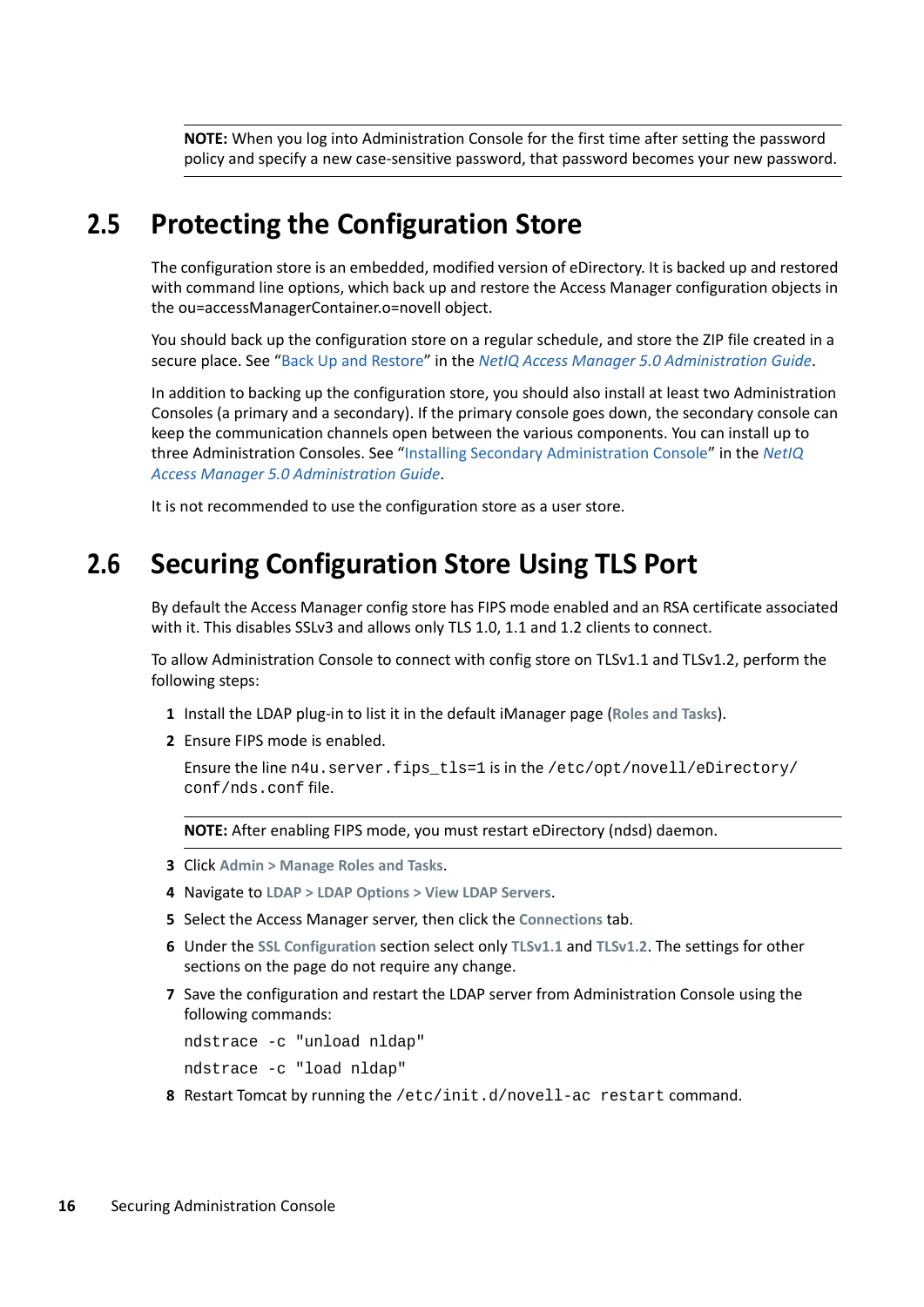**NOTE:** When you log into Administration Console for the first time after setting the password policy and specify a new case-sensitive password, that password becomes your new password.

## 2.5 Protecting the Configuration Store

The configuration store is an embedded, modified version of eDirectory. It is backed up and restored with command line options, which back up and restore the Access Manager configuration objects in the ou=accessManagerContainer.o=novell object.

You should back up the configuration store on a regular schedule, and store the ZIP file created in a secure place. See "Back Up and Restore" in the *NetIQ Access Manager 5.0 Administration Guide*.

In addition to backing up the configuration store, you should also install at least two Administration Consoles (a primary and a secondary). If the primary console goes down, the secondary console can keep the communication channels open between the various components. You can install up to three Administration Consoles. See "Installing Secondary Administration Console" in the *NetIQ Access Manager 5.0 Administration Guide*.

It is not recommended to use the configuration store as a user store.

## 2.6 Securing Configuration Store Using TLS Port

By default the Access Manager config store has FIPS mode enabled and an RSA certificate associated with it. This disables SSLv3 and allows only TLS 1.0, 1.1 and 1.2 clients to connect.

To allow Administration Console to connect with config store on TLSv1.1 and TLSv1.2, perform the following steps:

1. Install the LDAP plug-in to list it in the default iManager page (**Roles and Tasks**).
2. Ensure FIPS mode is enabled.

   Ensure the line `n4u.server.fips_tls=1` is in the `/etc/opt/novell/eDirectory/conf/nds.conf` file.

   **NOTE:** After enabling FIPS mode, you must restart eDirectory (ndsd) daemon.

3. Click **Admin > Manage Roles and Tasks**.
4. Navigate to **LDAP > LDAP Options > View LDAP Servers**.
5. Select the Access Manager server, then click the **Connections** tab.
6. Under the **SSL Configuration** section select only **TLSv1.1** and **TLSv1.2**. The settings for other sections on the page do not require any change.
7. Save the configuration and restart the LDAP server from Administration Console using the following commands:

   ```
   ndstrace -c "unload nldap"
   ```

   ```
   ndstrace -c "load nldap"
   ```

8. Restart Tomcat by running the `/etc/init.d/novell-ac restart` command.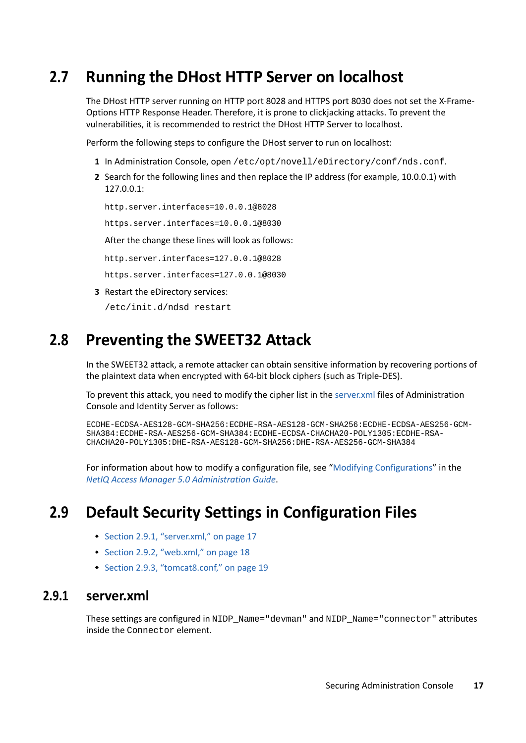## 2.7 Running the DHost HTTP Server on localhost

The DHost HTTP server running on HTTP port 8028 and HTTPS port 8030 does not set the X-Frame-Options HTTP Response Header. Therefore, it is prone to clickjacking attacks. To prevent the vulnerabilities, it is recommended to restrict the DHost HTTP Server to localhost.

Perform the following steps to configure the DHost server to run on localhost:

1. In Administration Console, open `/etc/opt/novell/eDirectory/conf/nds.conf`.
2. Search for the following lines and then replace the IP address (for example, 10.0.0.1) with 127.0.0.1:

   ```
   http.server.interfaces=10.0.0.1@8028
   https.server.interfaces=10.0.0.1@8030
   ```

   After the change these lines will look as follows:

   ```
   http.server.interfaces=127.0.0.1@8028
   https.server.interfaces=127.0.0.1@8030
   ```

3. Restart the eDirectory services:

   ```
   /etc/init.d/ndsd restart
   ```

## 2.8 Preventing the SWEET32 Attack

In the SWEET32 attack, a remote attacker can obtain sensitive information by recovering portions of the plaintext data when encrypted with 64-bit block ciphers (such as Triple-DES).

To prevent this attack, you need to modify the cipher list in the server.xml files of Administration Console and Identity Server as follows:

```
ECDHE-ECDSA-AES128-GCM-SHA256:ECDHE-RSA-AES128-GCM-SHA256:ECDHE-ECDSA-AES256-GCM-
SHA384:ECDHE-RSA-AES256-GCM-SHA384:ECDHE-ECDSA-CHACHA20-POLY1305:ECDHE-RSA-
CHACHA20-POLY1305:DHE-RSA-AES128-GCM-SHA256:DHE-RSA-AES256-GCM-SHA384
```

For information about how to modify a configuration file, see "Modifying Configurations" in the *NetIQ Access Manager 5.0 Administration Guide*.

## 2.9 Default Security Settings in Configuration Files

- Section 2.9.1, "server.xml," on page 17
- Section 2.9.2, "web.xml," on page 18
- Section 2.9.3, "tomcat8.conf," on page 19

### 2.9.1 server.xml

These settings are configured in `NIDP_Name="devman"` and `NIDP_Name="connector"` attributes inside the `Connector` element.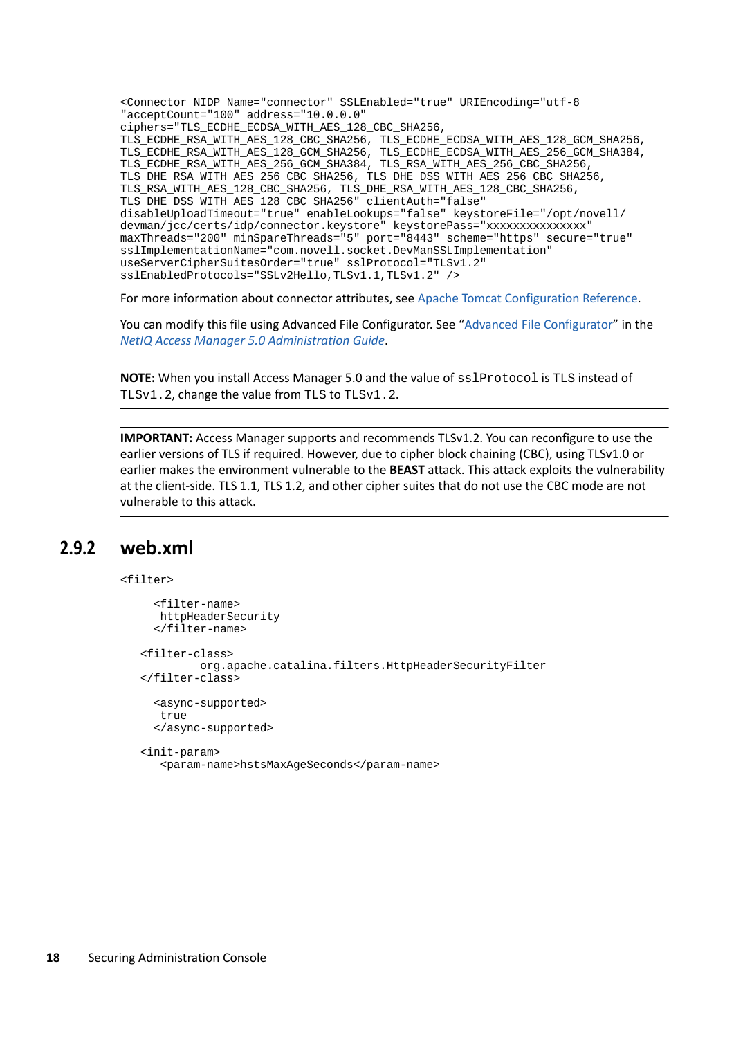```
<Connector NIDP_Name="connector" SSLEnabled="true" URIEncoding="utf-8
"acceptCount="100" address="10.0.0.0"
ciphers="TLS_ECDHE_ECDSA_WITH_AES_128_CBC_SHA256,
TLS_ECDHE_RSA_WITH_AES_128_CBC_SHA256, TLS_ECDHE_ECDSA_WITH_AES_128_GCM_SHA256,
TLS_ECDHE_RSA_WITH_AES_128_GCM_SHA256, TLS_ECDHE_ECDSA_WITH_AES_256_GCM_SHA384,
TLS_ECDHE_RSA_WITH_AES_256_GCM_SHA384, TLS_RSA_WITH_AES_256_CBC_SHA256,
TLS_DHE_RSA_WITH_AES_256_CBC_SHA256, TLS_DHE_DSS_WITH_AES_256_CBC_SHA256,
TLS_RSA_WITH_AES_128_CBC_SHA256, TLS_DHE_RSA_WITH_AES_128_CBC_SHA256,
TLS_DHE_DSS_WITH_AES_128_CBC_SHA256" clientAuth="false"
disableUploadTimeout="true" enableLookups="false" keystoreFile="/opt/novell/
devman/jcc/certs/idp/connector.keystore" keystorePass="xxxxxxxxxxxxxx"
maxThreads="200" minSpareThreads="5" port="8443" scheme="https" secure="true"
sslImplementationName="com.novell.socket.DevManSSLImplementation"
useServerCipherSuitesOrder="true" sslProtocol="TLSv1.2"
sslEnabledProtocols="SSLv2Hello,TLSv1.1,TLSv1.2" />
```

For more information about connector attributes, see Apache Tomcat Configuration Reference.

You can modify this file using Advanced File Configurator. See "Advanced File Configurator" in the *NetIQ Access Manager 5.0 Administration Guide*.

---

**NOTE:** When you install Access Manager 5.0 and the value of `sslProtocol` is TLS instead of `TLSv1.2`, change the value from TLS to `TLSv1.2`.

---

**IMPORTANT:** Access Manager supports and recommends TLSv1.2. You can reconfigure to use the earlier versions of TLS if required. However, due to cipher block chaining (CBC), using TLSv1.0 or earlier makes the environment vulnerable to the **BEAST** attack. This attack exploits the vulnerability at the client-side. TLS 1.1, TLS 1.2, and other cipher suites that do not use the CBC mode are not vulnerable to this attack.

---

### 2.9.2 web.xml

```
<filter>

     <filter-name>
      httpHeaderSecurity
     </filter-name>

   <filter-class>
            org.apache.catalina.filters.HttpHeaderSecurityFilter
   </filter-class>

     <async-supported>
      true
     </async-supported>

   <init-param>
      <param-name>hstsMaxAgeSeconds</param-name>
```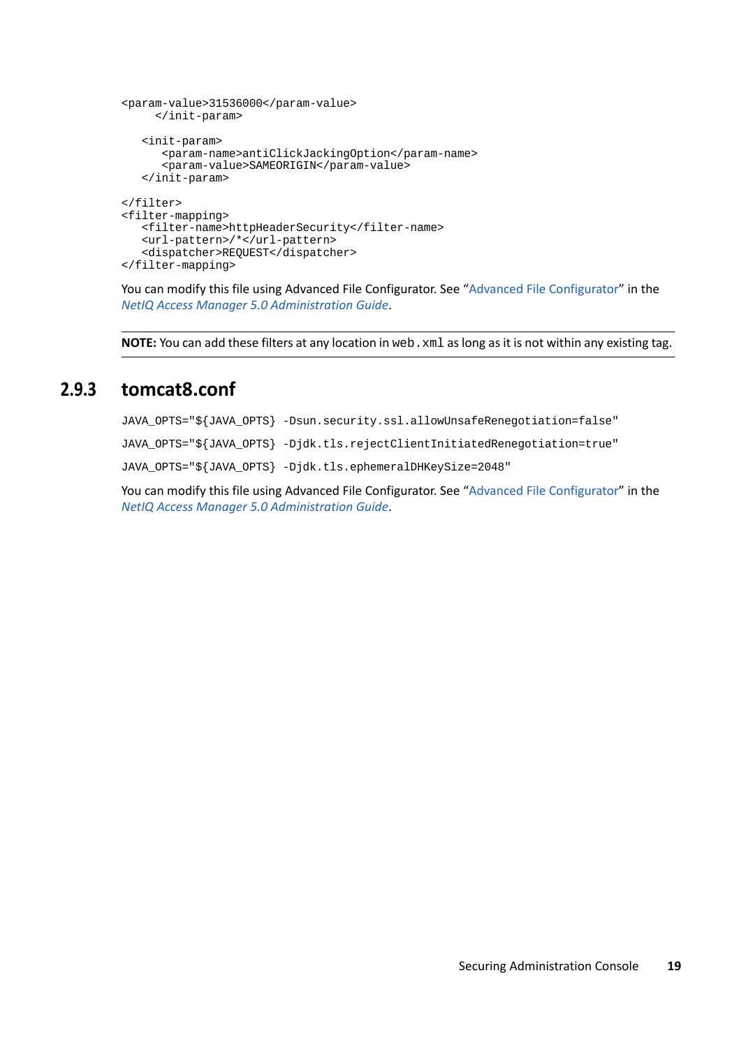```
<param-value>31536000</param-value>
     </init-param>

   <init-param>
      <param-name>antiClickJackingOption</param-name>
      <param-value>SAMEORIGIN</param-value>
   </init-param>

</filter>
<filter-mapping>
   <filter-name>httpHeaderSecurity</filter-name>
   <url-pattern>/*</url-pattern>
   <dispatcher>REQUEST</dispatcher>
</filter-mapping>
```

You can modify this file using Advanced File Configurator. See "Advanced File Configurator" in the *NetIQ Access Manager 5.0 Administration Guide*.

---

**NOTE:** You can add these filters at any location in `web.xml` as long as it is not within any existing tag.

---

### 2.9.3 tomcat8.conf

```
JAVA_OPTS="${JAVA_OPTS} -Dsun.security.ssl.allowUnsafeRenegotiation=false"
```

```
JAVA_OPTS="${JAVA_OPTS} -Djdk.tls.rejectClientInitiatedRenegotiation=true"
```

```
JAVA_OPTS="${JAVA_OPTS} -Djdk.tls.ephemeralDHKeySize=2048"
```

You can modify this file using Advanced File Configurator. See "Advanced File Configurator" in the *NetIQ Access Manager 5.0 Administration Guide*.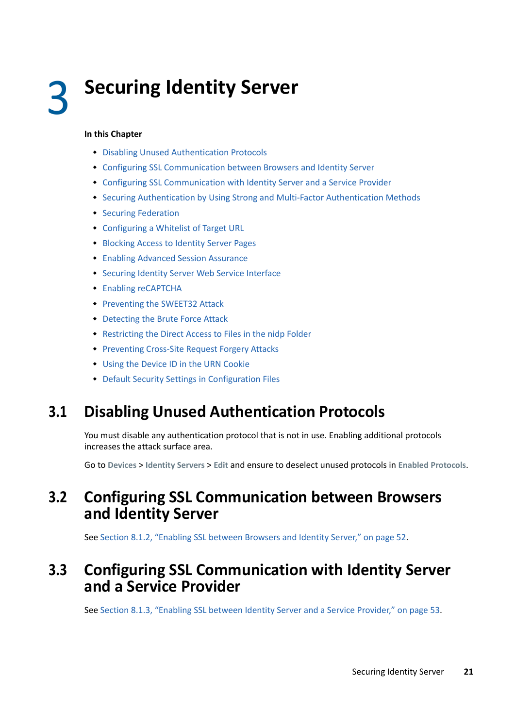# 3 Securing Identity Server

**In this Chapter**

- Disabling Unused Authentication Protocols
- Configuring SSL Communication between Browsers and Identity Server
- Configuring SSL Communication with Identity Server and a Service Provider
- Securing Authentication by Using Strong and Multi-Factor Authentication Methods
- Securing Federation
- Configuring a Whitelist of Target URL
- Blocking Access to Identity Server Pages
- Enabling Advanced Session Assurance
- Securing Identity Server Web Service Interface
- Enabling reCAPTCHA
- Preventing the SWEET32 Attack
- Detecting the Brute Force Attack
- Restricting the Direct Access to Files in the nidp Folder
- Preventing Cross-Site Request Forgery Attacks
- Using the Device ID in the URN Cookie
- Default Security Settings in Configuration Files

## 3.1 Disabling Unused Authentication Protocols

You must disable any authentication protocol that is not in use. Enabling additional protocols increases the attack surface area.

Go to **Devices** > **Identity Servers** > **Edit** and ensure to deselect unused protocols in **Enabled Protocols**.

## 3.2 Configuring SSL Communication between Browsers and Identity Server

See Section 8.1.2, "Enabling SSL between Browsers and Identity Server," on page 52.

## 3.3 Configuring SSL Communication with Identity Server and a Service Provider

See Section 8.1.3, "Enabling SSL between Identity Server and a Service Provider," on page 53.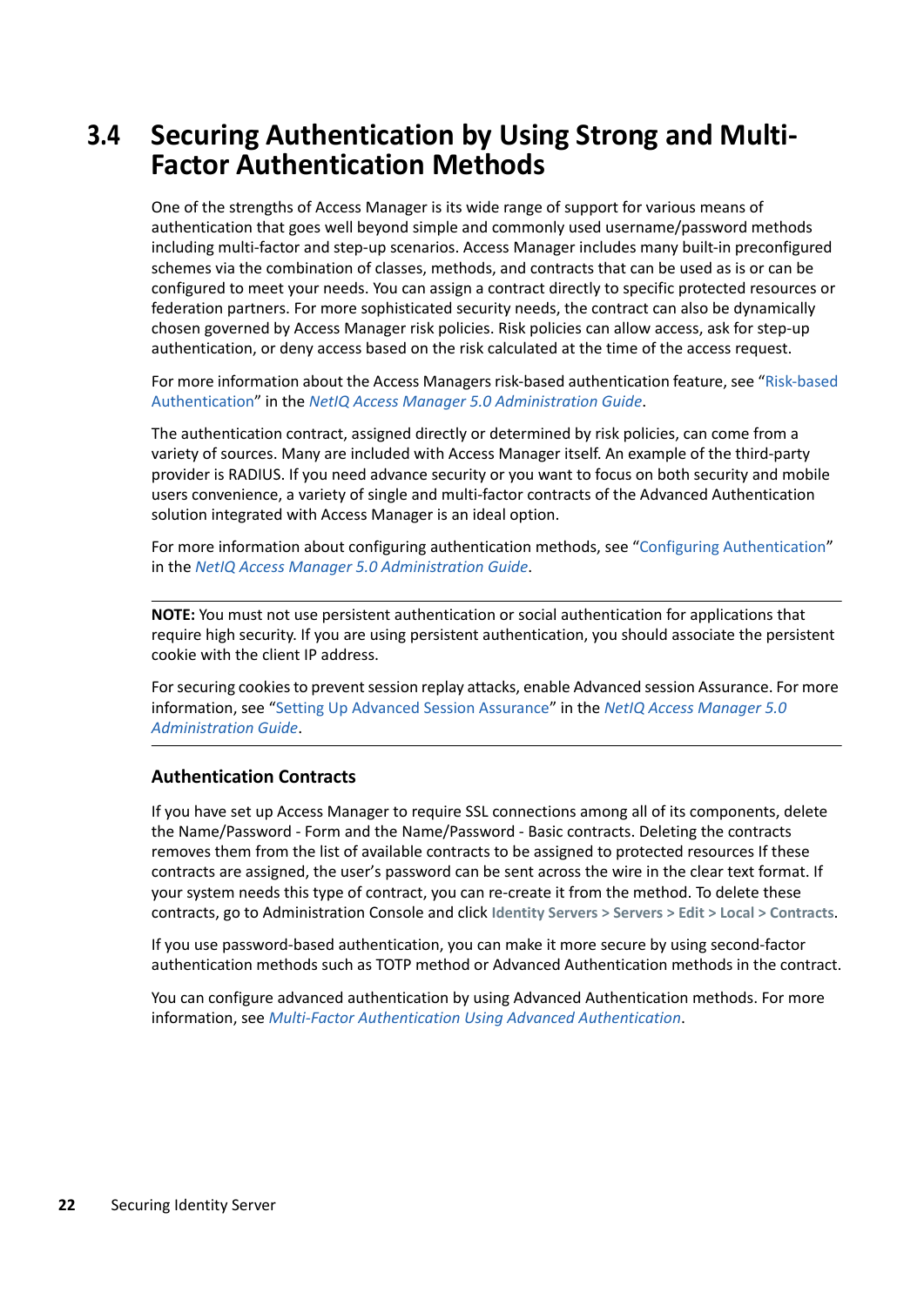## 3.4 Securing Authentication by Using Strong and Multi-Factor Authentication Methods

One of the strengths of Access Manager is its wide range of support for various means of authentication that goes well beyond simple and commonly used username/password methods including multi-factor and step-up scenarios. Access Manager includes many built-in preconfigured schemes via the combination of classes, methods, and contracts that can be used as is or can be configured to meet your needs. You can assign a contract directly to specific protected resources or federation partners. For more sophisticated security needs, the contract can also be dynamically chosen governed by Access Manager risk policies. Risk policies can allow access, ask for step-up authentication, or deny access based on the risk calculated at the time of the access request.

For more information about the Access Managers risk-based authentication feature, see "Risk-based Authentication" in the *NetIQ Access Manager 5.0 Administration Guide*.

The authentication contract, assigned directly or determined by risk policies, can come from a variety of sources. Many are included with Access Manager itself. An example of the third-party provider is RADIUS. If you need advance security or you want to focus on both security and mobile users convenience, a variety of single and multi-factor contracts of the Advanced Authentication solution integrated with Access Manager is an ideal option.

For more information about configuring authentication methods, see "Configuring Authentication" in the *NetIQ Access Manager 5.0 Administration Guide*.

---

**NOTE:** You must not use persistent authentication or social authentication for applications that require high security. If you are using persistent authentication, you should associate the persistent cookie with the client IP address.

For securing cookies to prevent session replay attacks, enable Advanced session Assurance. For more information, see "Setting Up Advanced Session Assurance" in the *NetIQ Access Manager 5.0 Administration Guide*.

---

### Authentication Contracts

If you have set up Access Manager to require SSL connections among all of its components, delete the Name/Password - Form and the Name/Password - Basic contracts. Deleting the contracts removes them from the list of available contracts to be assigned to protected resources If these contracts are assigned, the user's password can be sent across the wire in the clear text format. If your system needs this type of contract, you can re-create it from the method. To delete these contracts, go to Administration Console and click **Identity Servers > Servers > Edit > Local > Contracts**.

If you use password-based authentication, you can make it more secure by using second-factor authentication methods such as TOTP method or Advanced Authentication methods in the contract.

You can configure advanced authentication by using Advanced Authentication methods. For more information, see *Multi-Factor Authentication Using Advanced Authentication*.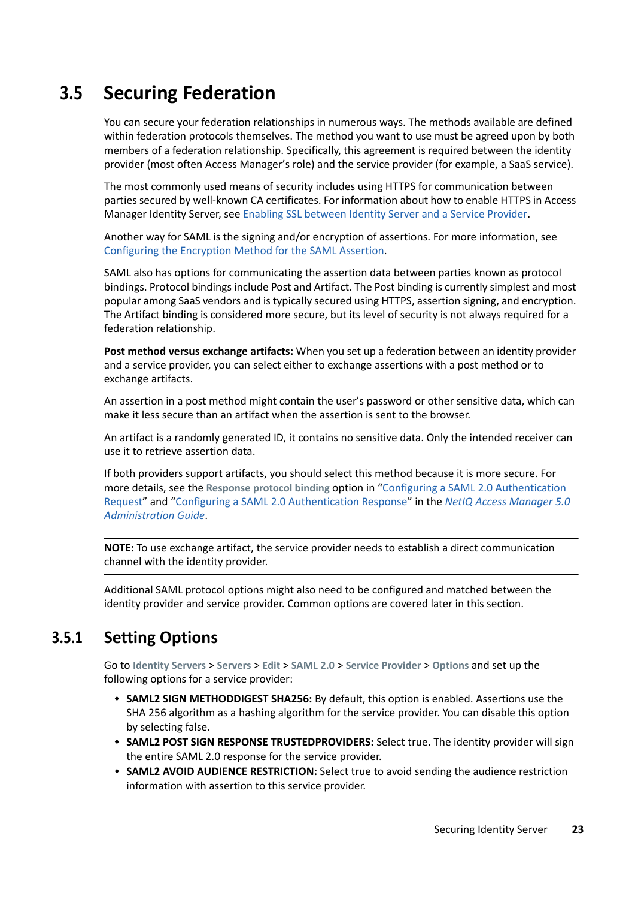## 3.5 Securing Federation

You can secure your federation relationships in numerous ways. The methods available are defined within federation protocols themselves. The method you want to use must be agreed upon by both members of a federation relationship. Specifically, this agreement is required between the identity provider (most often Access Manager's role) and the service provider (for example, a SaaS service).

The most commonly used means of security includes using HTTPS for communication between parties secured by well-known CA certificates. For information about how to enable HTTPS in Access Manager Identity Server, see Enabling SSL between Identity Server and a Service Provider.

Another way for SAML is the signing and/or encryption of assertions. For more information, see Configuring the Encryption Method for the SAML Assertion.

SAML also has options for communicating the assertion data between parties known as protocol bindings. Protocol bindings include Post and Artifact. The Post binding is currently simplest and most popular among SaaS vendors and is typically secured using HTTPS, assertion signing, and encryption. The Artifact binding is considered more secure, but its level of security is not always required for a federation relationship.

**Post method versus exchange artifacts:** When you set up a federation between an identity provider and a service provider, you can select either to exchange assertions with a post method or to exchange artifacts.

An assertion in a post method might contain the user's password or other sensitive data, which can make it less secure than an artifact when the assertion is sent to the browser.

An artifact is a randomly generated ID, it contains no sensitive data. Only the intended receiver can use it to retrieve assertion data.

If both providers support artifacts, you should select this method because it is more secure. For more details, see the **Response protocol binding** option in "Configuring a SAML 2.0 Authentication Request" and "Configuring a SAML 2.0 Authentication Response" in the *NetIQ Access Manager 5.0 Administration Guide*.

---

**NOTE:** To use exchange artifact, the service provider needs to establish a direct communication channel with the identity provider.

---

Additional SAML protocol options might also need to be configured and matched between the identity provider and service provider. Common options are covered later in this section.

### 3.5.1 Setting Options

Go to **Identity Servers** > **Servers** > **Edit** > **SAML 2.0** > **Service Provider** > **Options** and set up the following options for a service provider:

- **SAML2 SIGN METHODDIGEST SHA256:** By default, this option is enabled. Assertions use the SHA 256 algorithm as a hashing algorithm for the service provider. You can disable this option by selecting false.
- **SAML2 POST SIGN RESPONSE TRUSTEDPROVIDERS:** Select true. The identity provider will sign the entire SAML 2.0 response for the service provider.
- **SAML2 AVOID AUDIENCE RESTRICTION:** Select true to avoid sending the audience restriction information with assertion to this service provider.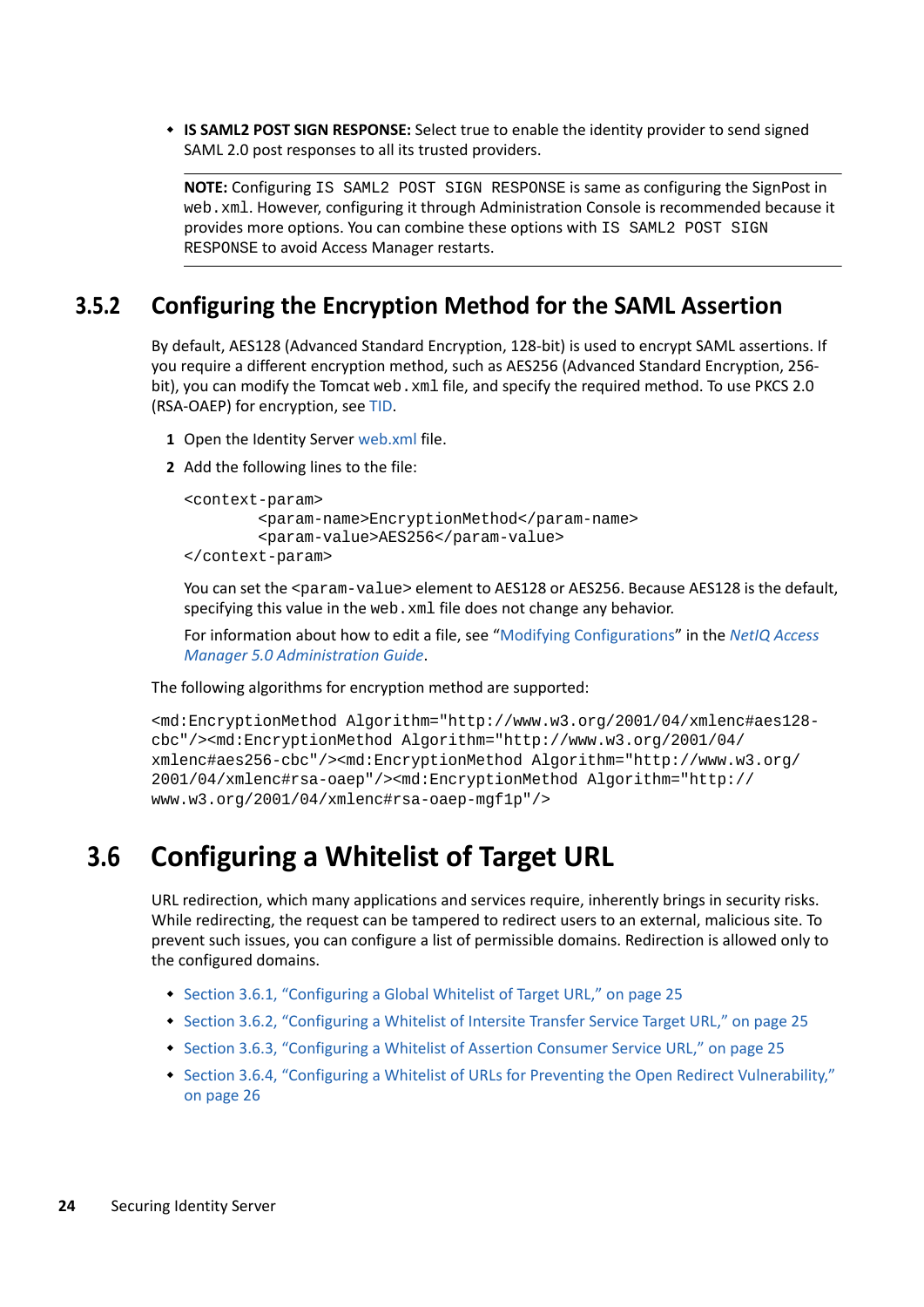- **IS SAML2 POST SIGN RESPONSE:** Select true to enable the identity provider to send signed SAML 2.0 post responses to all its trusted providers.

> **NOTE:** Configuring `IS SAML2 POST SIGN RESPONSE` is same as configuring the SignPost in `web.xml`. However, configuring it through Administration Console is recommended because it provides more options. You can combine these options with `IS SAML2 POST SIGN RESPONSE` to avoid Access Manager restarts.

### 3.5.2 Configuring the Encryption Method for the SAML Assertion

By default, AES128 (Advanced Standard Encryption, 128-bit) is used to encrypt SAML assertions. If you require a different encryption method, such as AES256 (Advanced Standard Encryption, 256-bit), you can modify the Tomcat `web.xml` file, and specify the required method. To use PKCS 2.0 (RSA-OAEP) for encryption, see TID.

1. Open the Identity Server web.xml file.
2. Add the following lines to the file:

```
<context-param>
        <param-name>EncryptionMethod</param-name>
        <param-value>AES256</param-value>
</context-param>
```

   You can set the `<param-value>` element to AES128 or AES256. Because AES128 is the default, specifying this value in the `web.xml` file does not change any behavior.

   For information about how to edit a file, see "Modifying Configurations" in the *NetIQ Access Manager 5.0 Administration Guide*.

The following algorithms for encryption method are supported:

```
<md:EncryptionMethod Algorithm="http://www.w3.org/2001/04/xmlenc#aes128-cbc"/><md:EncryptionMethod Algorithm="http://www.w3.org/2001/04/xmlenc#aes256-cbc"/><md:EncryptionMethod Algorithm="http://www.w3.org/2001/04/xmlenc#rsa-oaep"/><md:EncryptionMethod Algorithm="http://www.w3.org/2001/04/xmlenc#rsa-oaep-mgf1p"/>
```

## 3.6 Configuring a Whitelist of Target URL

URL redirection, which many applications and services require, inherently brings in security risks. While redirecting, the request can be tampered to redirect users to an external, malicious site. To prevent such issues, you can configure a list of permissible domains. Redirection is allowed only to the configured domains.

- Section 3.6.1, "Configuring a Global Whitelist of Target URL," on page 25
- Section 3.6.2, "Configuring a Whitelist of Intersite Transfer Service Target URL," on page 25
- Section 3.6.3, "Configuring a Whitelist of Assertion Consumer Service URL," on page 25
- Section 3.6.4, "Configuring a Whitelist of URLs for Preventing the Open Redirect Vulnerability," on page 26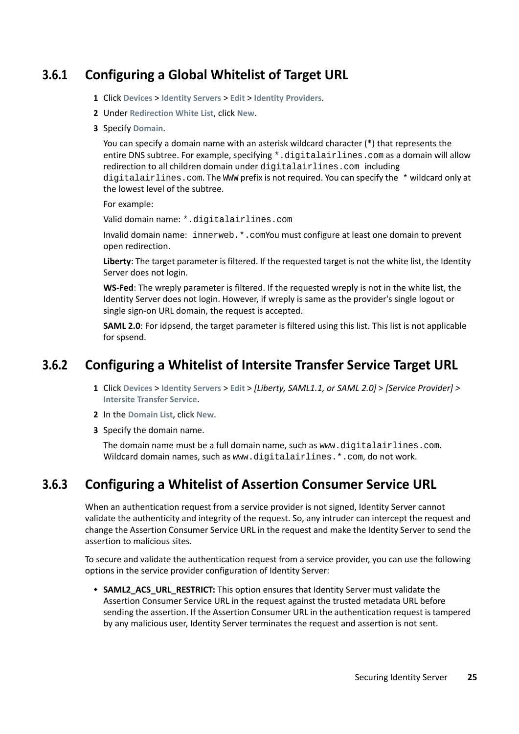### 3.6.1 Configuring a Global Whitelist of Target URL

1. Click **Devices** > **Identity Servers** > **Edit** > **Identity Providers**.
2. Under **Redirection White List**, click **New**.
3. Specify **Domain**.

   You can specify a domain name with an asterisk wildcard character (*) that represents the entire DNS subtree. For example, specifying `*.digitalairlines.com` as a domain will allow redirection to all children domain under `digitalairlines.com` including `digitalairlines.com`. The `WWW` prefix is not required. You can specify the `*` wildcard only at the lowest level of the subtree.

   For example:

   Valid domain name: `*.digitalairlines.com`

   Invalid domain name: `innerweb.*.com`You must configure at least one domain to prevent open redirection.

   **Liberty**: The target parameter is filtered. If the requested target is not the white list, the Identity Server does not login.

   **WS-Fed**: The wreply parameter is filtered. If the requested wreply is not in the white list, the Identity Server does not login. However, if wreply is same as the provider's single logout or single sign-on URL domain, the request is accepted.

   **SAML 2.0**: For idpsend, the target parameter is filtered using this list. This list is not applicable for spsend.

### 3.6.2 Configuring a Whitelist of Intersite Transfer Service Target URL

1. Click **Devices** > **Identity Servers** > **Edit** > *[Liberty, SAML1.1, or SAML 2.0]* > *[Service Provider]* > **Intersite Transfer Service**.
2. In the **Domain List**, click **New**.
3. Specify the domain name.

   The domain name must be a full domain name, such as `www.digitalairlines.com`. Wildcard domain names, such as `www.digitalairlines.*.com`, do not work.

### 3.6.3 Configuring a Whitelist of Assertion Consumer Service URL

When an authentication request from a service provider is not signed, Identity Server cannot validate the authenticity and integrity of the request. So, any intruder can intercept the request and change the Assertion Consumer Service URL in the request and make the Identity Server to send the assertion to malicious sites.

To secure and validate the authentication request from a service provider, you can use the following options in the service provider configuration of Identity Server:

- **SAML2_ACS_URL_RESTRICT:** This option ensures that Identity Server must validate the Assertion Consumer Service URL in the request against the trusted metadata URL before sending the assertion. If the Assertion Consumer URL in the authentication request is tampered by any malicious user, Identity Server terminates the request and assertion is not sent.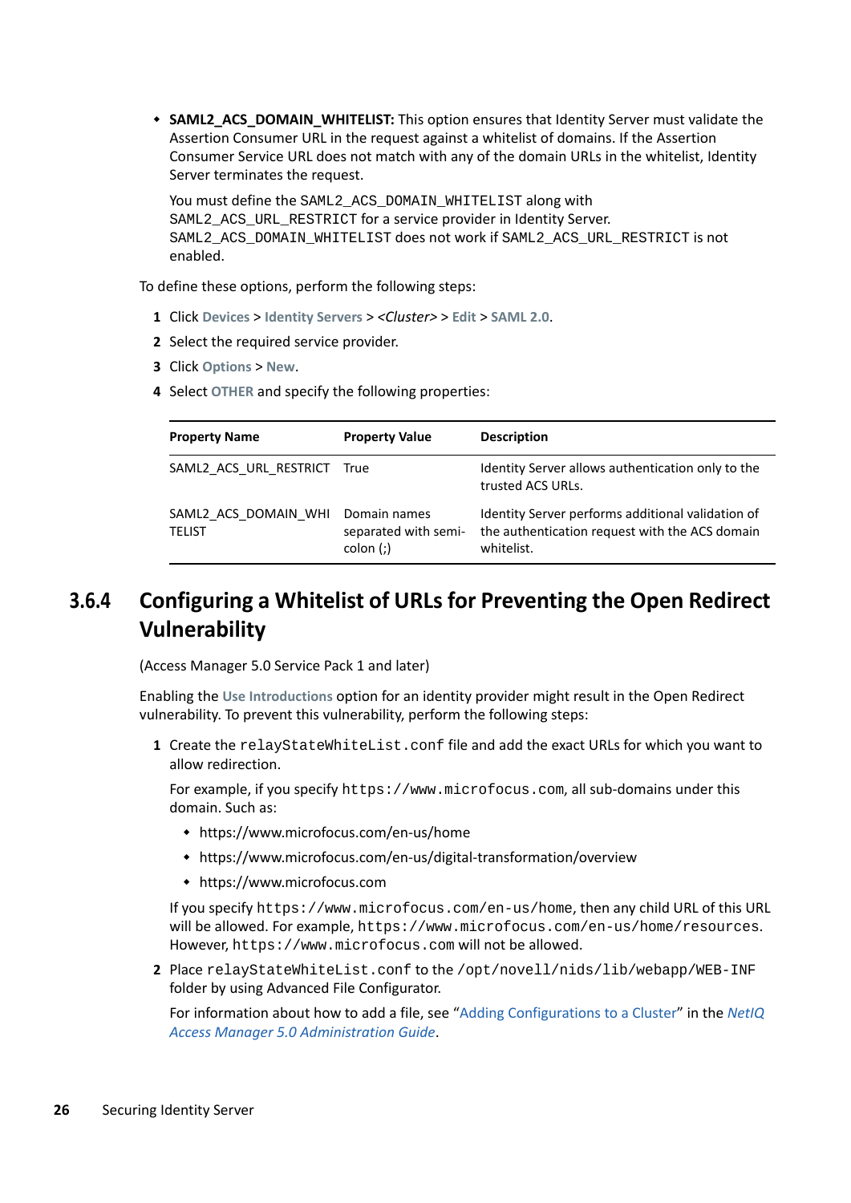- **SAML2_ACS_DOMAIN_WHITELIST:** This option ensures that Identity Server must validate the Assertion Consumer URL in the request against a whitelist of domains. If the Assertion Consumer Service URL does not match with any of the domain URLs in the whitelist, Identity Server terminates the request.

  You must define the `SAML2_ACS_DOMAIN_WHITELIST` along with `SAML2_ACS_URL_RESTRICT` for a service provider in Identity Server. `SAML2_ACS_DOMAIN_WHITELIST` does not work if `SAML2_ACS_URL_RESTRICT` is not enabled.

To define these options, perform the following steps:

1. Click **Devices** > **Identity Servers** > *<Cluster>* > **Edit** > **SAML 2.0**.
2. Select the required service provider.
3. Click **Options** > **New**.
4. Select **OTHER** and specify the following properties:

| Property Name | Property Value | Description |
|---|---|---|
| SAML2_ACS_URL_RESTRICT | True | Identity Server allows authentication only to the trusted ACS URLs. |
| SAML2_ACS_DOMAIN_WHITELIST | Domain names separated with semi-colon (;) | Identity Server performs additional validation of the authentication request with the ACS domain whitelist. |

### 3.6.4 Configuring a Whitelist of URLs for Preventing the Open Redirect Vulnerability

(Access Manager 5.0 Service Pack 1 and later)

Enabling the **Use Introductions** option for an identity provider might result in the Open Redirect vulnerability. To prevent this vulnerability, perform the following steps:

1. Create the `relayStateWhiteList.conf` file and add the exact URLs for which you want to allow redirection.

   For example, if you specify `https://www.microfocus.com`, all sub-domains under this domain. Such as:

   - https://www.microfocus.com/en-us/home
   - https://www.microfocus.com/en-us/digital-transformation/overview
   - https://www.microfocus.com

   If you specify `https://www.microfocus.com/en-us/home`, then any child URL of this URL will be allowed. For example, `https://www.microfocus.com/en-us/home/resources`. However, `https://www.microfocus.com` will not be allowed.

2. Place `relayStateWhiteList.conf` to the `/opt/novell/nids/lib/webapp/WEB-INF` folder by using Advanced File Configurator.

   For information about how to add a file, see "Adding Configurations to a Cluster" in the *NetIQ Access Manager 5.0 Administration Guide*.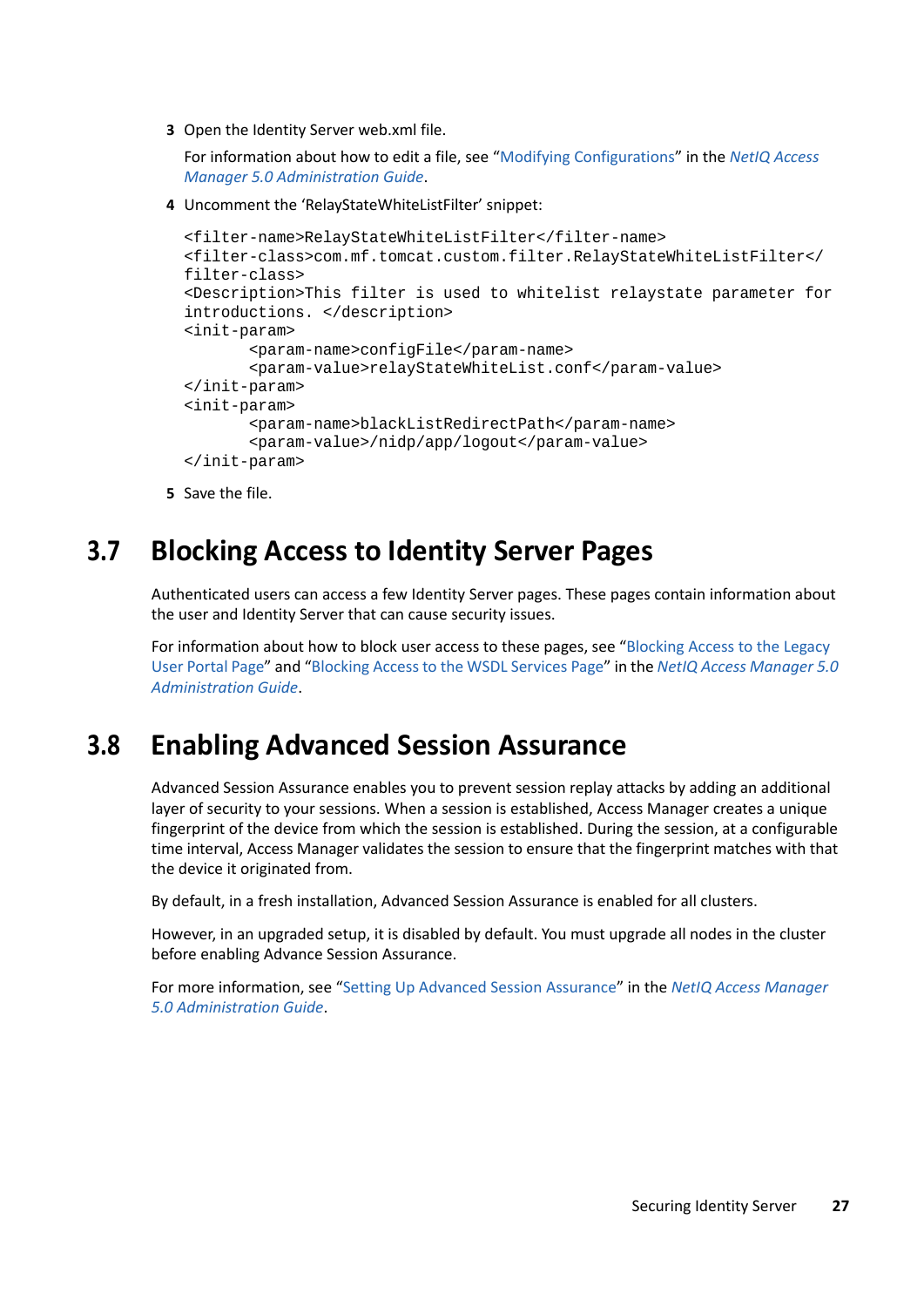3 Open the Identity Server web.xml file.

   For information about how to edit a file, see “Modifying Configurations” in the *NetIQ Access Manager 5.0 Administration Guide*.

4 Uncomment the ‘RelayStateWhiteListFilter’ snippet:

```
<filter-name>RelayStateWhiteListFilter</filter-name>
<filter-class>com.mf.tomcat.custom.filter.RelayStateWhiteListFilter</
filter-class>
<Description>This filter is used to whitelist relaystate parameter for
introductions. </description>
<init-param>
       <param-name>configFile</param-name>
       <param-value>relayStateWhiteList.conf</param-value>
</init-param>
<init-param>
       <param-name>blackListRedirectPath</param-name>
       <param-value>/nidp/app/logout</param-value>
</init-param>
```

5 Save the file.

## 3.7 Blocking Access to Identity Server Pages

Authenticated users can access a few Identity Server pages. These pages contain information about the user and Identity Server that can cause security issues.

For information about how to block user access to these pages, see “Blocking Access to the Legacy User Portal Page” and “Blocking Access to the WSDL Services Page” in the *NetIQ Access Manager 5.0 Administration Guide*.

## 3.8 Enabling Advanced Session Assurance

Advanced Session Assurance enables you to prevent session replay attacks by adding an additional layer of security to your sessions. When a session is established, Access Manager creates a unique fingerprint of the device from which the session is established. During the session, at a configurable time interval, Access Manager validates the session to ensure that the fingerprint matches with that the device it originated from.

By default, in a fresh installation, Advanced Session Assurance is enabled for all clusters.

However, in an upgraded setup, it is disabled by default. You must upgrade all nodes in the cluster before enabling Advance Session Assurance.

For more information, see “Setting Up Advanced Session Assurance” in the *NetIQ Access Manager 5.0 Administration Guide*.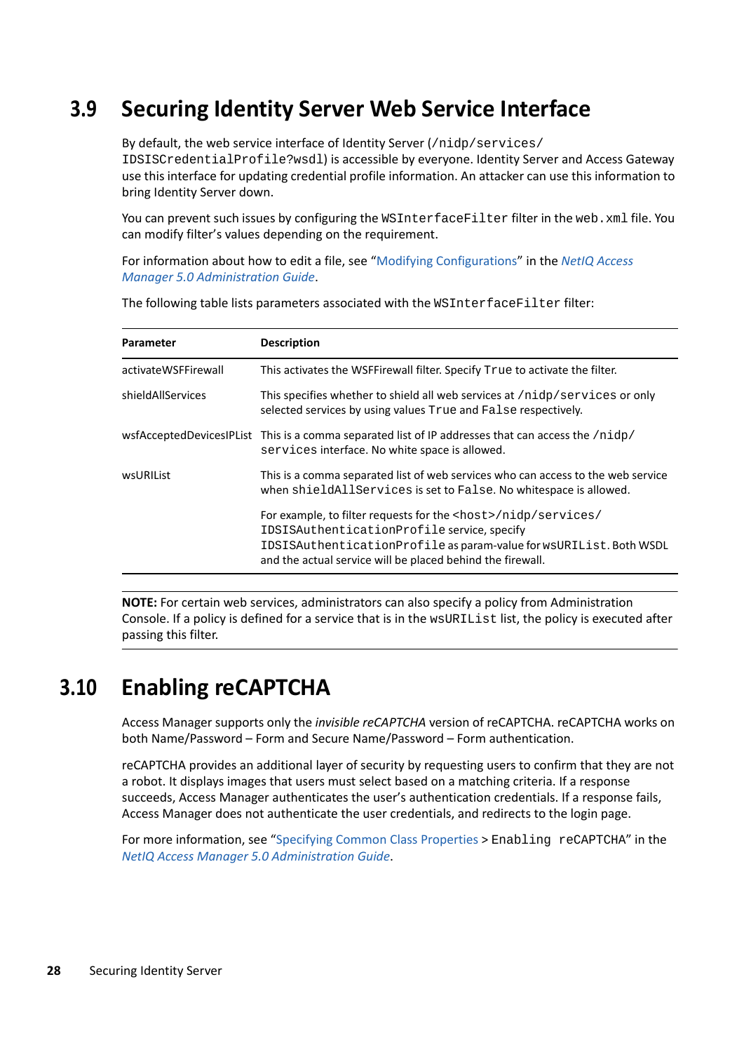## 3.9 Securing Identity Server Web Service Interface

By default, the web service interface of Identity Server (`/nidp/services/IDSISCredentialProfile?wsdl`) is accessible by everyone. Identity Server and Access Gateway use this interface for updating credential profile information. An attacker can use this information to bring Identity Server down.

You can prevent such issues by configuring the `WSInterfaceFilter` filter in the `web.xml` file. You can modify filter's values depending on the requirement.

For information about how to edit a file, see "Modifying Configurations" in the *NetIQ Access Manager 5.0 Administration Guide*.

The following table lists parameters associated with the `WSInterfaceFilter` filter:

| Parameter | Description |
|---|---|
| activateWSFFirewall | This activates the WSFFirewall filter. Specify `True` to activate the filter. |
| shieldAllServices | This specifies whether to shield all web services at `/nidp/services` or only selected services by using values `True` and `False` respectively. |
| wsfAcceptedDevicesIPList | This is a comma separated list of IP addresses that can access the `/nidp/services` interface. No white space is allowed. |
| wsURIList | This is a comma separated list of web services who can access to the web service when `shieldAllServices` is set to `False`. No whitespace is allowed.<br><br>For example, to filter requests for the `<host>/nidp/services/IDSISAuthenticationProfile` service, specify `IDSISAuthenticationProfile` as param-value for `wsURIList`. Both WSDL and the actual service will be placed behind the firewall. |

**NOTE:** For certain web services, administrators can also specify a policy from Administration Console. If a policy is defined for a service that is in the `wsURIList` list, the policy is executed after passing this filter.

## 3.10 Enabling reCAPTCHA

Access Manager supports only the *invisible reCAPTCHA* version of reCAPTCHA. reCAPTCHA works on both Name/Password – Form and Secure Name/Password – Form authentication.

reCAPTCHA provides an additional layer of security by requesting users to confirm that they are not a robot. It displays images that users must select based on a matching criteria. If a response succeeds, Access Manager authenticates the user's authentication credentials. If a response fails, Access Manager does not authenticate the user credentials, and redirects to the login page.

For more information, see "Specifying Common Class Properties > `Enabling reCAPTCHA`" in the *NetIQ Access Manager 5.0 Administration Guide*.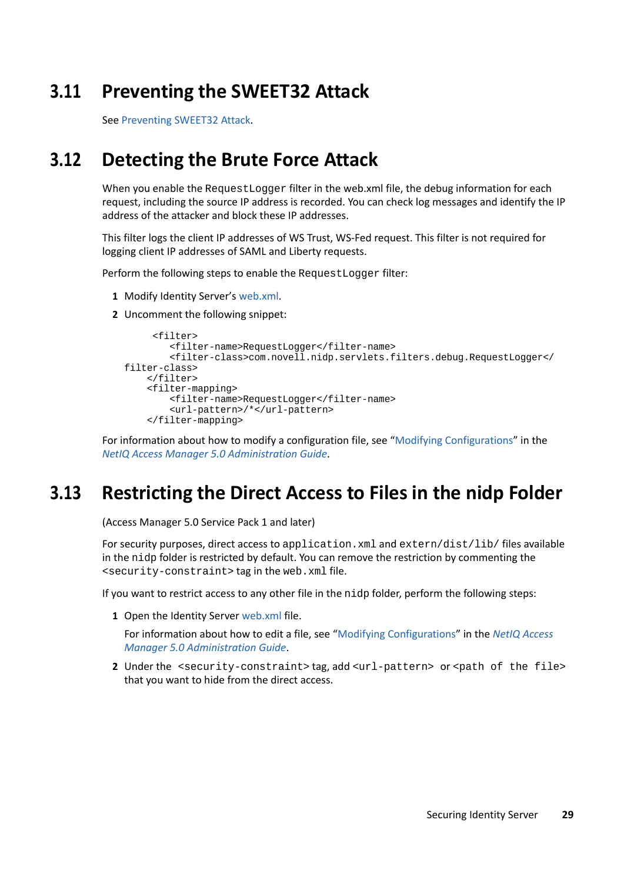## 3.11 Preventing the SWEET32 Attack

See Preventing SWEET32 Attack.

## 3.12 Detecting the Brute Force Attack

When you enable the `RequestLogger` filter in the web.xml file, the debug information for each request, including the source IP address is recorded. You can check log messages and identify the IP address of the attacker and block these IP addresses.

This filter logs the client IP addresses of WS Trust, WS-Fed request. This filter is not required for logging client IP addresses of SAML and Liberty requests.

Perform the following steps to enable the `RequestLogger` filter:

1. Modify Identity Server's web.xml.
2. Uncomment the following snippet:

```
     <filter>
        <filter-name>RequestLogger</filter-name>
        <filter-class>com.novell.nidp.servlets.filters.debug.RequestLogger</
filter-class>
    </filter>
    <filter-mapping>
        <filter-name>RequestLogger</filter-name>
        <url-pattern>/*</url-pattern>
    </filter-mapping>
```

For information about how to modify a configuration file, see "Modifying Configurations" in the *NetIQ Access Manager 5.0 Administration Guide*.

## 3.13 Restricting the Direct Access to Files in the nidp Folder

(Access Manager 5.0 Service Pack 1 and later)

For security purposes, direct access to `application.xml` and `extern/dist/lib/` files available in the `nidp` folder is restricted by default. You can remove the restriction by commenting the `<security-constraint>` tag in the `web.xml` file.

If you want to restrict access to any other file in the `nidp` folder, perform the following steps:

1. Open the Identity Server web.xml file.

   For information about how to edit a file, see "Modifying Configurations" in the *NetIQ Access Manager 5.0 Administration Guide*.

2. Under the `<security-constraint>` tag, add `<url-pattern>` or `<path of the file>` that you want to hide from the direct access.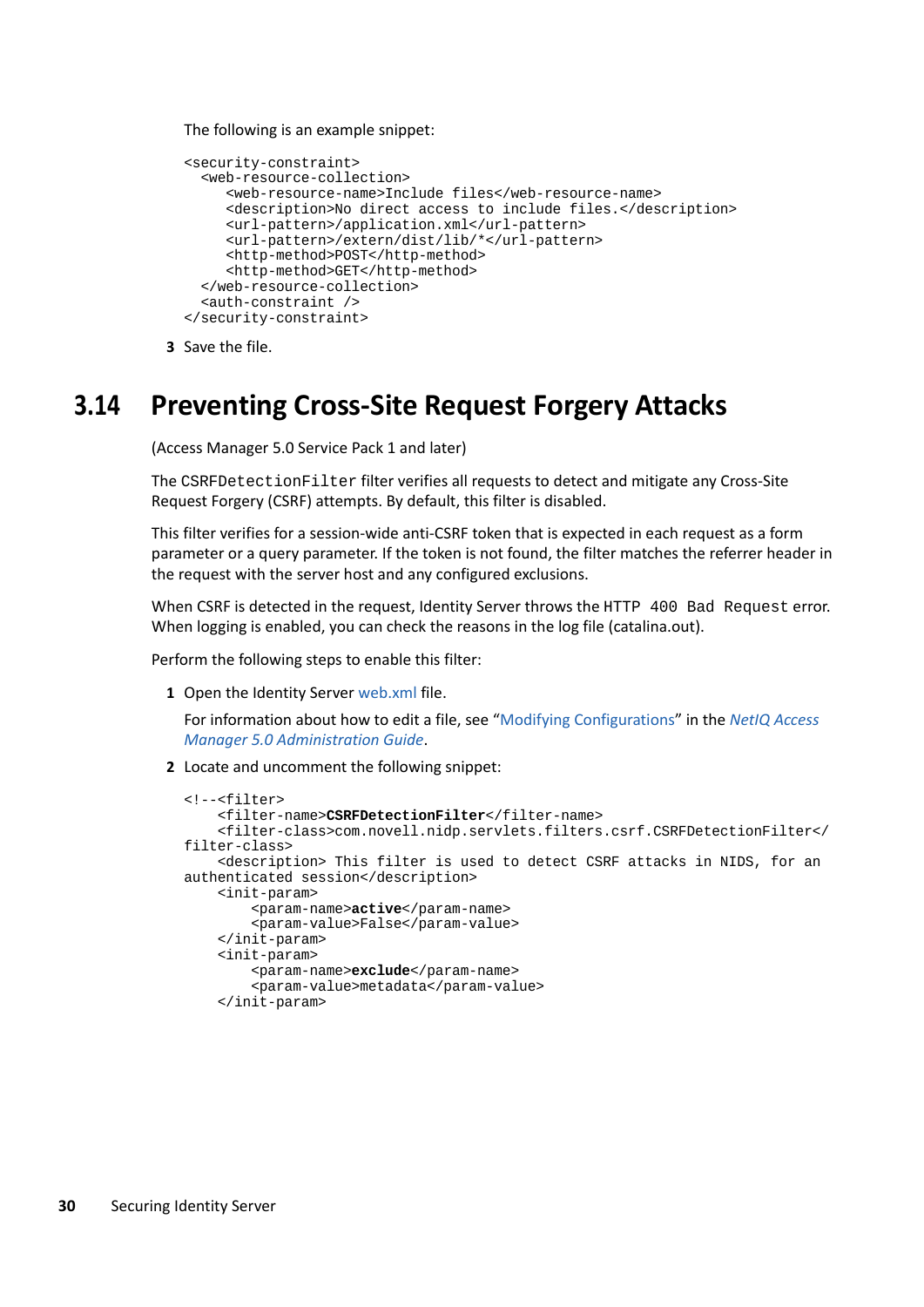The following is an example snippet:

```
<security-constraint>
  <web-resource-collection>
     <web-resource-name>Include files</web-resource-name>
     <description>No direct access to include files.</description>
     <url-pattern>/application.xml</url-pattern>
     <url-pattern>/extern/dist/lib/*</url-pattern>
     <http-method>POST</http-method>
     <http-method>GET</http-method>
  </web-resource-collection>
  <auth-constraint />
</security-constraint>
```

3 Save the file.

## 3.14 Preventing Cross-Site Request Forgery Attacks

(Access Manager 5.0 Service Pack 1 and later)

The `CSRFDetectionFilter` filter verifies all requests to detect and mitigate any Cross-Site Request Forgery (CSRF) attempts. By default, this filter is disabled.

This filter verifies for a session-wide anti-CSRF token that is expected in each request as a form parameter or a query parameter. If the token is not found, the filter matches the referrer header in the request with the server host and any configured exclusions.

When CSRF is detected in the request, Identity Server throws the `HTTP 400 Bad Request` error. When logging is enabled, you can check the reasons in the log file (catalina.out).

Perform the following steps to enable this filter:

1 Open the Identity Server web.xml file.

   For information about how to edit a file, see "Modifying Configurations" in the *NetIQ Access Manager 5.0 Administration Guide*.

2 Locate and uncomment the following snippet:

```
<!--<filter>
    <filter-name>CSRFDetectionFilter</filter-name>
    <filter-class>com.novell.nidp.servlets.filters.csrf.CSRFDetectionFilter</
filter-class>
    <description> This filter is used to detect CSRF attacks in NIDS, for an
authenticated session</description>
    <init-param>
        <param-name>active</param-name>
        <param-value>False</param-value>
    </init-param>
    <init-param>
        <param-name>exclude</param-name>
        <param-value>metadata</param-value>
    </init-param>
```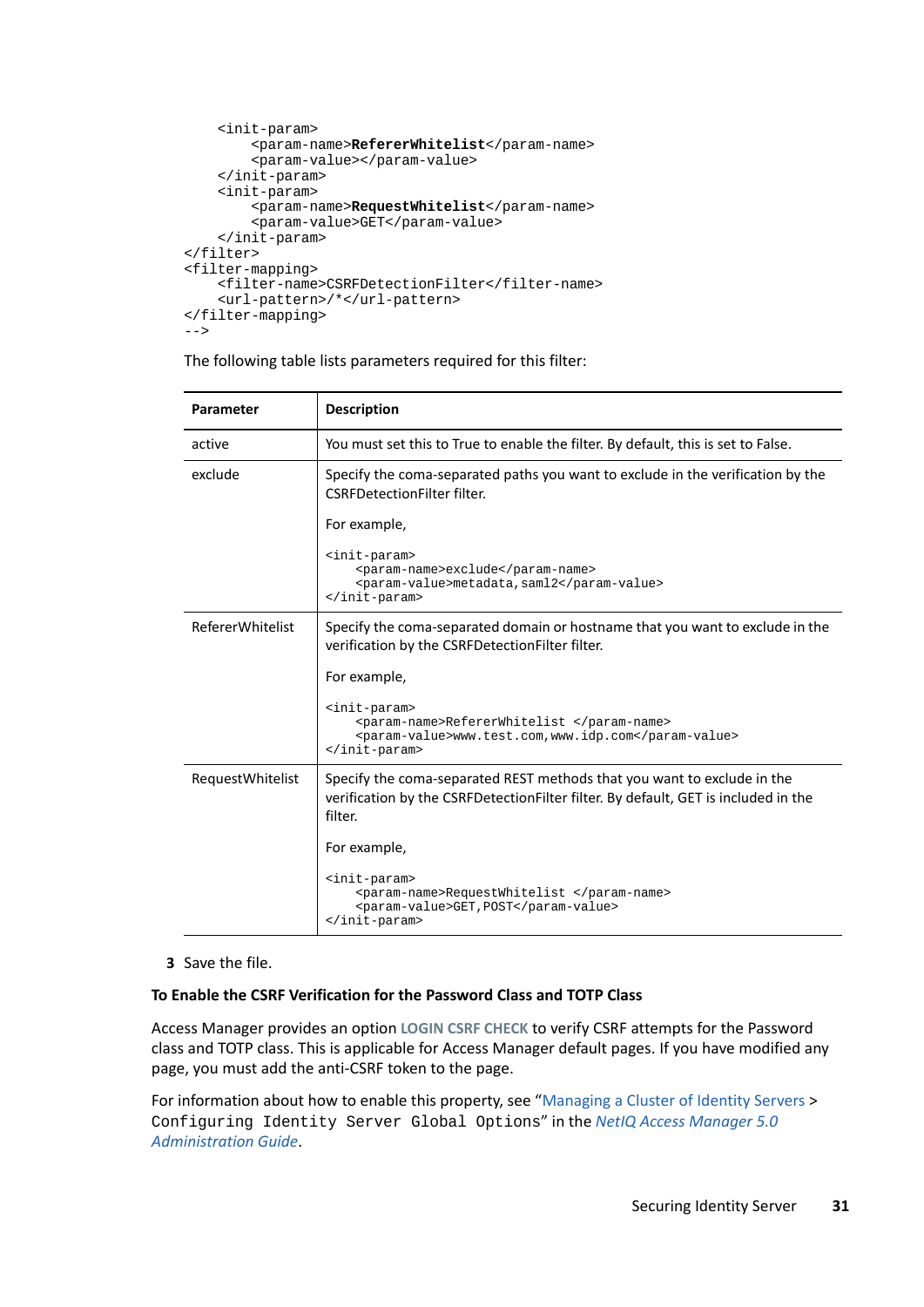```
    <init-param>
        <param-name>RefererWhitelist</param-name>
        <param-value></param-value>
    </init-param>
    <init-param>
        <param-name>RequestWhitelist</param-name>
        <param-value>GET</param-value>
    </init-param>
</filter>
<filter-mapping>
    <filter-name>CSRFDetectionFilter</filter-name>
    <url-pattern>/*</url-pattern>
</filter-mapping>
-->
```

The following table lists parameters required for this filter:

| Parameter | Description |
|---|---|
| active | You must set this to True to enable the filter. By default, this is set to False. |
| exclude | Specify the coma-separated paths you want to exclude in the verification by the CSRFDetectionFilter filter.<br><br>For example,<br><br>`<init-param>`<br>`    <param-name>exclude</param-name>`<br>`    <param-value>metadata,saml2</param-value>`<br>`</init-param>` |
| RefererWhitelist | Specify the coma-separated domain or hostname that you want to exclude in the verification by the CSRFDetectionFilter filter.<br><br>For example,<br><br>`<init-param>`<br>`    <param-name>RefererWhitelist </param-name>`<br>`    <param-value>www.test.com,www.idp.com</param-value>`<br>`</init-param>` |
| RequestWhitelist | Specify the coma-separated REST methods that you want to exclude in the verification by the CSRFDetectionFilter filter. By default, GET is included in the filter.<br><br>For example,<br><br>`<init-param>`<br>`    <param-name>RequestWhitelist </param-name>`<br>`    <param-value>GET,POST</param-value>`<br>`</init-param>` |

**3** Save the file.

**To Enable the CSRF Verification for the Password Class and TOTP Class**

Access Manager provides an option **LOGIN CSRF CHECK** to verify CSRF attempts for the Password class and TOTP class. This is applicable for Access Manager default pages. If you have modified any page, you must add the anti-CSRF token to the page.

For information about how to enable this property, see "Managing a Cluster of Identity Servers > `Configuring Identity Server Global Options`" in the *NetIQ Access Manager 5.0 Administration Guide*.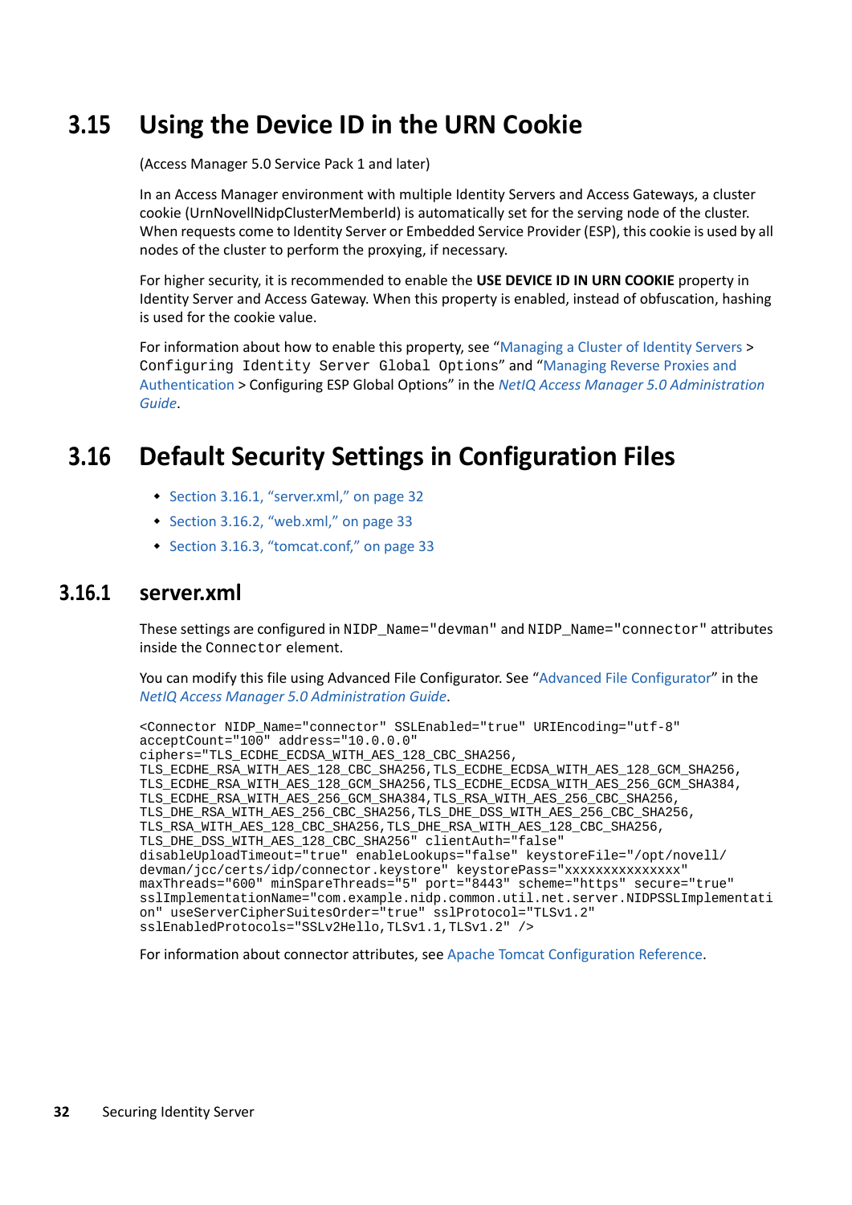## 3.15 Using the Device ID in the URN Cookie

(Access Manager 5.0 Service Pack 1 and later)

In an Access Manager environment with multiple Identity Servers and Access Gateways, a cluster cookie (UrnNovellNidpClusterMemberId) is automatically set for the serving node of the cluster. When requests come to Identity Server or Embedded Service Provider (ESP), this cookie is used by all nodes of the cluster to perform the proxying, if necessary.

For higher security, it is recommended to enable the **USE DEVICE ID IN URN COOKIE** property in Identity Server and Access Gateway. When this property is enabled, instead of obfuscation, hashing is used for the cookie value.

For information about how to enable this property, see "Managing a Cluster of Identity Servers > `Configuring Identity Server Global Options`" and "Managing Reverse Proxies and Authentication > Configuring ESP Global Options" in the *NetIQ Access Manager 5.0 Administration Guide*.

## 3.16 Default Security Settings in Configuration Files

- Section 3.16.1, "server.xml," on page 32
- Section 3.16.2, "web.xml," on page 33
- Section 3.16.3, "tomcat.conf," on page 33

### 3.16.1 server.xml

These settings are configured in `NIDP_Name="devman"` and `NIDP_Name="connector"` attributes inside the `Connector` element.

You can modify this file using Advanced File Configurator. See "Advanced File Configurator" in the *NetIQ Access Manager 5.0 Administration Guide*.

```
<Connector NIDP_Name="connector" SSLEnabled="true" URIEncoding="utf-8"
acceptCount="100" address="10.0.0.0"
ciphers="TLS_ECDHE_ECDSA_WITH_AES_128_CBC_SHA256,
TLS_ECDHE_RSA_WITH_AES_128_CBC_SHA256,TLS_ECDHE_ECDSA_WITH_AES_128_GCM_SHA256,
TLS_ECDHE_RSA_WITH_AES_128_GCM_SHA256,TLS_ECDHE_ECDSA_WITH_AES_256_GCM_SHA384,
TLS_ECDHE_RSA_WITH_AES_256_GCM_SHA384,TLS_RSA_WITH_AES_256_CBC_SHA256,
TLS_DHE_RSA_WITH_AES_256_CBC_SHA256,TLS_DHE_DSS_WITH_AES_256_CBC_SHA256,
TLS_RSA_WITH_AES_128_CBC_SHA256,TLS_DHE_RSA_WITH_AES_128_CBC_SHA256,
TLS_DHE_DSS_WITH_AES_128_CBC_SHA256" clientAuth="false"
disableUploadTimeout="true" enableLookups="false" keystoreFile="/opt/novell/
devman/jcc/certs/idp/connector.keystore" keystorePass="xxxxxxxxxxxxxx"
maxThreads="600" minSpareThreads="5" port="8443" scheme="https" secure="true"
sslImplementationName="com.example.nidp.common.util.net.server.NIDPSSLImplementati
on" useServerCipherSuitesOrder="true" sslProtocol="TLSv1.2"
sslEnabledProtocols="SSLv2Hello,TLSv1.1,TLSv1.2" />
```

For information about connector attributes, see Apache Tomcat Configuration Reference.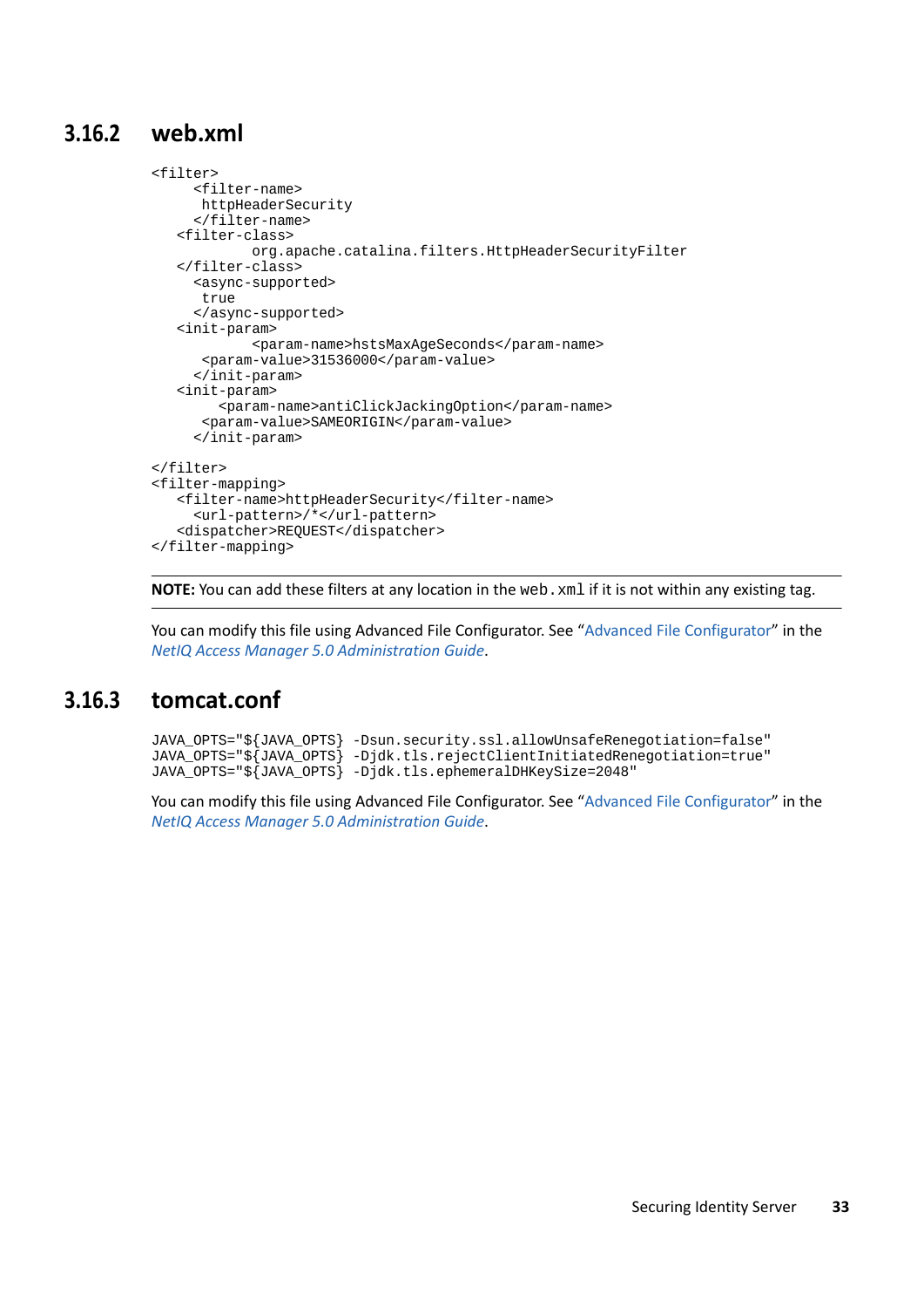### 3.16.2 web.xml

```
<filter>
     <filter-name>
      httpHeaderSecurity
     </filter-name>
   <filter-class>
          org.apache.catalina.filters.HttpHeaderSecurityFilter
   </filter-class>
     <async-supported>
      true
     </async-supported>
   <init-param>
          <param-name>hstsMaxAgeSeconds</param-name>
      <param-value>31536000</param-value>
     </init-param>
   <init-param>
        <param-name>antiClickJackingOption</param-name>
      <param-value>SAMEORIGIN</param-value>
     </init-param>

</filter>
<filter-mapping>
   <filter-name>httpHeaderSecurity</filter-name>
     <url-pattern>/*</url-pattern>
   <dispatcher>REQUEST</dispatcher>
</filter-mapping>
```

**NOTE:** You can add these filters at any location in the `web.xml` if it is not within any existing tag.

You can modify this file using Advanced File Configurator. See "Advanced File Configurator" in the *NetIQ Access Manager 5.0 Administration Guide*.

### 3.16.3 tomcat.conf

```
JAVA_OPTS="${JAVA_OPTS} -Dsun.security.ssl.allowUnsafeRenegotiation=false"
JAVA_OPTS="${JAVA_OPTS} -Djdk.tls.rejectClientInitiatedRenegotiation=true"
JAVA_OPTS="${JAVA_OPTS} -Djdk.tls.ephemeralDHKeySize=2048"
```

You can modify this file using Advanced File Configurator. See "Advanced File Configurator" in the *NetIQ Access Manager 5.0 Administration Guide*.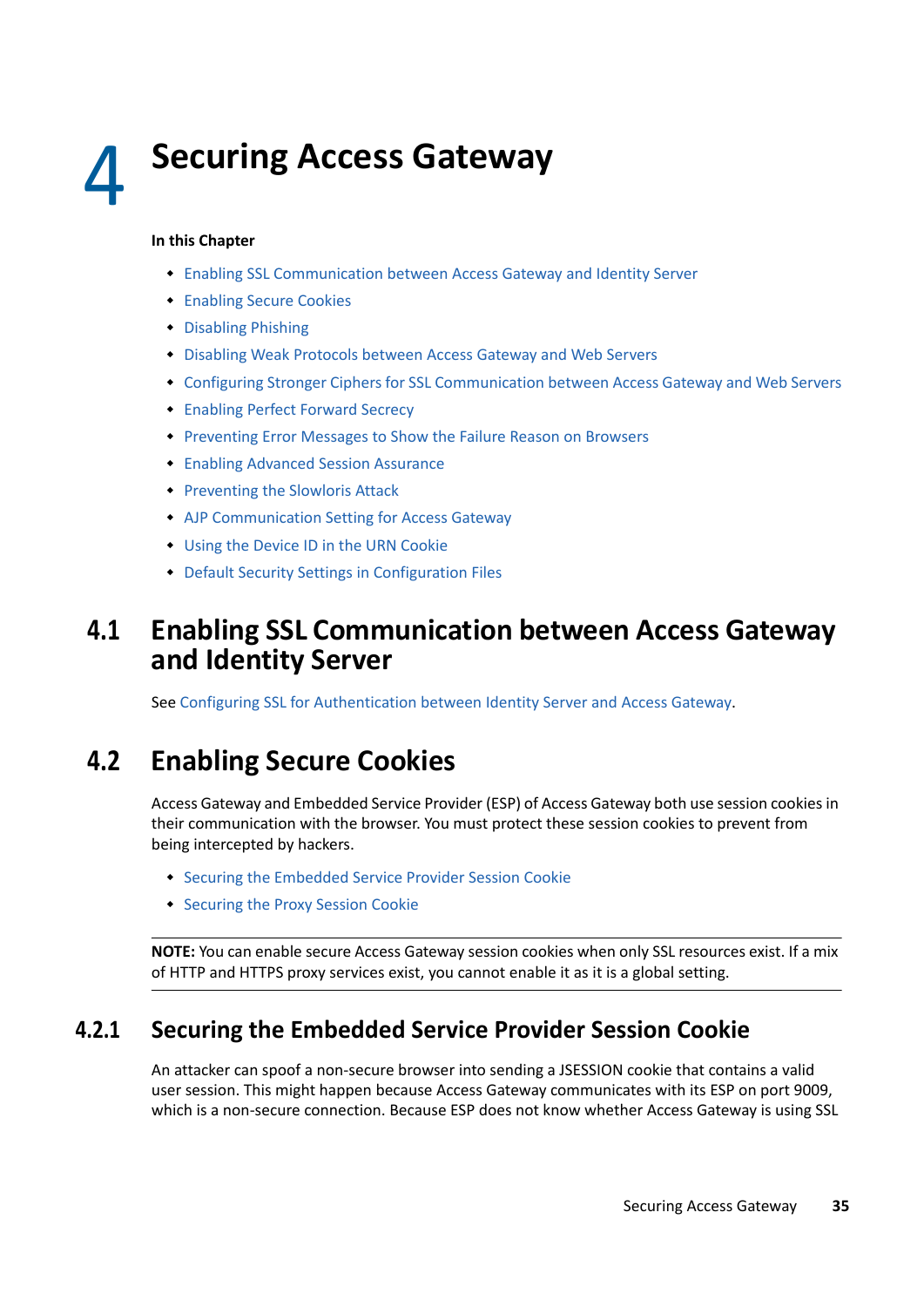# 4 Securing Access Gateway

**In this Chapter**

- Enabling SSL Communication between Access Gateway and Identity Server
- Enabling Secure Cookies
- Disabling Phishing
- Disabling Weak Protocols between Access Gateway and Web Servers
- Configuring Stronger Ciphers for SSL Communication between Access Gateway and Web Servers
- Enabling Perfect Forward Secrecy
- Preventing Error Messages to Show the Failure Reason on Browsers
- Enabling Advanced Session Assurance
- Preventing the Slowloris Attack
- AJP Communication Setting for Access Gateway
- Using the Device ID in the URN Cookie
- Default Security Settings in Configuration Files

## 4.1 Enabling SSL Communication between Access Gateway and Identity Server

See Configuring SSL for Authentication between Identity Server and Access Gateway.

## 4.2 Enabling Secure Cookies

Access Gateway and Embedded Service Provider (ESP) of Access Gateway both use session cookies in their communication with the browser. You must protect these session cookies to prevent from being intercepted by hackers.

- Securing the Embedded Service Provider Session Cookie
- Securing the Proxy Session Cookie

---

**NOTE:** You can enable secure Access Gateway session cookies when only SSL resources exist. If a mix of HTTP and HTTPS proxy services exist, you cannot enable it as it is a global setting.

---

### 4.2.1 Securing the Embedded Service Provider Session Cookie

An attacker can spoof a non-secure browser into sending a JSESSION cookie that contains a valid user session. This might happen because Access Gateway communicates with its ESP on port 9009, which is a non-secure connection. Because ESP does not know whether Access Gateway is using SSL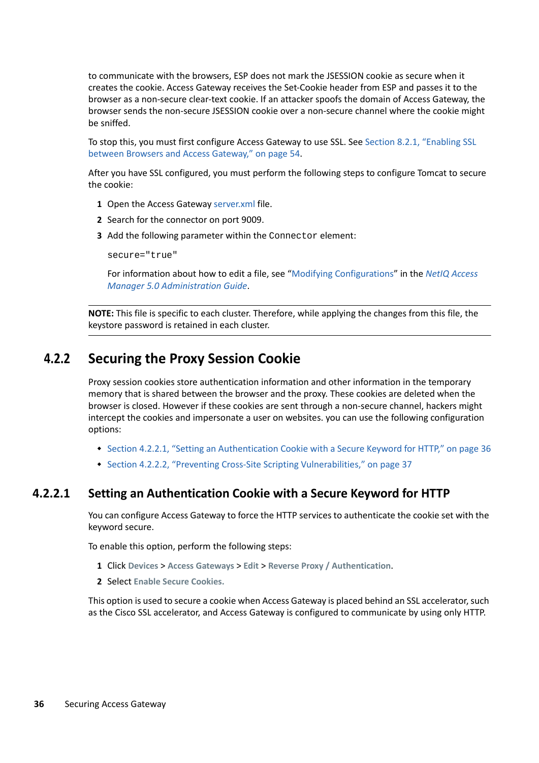to communicate with the browsers, ESP does not mark the JSESSION cookie as secure when it creates the cookie. Access Gateway receives the Set-Cookie header from ESP and passes it to the browser as a non-secure clear-text cookie. If an attacker spoofs the domain of Access Gateway, the browser sends the non-secure JSESSION cookie over a non-secure channel where the cookie might be sniffed.

To stop this, you must first configure Access Gateway to use SSL. See Section 8.2.1, "Enabling SSL between Browsers and Access Gateway," on page 54.

After you have SSL configured, you must perform the following steps to configure Tomcat to secure the cookie:

1. Open the Access Gateway server.xml file.
2. Search for the connector on port 9009.
3. Add the following parameter within the `Connector` element:

   ```
   secure="true"
   ```

   For information about how to edit a file, see "Modifying Configurations" in the *NetIQ Access Manager 5.0 Administration Guide*.

**NOTE:** This file is specific to each cluster. Therefore, while applying the changes from this file, the keystore password is retained in each cluster.

## 4.2.2 Securing the Proxy Session Cookie

Proxy session cookies store authentication information and other information in the temporary memory that is shared between the browser and the proxy. These cookies are deleted when the browser is closed. However if these cookies are sent through a non-secure channel, hackers might intercept the cookies and impersonate a user on websites. you can use the following configuration options:

- Section 4.2.2.1, "Setting an Authentication Cookie with a Secure Keyword for HTTP," on page 36
- Section 4.2.2.2, "Preventing Cross-Site Scripting Vulnerabilities," on page 37

### 4.2.2.1 Setting an Authentication Cookie with a Secure Keyword for HTTP

You can configure Access Gateway to force the HTTP services to authenticate the cookie set with the keyword secure.

To enable this option, perform the following steps:

1. Click **Devices** > **Access Gateways** > **Edit** > **Reverse Proxy / Authentication**.
2. Select **Enable Secure Cookies.**

This option is used to secure a cookie when Access Gateway is placed behind an SSL accelerator, such as the Cisco SSL accelerator, and Access Gateway is configured to communicate by using only HTTP.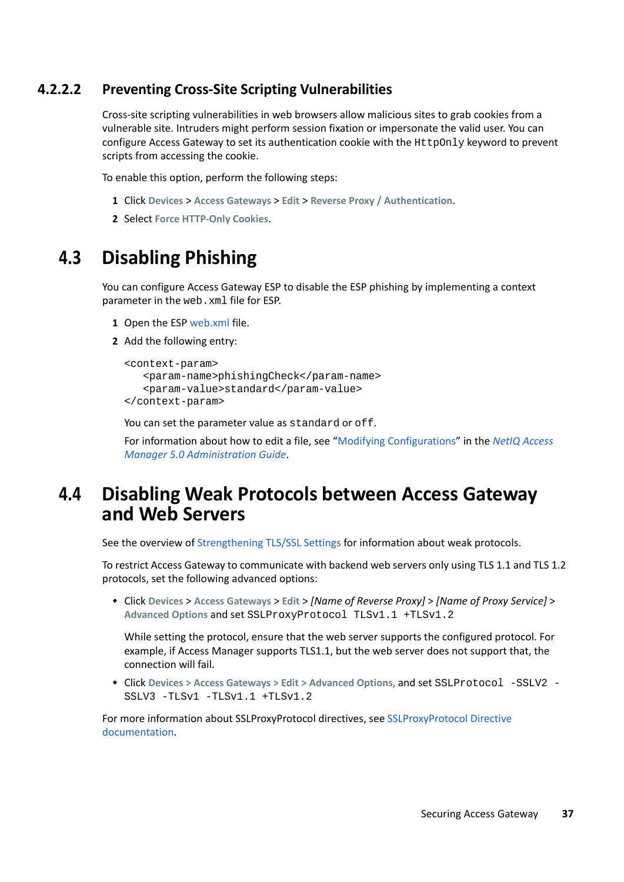#### 4.2.2.2 Preventing Cross-Site Scripting Vulnerabilities

Cross-site scripting vulnerabilities in web browsers allow malicious sites to grab cookies from a vulnerable site. Intruders might perform session fixation or impersonate the valid user. You can configure Access Gateway to set its authentication cookie with the `HttpOnly` keyword to prevent scripts from accessing the cookie.

To enable this option, perform the following steps:

1. Click **Devices** > **Access Gateways** > **Edit** > **Reverse Proxy / Authentication**.
2. Select **Force HTTP-Only Cookies**.

## 4.3 Disabling Phishing

You can configure Access Gateway ESP to disable the ESP phishing by implementing a context parameter in the `web.xml` file for ESP.

1. Open the ESP web.xml file.
2. Add the following entry:

   ```
   <context-param>
      <param-name>phishingCheck</param-name>
      <param-value>standard</param-value>
   </context-param>
   ```

   You can set the parameter value as `standard` or `off`.

   For information about how to edit a file, see "Modifying Configurations" in the *NetIQ Access Manager 5.0 Administration Guide*.

## 4.4 Disabling Weak Protocols between Access Gateway and Web Servers

See the overview of Strengthening TLS/SSL Settings for information about weak protocols.

To restrict Access Gateway to communicate with backend web servers only using TLS 1.1 and TLS 1.2 protocols, set the following advanced options:

- Click **Devices** > **Access Gateways** > **Edit** > *[Name of Reverse Proxy]* > *[Name of Proxy Service]* > **Advanced Options** and set `SSLProxyProtocol TLSv1.1 +TLSv1.2`

  While setting the protocol, ensure that the web server supports the configured protocol. For example, if Access Manager supports TLS1.1, but the web server does not support that, the connection will fail.

- Click **Devices > Access Gateways > Edit > Advanced Options,** and set `SSLProtocol -SSLV2 -SSLV3 -TLSv1 -TLSv1.1 +TLSv1.2`

For more information about SSLProxyProtocol directives, see SSLProxyProtocol Directive documentation.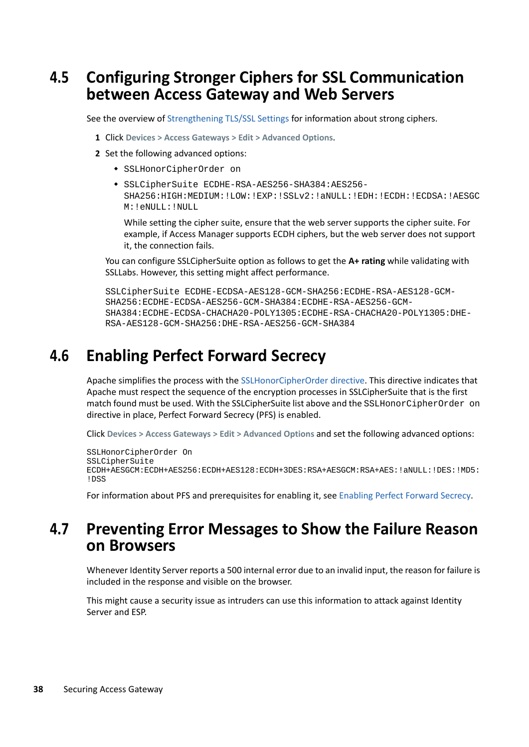## 4.5 Configuring Stronger Ciphers for SSL Communication between Access Gateway and Web Servers

See the overview of Strengthening TLS/SSL Settings for information about strong ciphers.

1. Click **Devices > Access Gateways > Edit > Advanced Options**.
2. Set the following advanced options:
   - `SSLHonorCipherOrder on`
   - `SSLCipherSuite ECDHE-RSA-AES256-SHA384:AES256-SHA256:HIGH:MEDIUM:!LOW:!EXP:!SSLv2:!aNULL:!EDH:!ECDH:!ECDSA:!AESGCM:!eNULL:!NULL`

     While setting the cipher suite, ensure that the web server supports the cipher suite. For example, if Access Manager supports ECDH ciphers, but the web server does not support it, the connection fails.

   You can configure SSLCipherSuite option as follows to get the **A+ rating** while validating with SSLLabs. However, this setting might affect performance.

   ```
   SSLCipherSuite ECDHE-ECDSA-AES128-GCM-SHA256:ECDHE-RSA-AES128-GCM-SHA256:ECDHE-ECDSA-AES256-GCM-SHA384:ECDHE-RSA-AES256-GCM-SHA384:ECDHE-ECDSA-CHACHA20-POLY1305:ECDHE-RSA-CHACHA20-POLY1305:DHE-RSA-AES128-GCM-SHA256:DHE-RSA-AES256-GCM-SHA384
   ```

## 4.6 Enabling Perfect Forward Secrecy

Apache simplifies the process with the SSLHonorCipherOrder directive. This directive indicates that Apache must respect the sequence of the encryption processes in SSLCipherSuite that is the first match found must be used. With the SSLCipherSuite list above and the `SSLHonorCipherOrder on` directive in place, Perfect Forward Secrecy (PFS) is enabled.

Click **Devices > Access Gateways > Edit > Advanced Options** and set the following advanced options:

```
SSLHonorCipherOrder On
SSLCipherSuite
ECDH+AESGCM:ECDH+AES256:ECDH+AES128:ECDH+3DES:RSA+AESGCM:RSA+AES:!aNULL:!DES:!MD5:!DSS
```

For information about PFS and prerequisites for enabling it, see Enabling Perfect Forward Secrecy.

## 4.7 Preventing Error Messages to Show the Failure Reason on Browsers

Whenever Identity Server reports a 500 internal error due to an invalid input, the reason for failure is included in the response and visible on the browser.

This might cause a security issue as intruders can use this information to attack against Identity Server and ESP.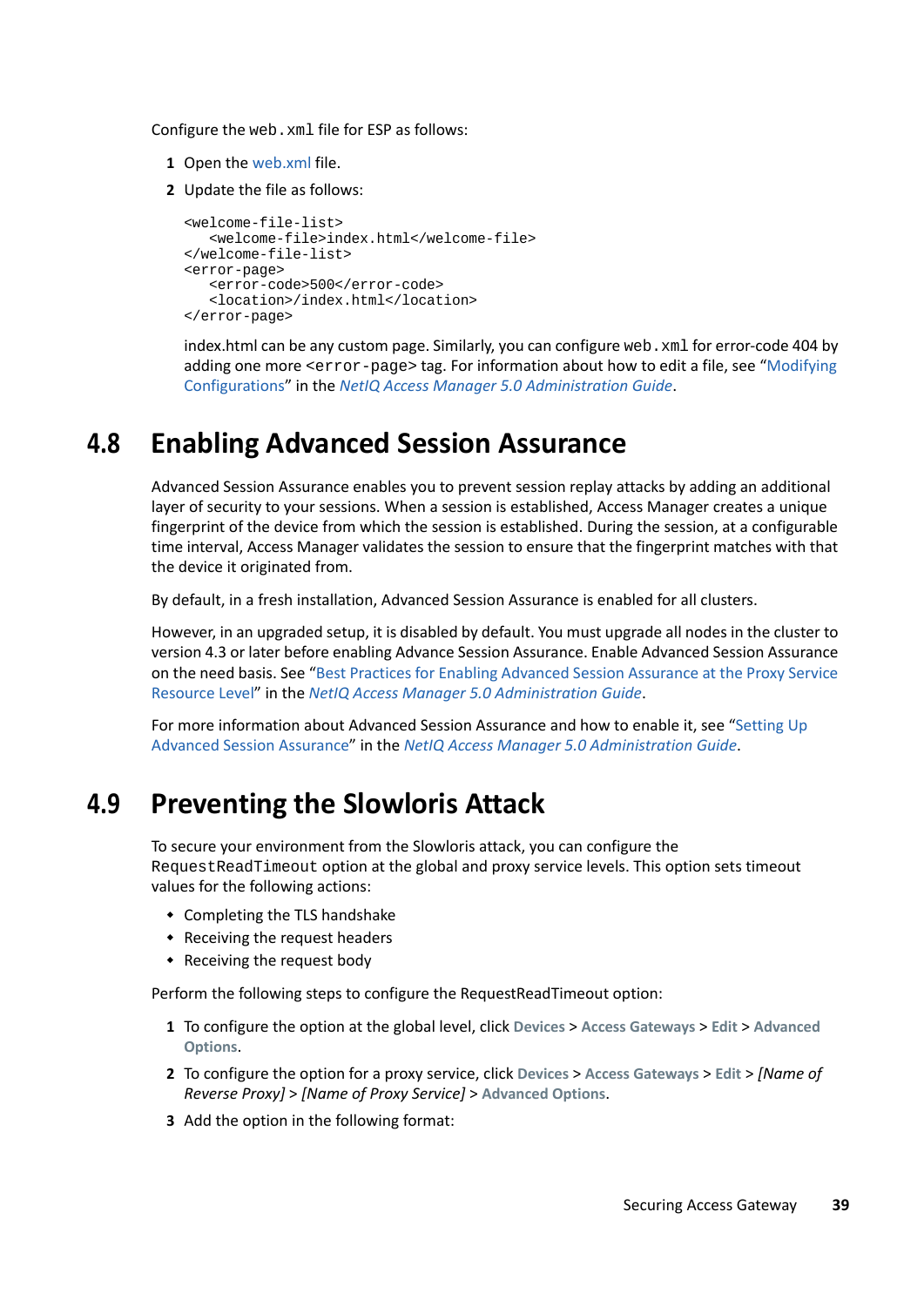Configure the `web.xml` file for ESP as follows:

1. Open the web.xml file.
2. Update the file as follows:

```
<welcome-file-list>
   <welcome-file>index.html</welcome-file>
</welcome-file-list>
<error-page>
   <error-code>500</error-code>
   <location>/index.html</location>
</error-page>
```

   index.html can be any custom page. Similarly, you can configure `web.xml` for error-code 404 by adding one more `<error-page>` tag. For information about how to edit a file, see “Modifying Configurations” in the *NetIQ Access Manager 5.0 Administration Guide*.

## 4.8 Enabling Advanced Session Assurance

Advanced Session Assurance enables you to prevent session replay attacks by adding an additional layer of security to your sessions. When a session is established, Access Manager creates a unique fingerprint of the device from which the session is established. During the session, at a configurable time interval, Access Manager validates the session to ensure that the fingerprint matches with that the device it originated from.

By default, in a fresh installation, Advanced Session Assurance is enabled for all clusters.

However, in an upgraded setup, it is disabled by default. You must upgrade all nodes in the cluster to version 4.3 or later before enabling Advance Session Assurance. Enable Advanced Session Assurance on the need basis. See “Best Practices for Enabling Advanced Session Assurance at the Proxy Service Resource Level” in the *NetIQ Access Manager 5.0 Administration Guide*.

For more information about Advanced Session Assurance and how to enable it, see “Setting Up Advanced Session Assurance” in the *NetIQ Access Manager 5.0 Administration Guide*.

## 4.9 Preventing the Slowloris Attack

To secure your environment from the Slowloris attack, you can configure the `RequestReadTimeout` option at the global and proxy service levels. This option sets timeout values for the following actions:

- Completing the TLS handshake
- Receiving the request headers
- Receiving the request body

Perform the following steps to configure the RequestReadTimeout option:

1. To configure the option at the global level, click **Devices** > **Access Gateways** > **Edit** > **Advanced Options**.
2. To configure the option for a proxy service, click **Devices** > **Access Gateways** > **Edit** > *[Name of Reverse Proxy]* > *[Name of Proxy Service]* > **Advanced Options**.
3. Add the option in the following format: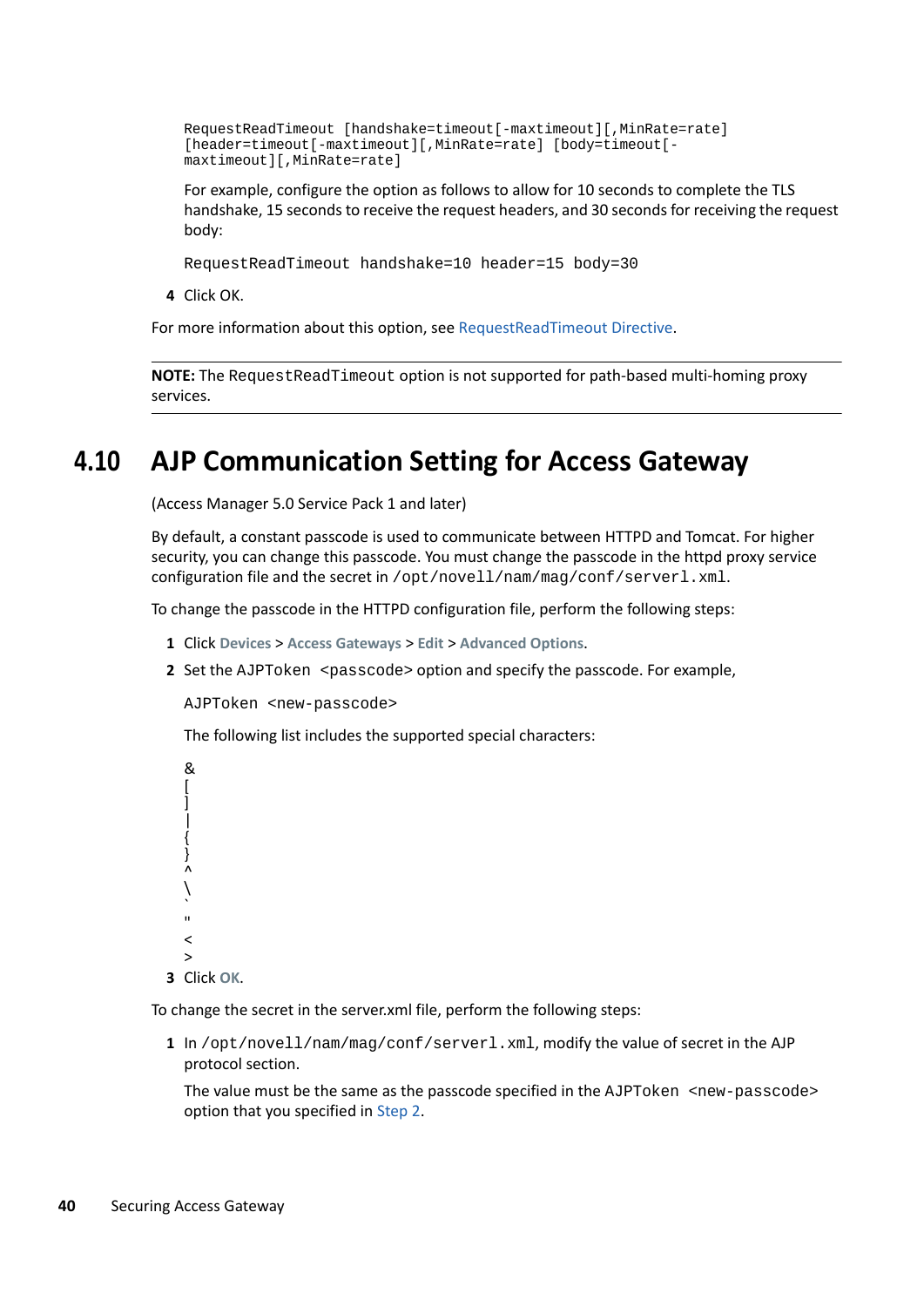```
RequestReadTimeout [handshake=timeout[-maxtimeout][,MinRate=rate]
[header=timeout[-maxtimeout][,MinRate=rate] [body=timeout[-
maxtimeout][,MinRate=rate]
```

For example, configure the option as follows to allow for 10 seconds to complete the TLS handshake, 15 seconds to receive the request headers, and 30 seconds for receiving the request body:

```
RequestReadTimeout handshake=10 header=15 body=30
```

4. Click OK.

For more information about this option, see RequestReadTimeout Directive.

---

**NOTE:** The `RequestReadTimeout` option is not supported for path-based multi-homing proxy services.

---

## 4.10 AJP Communication Setting for Access Gateway

(Access Manager 5.0 Service Pack 1 and later)

By default, a constant passcode is used to communicate between HTTPD and Tomcat. For higher security, you can change this passcode. You must change the passcode in the httpd proxy service configuration file and the secret in `/opt/novell/nam/mag/conf/serverl.xml`.

To change the passcode in the HTTPD configuration file, perform the following steps:

1. Click **Devices** > **Access Gateways** > **Edit** > **Advanced Options**.
2. Set the `AJPToken <passcode>` option and specify the passcode. For example,

   ```
   AJPToken <new-passcode>
   ```

   The following list includes the supported special characters:

   ```
   &
   [
   ]
   |
   {
   }
   ^
   \
   `
   "
   <
   >
   ```
3. Click **OK**.

To change the secret in the server.xml file, perform the following steps:

1. In `/opt/novell/nam/mag/conf/serverl.xml`, modify the value of secret in the AJP protocol section.

   The value must be the same as the passcode specified in the `AJPToken <new-passcode>` option that you specified in Step 2.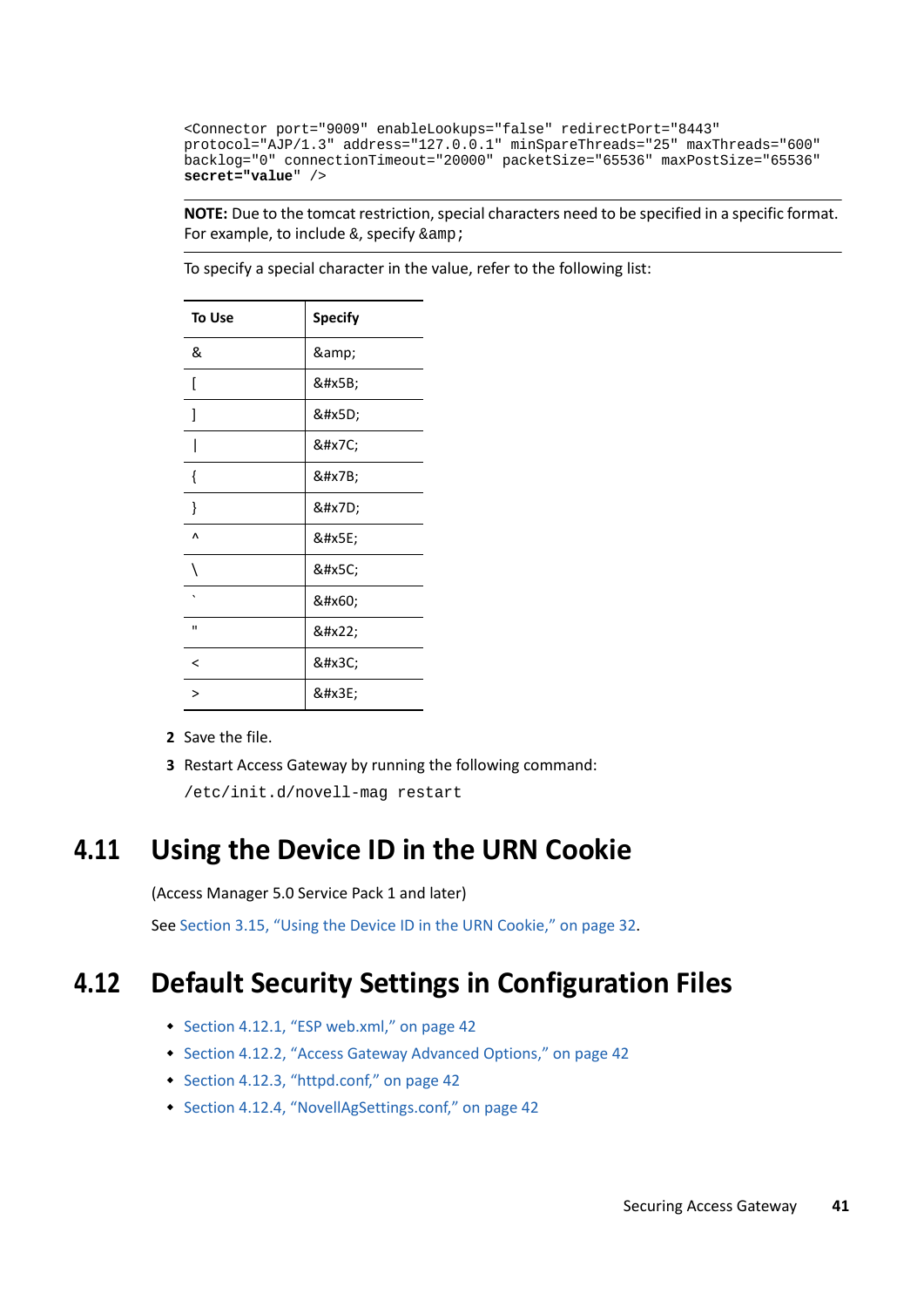```
<Connector port="9009" enableLookups="false" redirectPort="8443"
protocol="AJP/1.3" address="127.0.0.1" minSpareThreads="25" maxThreads="600"
backlog="0" connectionTimeout="20000" packetSize="65536" maxPostSize="65536"
secret="value" />
```

**NOTE:** Due to the tomcat restriction, special characters need to be specified in a specific format. For example, to include &, specify `&amp;`

To specify a special character in the value, refer to the following list:

| To Use | Specify |
|---|---|
| & | &amp; |
| [ | &#x5B; |
| ] | &#x5D; |
| \| | &#x7C; |
| { | &#x7B; |
| } | &#x7D; |
| ^ | &#x5E; |
| \ | &#x5C; |
| ` | &#x60; |
| " | &#x22; |
| < | &#x3C; |
| > | &#x3E; |

2. Save the file.
3. Restart Access Gateway by running the following command:

   `/etc/init.d/novell-mag restart`

## 4.11 Using the Device ID in the URN Cookie

(Access Manager 5.0 Service Pack 1 and later)

See Section 3.15, "Using the Device ID in the URN Cookie," on page 32.

## 4.12 Default Security Settings in Configuration Files

- Section 4.12.1, "ESP web.xml," on page 42
- Section 4.12.2, "Access Gateway Advanced Options," on page 42
- Section 4.12.3, "httpd.conf," on page 42
- Section 4.12.4, "NovellAgSettings.conf," on page 42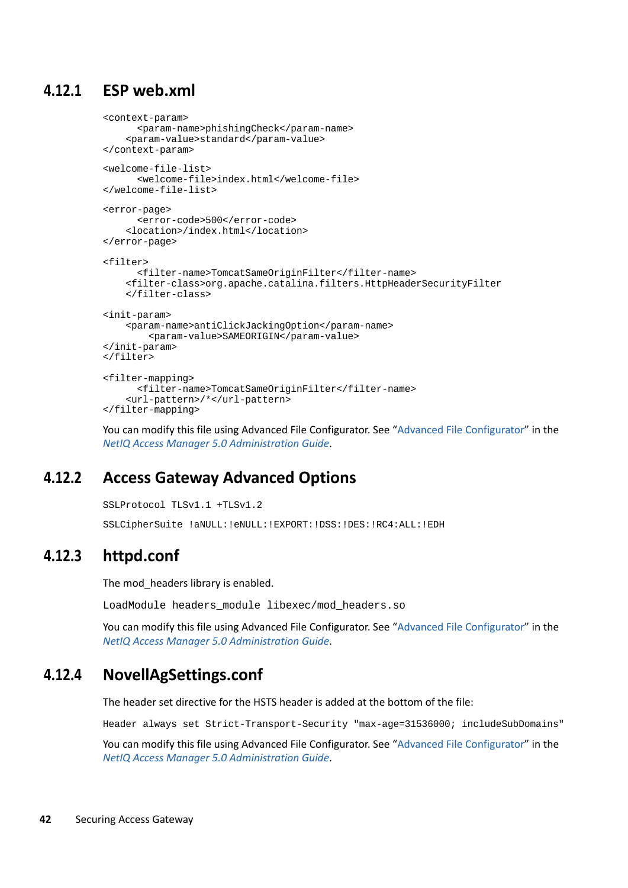### 4.12.1 ESP web.xml

```
<context-param>
      <param-name>phishingCheck</param-name>
    <param-value>standard</param-value>
</context-param>

<welcome-file-list>
      <welcome-file>index.html</welcome-file>
</welcome-file-list>

<error-page>
      <error-code>500</error-code>
    <location>/index.html</location>
</error-page>

<filter>
      <filter-name>TomcatSameOriginFilter</filter-name>
    <filter-class>org.apache.catalina.filters.HttpHeaderSecurityFilter
    </filter-class>

<init-param>
    <param-name>antiClickJackingOption</param-name>
        <param-value>SAMEORIGIN</param-value>
</init-param>
</filter>

<filter-mapping>
      <filter-name>TomcatSameOriginFilter</filter-name>
    <url-pattern>/*</url-pattern>
</filter-mapping>
```

You can modify this file using Advanced File Configurator. See "Advanced File Configurator" in the *NetIQ Access Manager 5.0 Administration Guide*.

### 4.12.2 Access Gateway Advanced Options

```
SSLProtocol TLSv1.1 +TLSv1.2

SSLCipherSuite !aNULL:!eNULL:!EXPORT:!DSS:!DES:!RC4:ALL:!EDH
```

### 4.12.3 httpd.conf

The mod_headers library is enabled.

```
LoadModule headers_module libexec/mod_headers.so
```

You can modify this file using Advanced File Configurator. See "Advanced File Configurator" in the *NetIQ Access Manager 5.0 Administration Guide*.

### 4.12.4 NovellAgSettings.conf

The header set directive for the HSTS header is added at the bottom of the file:

```
Header always set Strict-Transport-Security "max-age=31536000; includeSubDomains"
```

You can modify this file using Advanced File Configurator. See "Advanced File Configurator" in the *NetIQ Access Manager 5.0 Administration Guide*.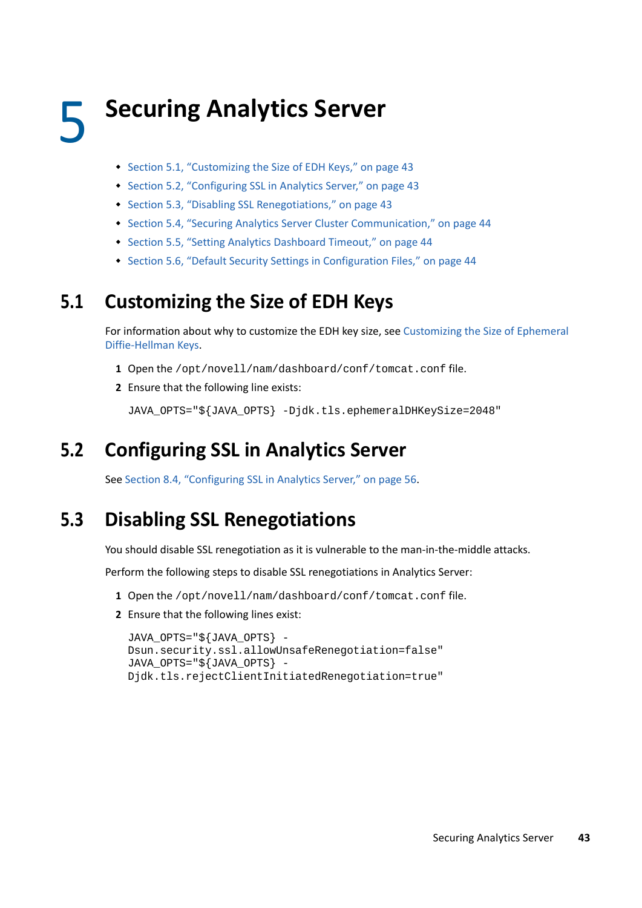# 5 Securing Analytics Server

- Section 5.1, “Customizing the Size of EDH Keys,” on page 43
- Section 5.2, “Configuring SSL in Analytics Server,” on page 43
- Section 5.3, “Disabling SSL Renegotiations,” on page 43
- Section 5.4, “Securing Analytics Server Cluster Communication,” on page 44
- Section 5.5, “Setting Analytics Dashboard Timeout,” on page 44
- Section 5.6, “Default Security Settings in Configuration Files,” on page 44

## 5.1 Customizing the Size of EDH Keys

For information about why to customize the EDH key size, see Customizing the Size of Ephemeral Diffie-Hellman Keys.

1. Open the `/opt/novell/nam/dashboard/conf/tomcat.conf` file.
2. Ensure that the following line exists:

```
JAVA_OPTS="${JAVA_OPTS} -Djdk.tls.ephemeralDHKeySize=2048"
```

## 5.2 Configuring SSL in Analytics Server

See Section 8.4, “Configuring SSL in Analytics Server,” on page 56.

## 5.3 Disabling SSL Renegotiations

You should disable SSL renegotiation as it is vulnerable to the man-in-the-middle attacks.

Perform the following steps to disable SSL renegotiations in Analytics Server:

1. Open the `/opt/novell/nam/dashboard/conf/tomcat.conf` file.
2. Ensure that the following lines exist:

```
JAVA_OPTS="${JAVA_OPTS} -
Dsun.security.ssl.allowUnsafeRenegotiation=false"
JAVA_OPTS="${JAVA_OPTS} -
Djdk.tls.rejectClientInitiatedRenegotiation=true"
```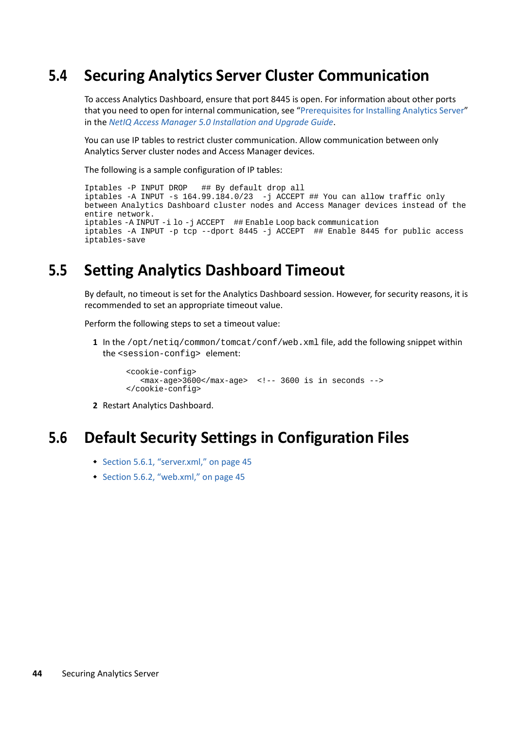## 5.4 Securing Analytics Server Cluster Communication

To access Analytics Dashboard, ensure that port 8445 is open. For information about other ports that you need to open for internal communication, see "Prerequisites for Installing Analytics Server" in the *NetIQ Access Manager 5.0 Installation and Upgrade Guide*.

You can use IP tables to restrict cluster communication. Allow communication between only Analytics Server cluster nodes and Access Manager devices.

The following is a sample configuration of IP tables:

```
Iptables -P INPUT DROP   ## By default drop all
iptables -A INPUT -s 164.99.184.0/23  -j ACCEPT ## You can allow traffic only
between Analytics Dashboard cluster nodes and Access Manager devices instead of the
entire network.
iptables -A INPUT -i lo -j ACCEPT  ## Enable Loop back communication
iptables -A INPUT -p tcp --dport 8445 -j ACCEPT  ## Enable 8445 for public access
iptables-save
```

## 5.5 Setting Analytics Dashboard Timeout

By default, no timeout is set for the Analytics Dashboard session. However, for security reasons, it is recommended to set an appropriate timeout value.

Perform the following steps to set a timeout value:

1. In the `/opt/netiq/common/tomcat/conf/web.xml` file, add the following snippet within the `<session-config>` element:

   ```
   <cookie-config>
      <max-age>3600</max-age>  <!-- 3600 is in seconds -->
   </cookie-config>
   ```

2. Restart Analytics Dashboard.

## 5.6 Default Security Settings in Configuration Files

- Section 5.6.1, "server.xml," on page 45
- Section 5.6.2, "web.xml," on page 45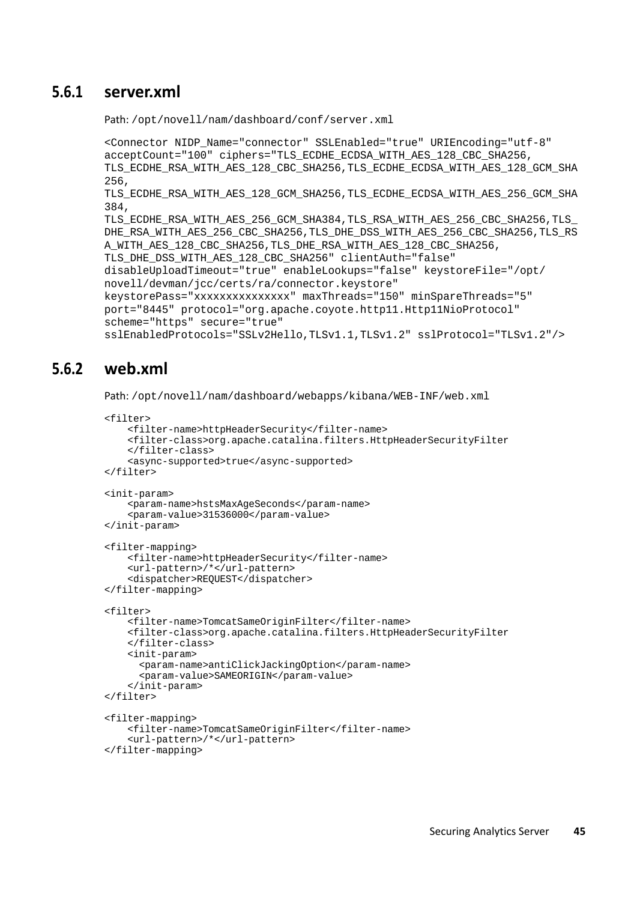### 5.6.1 server.xml

Path: `/opt/novell/nam/dashboard/conf/server.xml`

```
<Connector NIDP_Name="connector" SSLEnabled="true" URIEncoding="utf-8"
acceptCount="100" ciphers="TLS_ECDHE_ECDSA_WITH_AES_128_CBC_SHA256,
TLS_ECDHE_RSA_WITH_AES_128_CBC_SHA256,TLS_ECDHE_ECDSA_WITH_AES_128_GCM_SHA
256,
TLS_ECDHE_RSA_WITH_AES_128_GCM_SHA256,TLS_ECDHE_ECDSA_WITH_AES_256_GCM_SHA
384,
TLS_ECDHE_RSA_WITH_AES_256_GCM_SHA384,TLS_RSA_WITH_AES_256_CBC_SHA256,TLS_
DHE_RSA_WITH_AES_256_CBC_SHA256,TLS_DHE_DSS_WITH_AES_256_CBC_SHA256,TLS_RS
A_WITH_AES_128_CBC_SHA256,TLS_DHE_RSA_WITH_AES_128_CBC_SHA256,
TLS_DHE_DSS_WITH_AES_128_CBC_SHA256" clientAuth="false"
disableUploadTimeout="true" enableLookups="false" keystoreFile="/opt/
novell/devman/jcc/certs/ra/connector.keystore"
keystorePass="xxxxxxxxxxxxxxx" maxThreads="150" minSpareThreads="5"
port="8445" protocol="org.apache.coyote.http11.Http11NioProtocol"
scheme="https" secure="true"
sslEnabledProtocols="SSLv2Hello,TLSv1.1,TLSv1.2" sslProtocol="TLSv1.2"/>
```

### 5.6.2 web.xml

Path: `/opt/novell/nam/dashboard/webapps/kibana/WEB-INF/web.xml`

```
<filter>
    <filter-name>httpHeaderSecurity</filter-name>
    <filter-class>org.apache.catalina.filters.HttpHeaderSecurityFilter
    </filter-class>
    <async-supported>true</async-supported>
</filter>

<init-param>
    <param-name>hstsMaxAgeSeconds</param-name>
    <param-value>31536000</param-value>
</init-param>

<filter-mapping>
    <filter-name>httpHeaderSecurity</filter-name>
    <url-pattern>/*</url-pattern>
    <dispatcher>REQUEST</dispatcher>
</filter-mapping>

<filter>
    <filter-name>TomcatSameOriginFilter</filter-name>
    <filter-class>org.apache.catalina.filters.HttpHeaderSecurityFilter
    </filter-class>
    <init-param>
      <param-name>antiClickJackingOption</param-name>
      <param-value>SAMEORIGIN</param-value>
    </init-param>
</filter>

<filter-mapping>
    <filter-name>TomcatSameOriginFilter</filter-name>
    <url-pattern>/*</url-pattern>
</filter-mapping>
```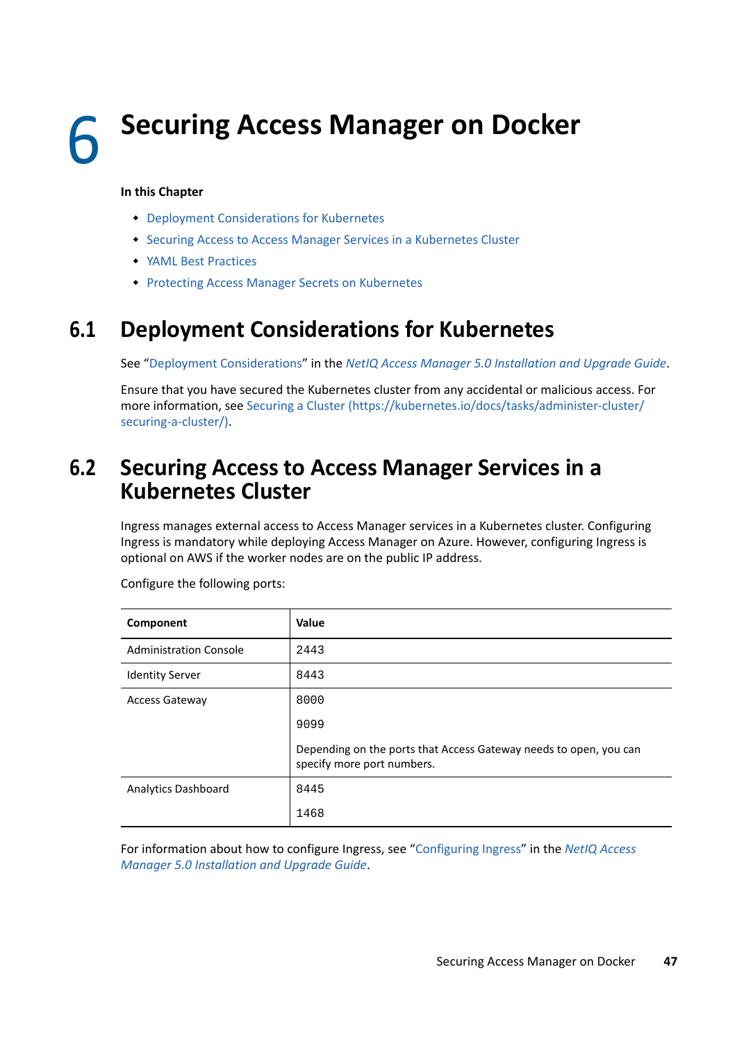# 6 Securing Access Manager on Docker

**In this Chapter**

- Deployment Considerations for Kubernetes
- Securing Access to Access Manager Services in a Kubernetes Cluster
- YAML Best Practices
- Protecting Access Manager Secrets on Kubernetes

## 6.1 Deployment Considerations for Kubernetes

See "Deployment Considerations" in the *NetIQ Access Manager 5.0 Installation and Upgrade Guide*.

Ensure that you have secured the Kubernetes cluster from any accidental or malicious access. For more information, see Securing a Cluster (https://kubernetes.io/docs/tasks/administer-cluster/securing-a-cluster/).

## 6.2 Securing Access to Access Manager Services in a Kubernetes Cluster

Ingress manages external access to Access Manager services in a Kubernetes cluster. Configuring Ingress is mandatory while deploying Access Manager on Azure. However, configuring Ingress is optional on AWS if the worker nodes are on the public IP address.

Configure the following ports:

| Component | Value |
|---|---|
| Administration Console | 2443 |
| Identity Server | 8443 |
| Access Gateway | 8000<br>9099<br>Depending on the ports that Access Gateway needs to open, you can specify more port numbers. |
| Analytics Dashboard | 8445<br>1468 |

For information about how to configure Ingress, see "Configuring Ingress" in the *NetIQ Access Manager 5.0 Installation and Upgrade Guide*.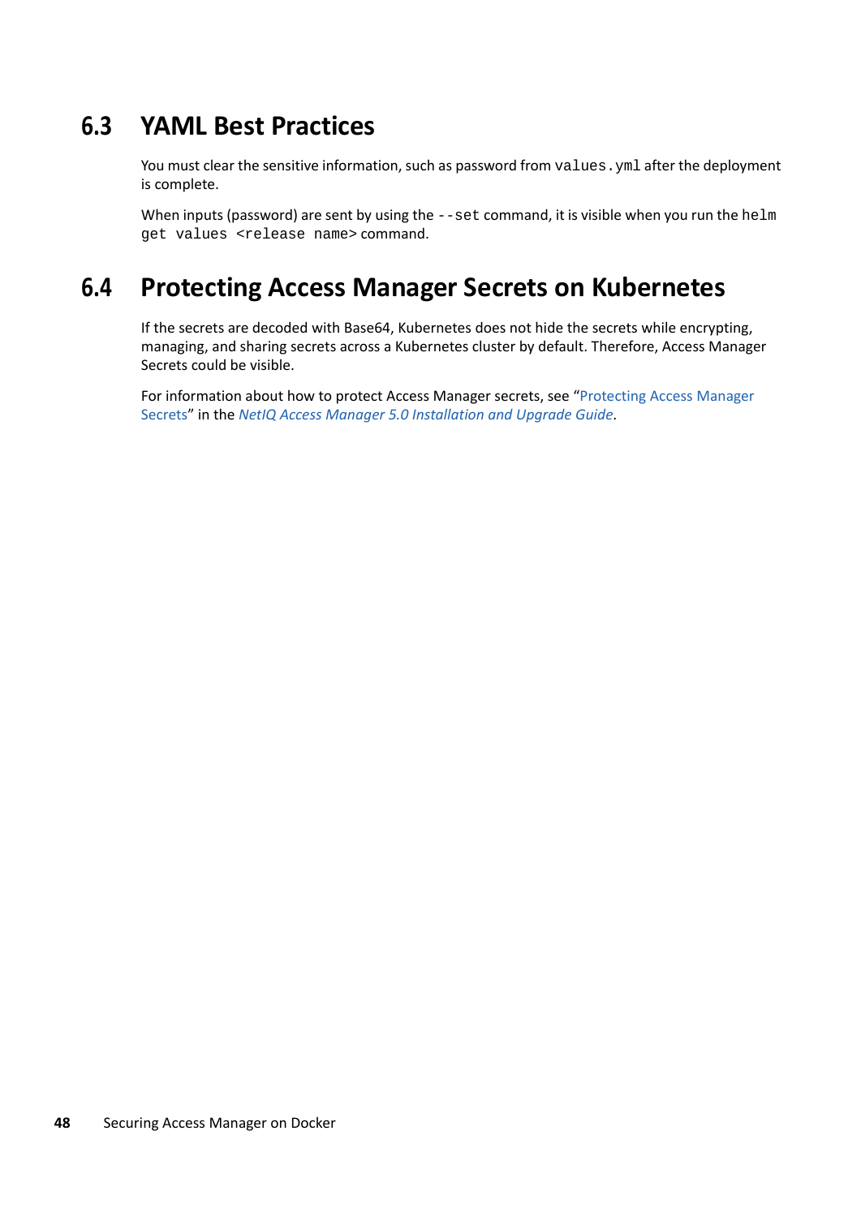## 6.3 YAML Best Practices

You must clear the sensitive information, such as password from `values.yml` after the deployment is complete.

When inputs (password) are sent by using the `--set` command, it is visible when you run the `helm get values <release name>` command.

## 6.4 Protecting Access Manager Secrets on Kubernetes

If the secrets are decoded with Base64, Kubernetes does not hide the secrets while encrypting, managing, and sharing secrets across a Kubernetes cluster by default. Therefore, Access Manager Secrets could be visible.

For information about how to protect Access Manager secrets, see "Protecting Access Manager Secrets" in the *NetIQ Access Manager 5.0 Installation and Upgrade Guide*.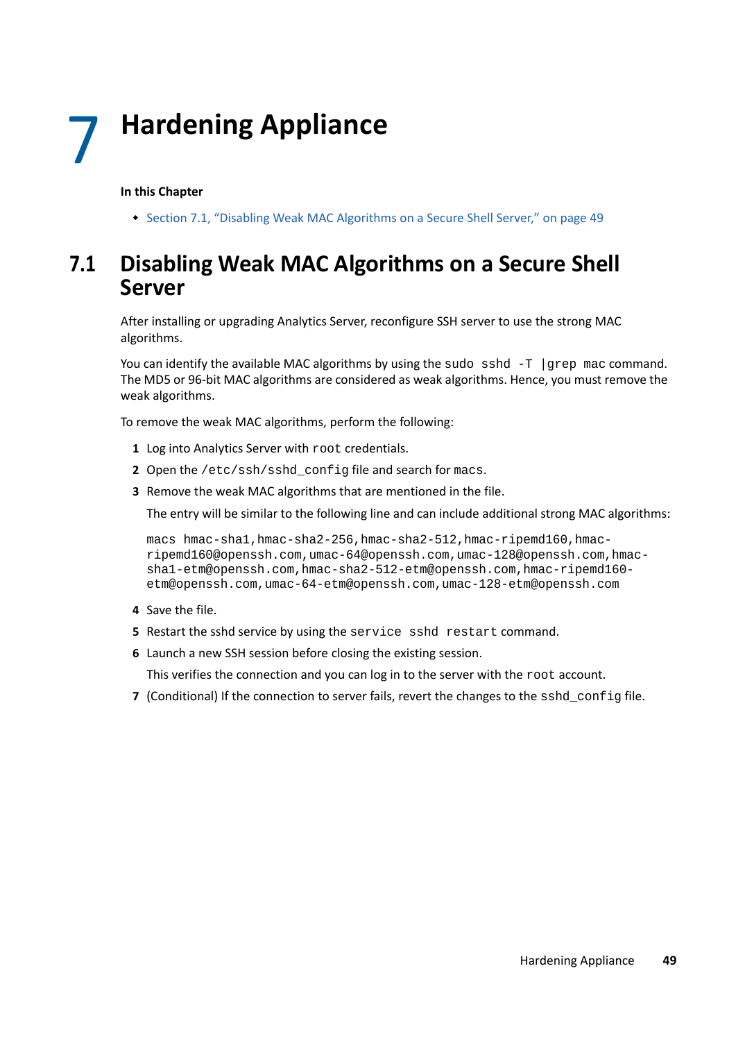# 7 Hardening Appliance

**In this Chapter**

- Section 7.1, "Disabling Weak MAC Algorithms on a Secure Shell Server," on page 49

## 7.1 Disabling Weak MAC Algorithms on a Secure Shell Server

After installing or upgrading Analytics Server, reconfigure SSH server to use the strong MAC algorithms.

You can identify the available MAC algorithms by using the `sudo sshd -T |grep mac` command. The MD5 or 96-bit MAC algorithms are considered as weak algorithms. Hence, you must remove the weak algorithms.

To remove the weak MAC algorithms, perform the following:

1. Log into Analytics Server with `root` credentials.
2. Open the `/etc/ssh/sshd_config` file and search for `macs`.
3. Remove the weak MAC algorithms that are mentioned in the file.

   The entry will be similar to the following line and can include additional strong MAC algorithms:

   ```
   macs hmac-sha1,hmac-sha2-256,hmac-sha2-512,hmac-ripemd160,hmac-ripemd160@openssh.com,umac-64@openssh.com,umac-128@openssh.com,hmac-sha1-etm@openssh.com,hmac-sha2-512-etm@openssh.com,hmac-ripemd160-etm@openssh.com,umac-64-etm@openssh.com,umac-128-etm@openssh.com
   ```

4. Save the file.
5. Restart the sshd service by using the `service sshd restart` command.
6. Launch a new SSH session before closing the existing session.

   This verifies the connection and you can log in to the server with the `root` account.

7. (Conditional) If the connection to server fails, revert the changes to the `sshd_config` file.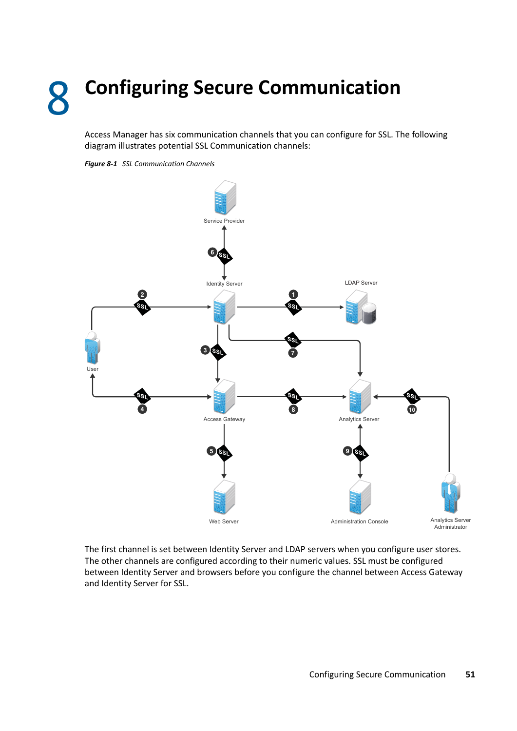# 8 Configuring Secure Communication

Access Manager has six communication channels that you can configure for SSL. The following diagram illustrates potential SSL Communication channels:

***Figure 8-1*** *SSL Communication Channels*

The first channel is set between Identity Server and LDAP servers when you configure user stores. The other channels are configured according to their numeric values. SSL must be configured between Identity Server and browsers before you configure the channel between Access Gateway and Identity Server for SSL.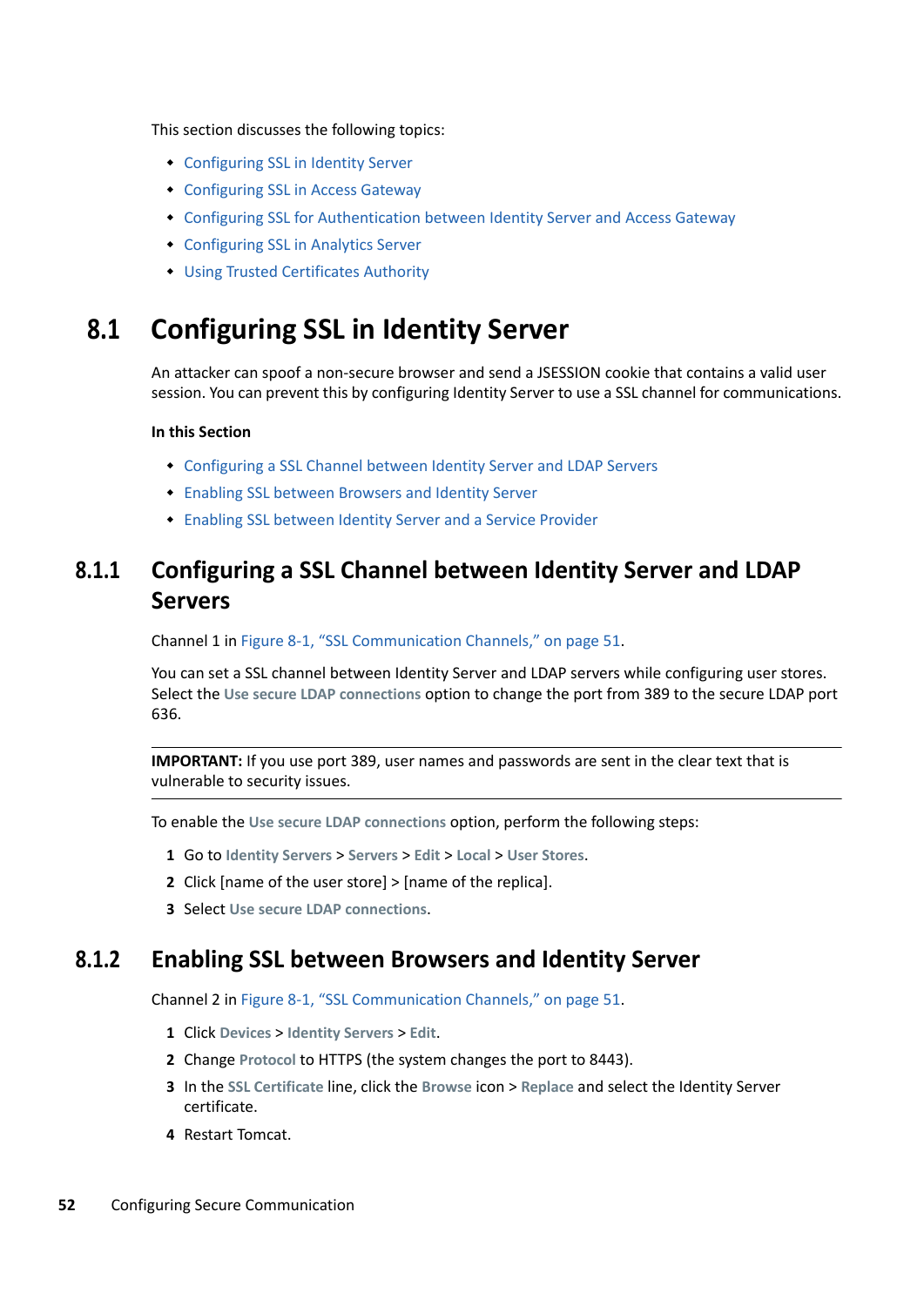This section discusses the following topics:

- Configuring SSL in Identity Server
- Configuring SSL in Access Gateway
- Configuring SSL for Authentication between Identity Server and Access Gateway
- Configuring SSL in Analytics Server
- Using Trusted Certificates Authority

## 8.1 Configuring SSL in Identity Server

An attacker can spoof a non-secure browser and send a JSESSION cookie that contains a valid user session. You can prevent this by configuring Identity Server to use a SSL channel for communications.

**In this Section**

- Configuring a SSL Channel between Identity Server and LDAP Servers
- Enabling SSL between Browsers and Identity Server
- Enabling SSL between Identity Server and a Service Provider

### 8.1.1 Configuring a SSL Channel between Identity Server and LDAP Servers

Channel 1 in Figure 8-1, "SSL Communication Channels," on page 51.

You can set a SSL channel between Identity Server and LDAP servers while configuring user stores. Select the **Use secure LDAP connections** option to change the port from 389 to the secure LDAP port 636.

---

**IMPORTANT:** If you use port 389, user names and passwords are sent in the clear text that is vulnerable to security issues.

---

To enable the **Use secure LDAP connections** option, perform the following steps:

1. Go to **Identity Servers** > **Servers** > **Edit** > **Local** > **User Stores**.
2. Click [name of the user store] > [name of the replica].
3. Select **Use secure LDAP connections**.

### 8.1.2 Enabling SSL between Browsers and Identity Server

Channel 2 in Figure 8-1, "SSL Communication Channels," on page 51.

1. Click **Devices** > **Identity Servers** > **Edit**.
2. Change **Protocol** to HTTPS (the system changes the port to 8443).
3. In the **SSL Certificate** line, click the **Browse** icon > **Replace** and select the Identity Server certificate.
4. Restart Tomcat.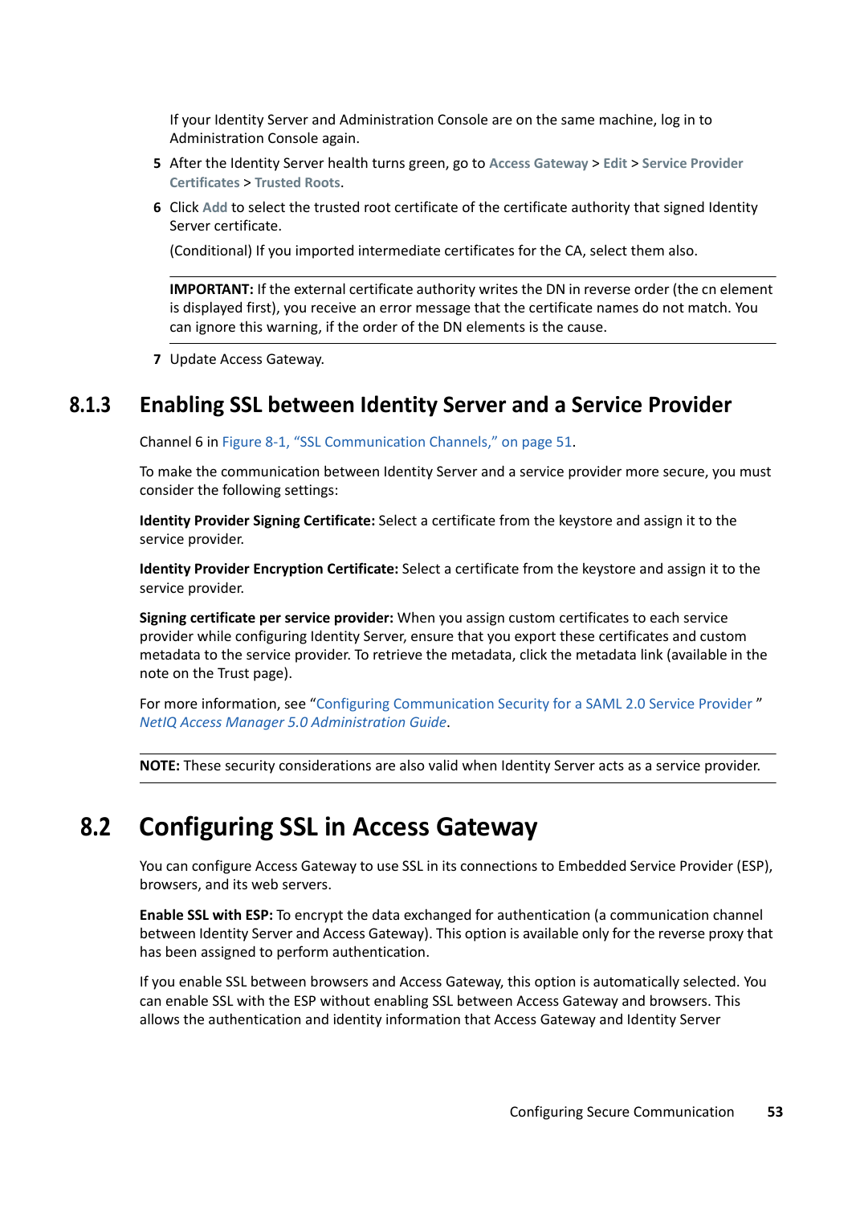If your Identity Server and Administration Console are on the same machine, log in to Administration Console again.

5. After the Identity Server health turns green, go to **Access Gateway** > **Edit** > **Service Provider Certificates** > **Trusted Roots**.
6. Click **Add** to select the trusted root certificate of the certificate authority that signed Identity Server certificate.

   (Conditional) If you imported intermediate certificates for the CA, select them also.

   **IMPORTANT:** If the external certificate authority writes the DN in reverse order (the cn element is displayed first), you receive an error message that the certificate names do not match. You can ignore this warning, if the order of the DN elements is the cause.

7. Update Access Gateway.

### 8.1.3 Enabling SSL between Identity Server and a Service Provider

Channel 6 in Figure 8-1, "SSL Communication Channels," on page 51.

To make the communication between Identity Server and a service provider more secure, you must consider the following settings:

**Identity Provider Signing Certificate:** Select a certificate from the keystore and assign it to the service provider.

**Identity Provider Encryption Certificate:** Select a certificate from the keystore and assign it to the service provider.

**Signing certificate per service provider:** When you assign custom certificates to each service provider while configuring Identity Server, ensure that you export these certificates and custom metadata to the service provider. To retrieve the metadata, click the metadata link (available in the note on the Trust page).

For more information, see "Configuring Communication Security for a SAML 2.0 Service Provider " *NetIQ Access Manager 5.0 Administration Guide*.

**NOTE:** These security considerations are also valid when Identity Server acts as a service provider.

## 8.2 Configuring SSL in Access Gateway

You can configure Access Gateway to use SSL in its connections to Embedded Service Provider (ESP), browsers, and its web servers.

**Enable SSL with ESP:** To encrypt the data exchanged for authentication (a communication channel between Identity Server and Access Gateway). This option is available only for the reverse proxy that has been assigned to perform authentication.

If you enable SSL between browsers and Access Gateway, this option is automatically selected. You can enable SSL with the ESP without enabling SSL between Access Gateway and browsers. This allows the authentication and identity information that Access Gateway and Identity Server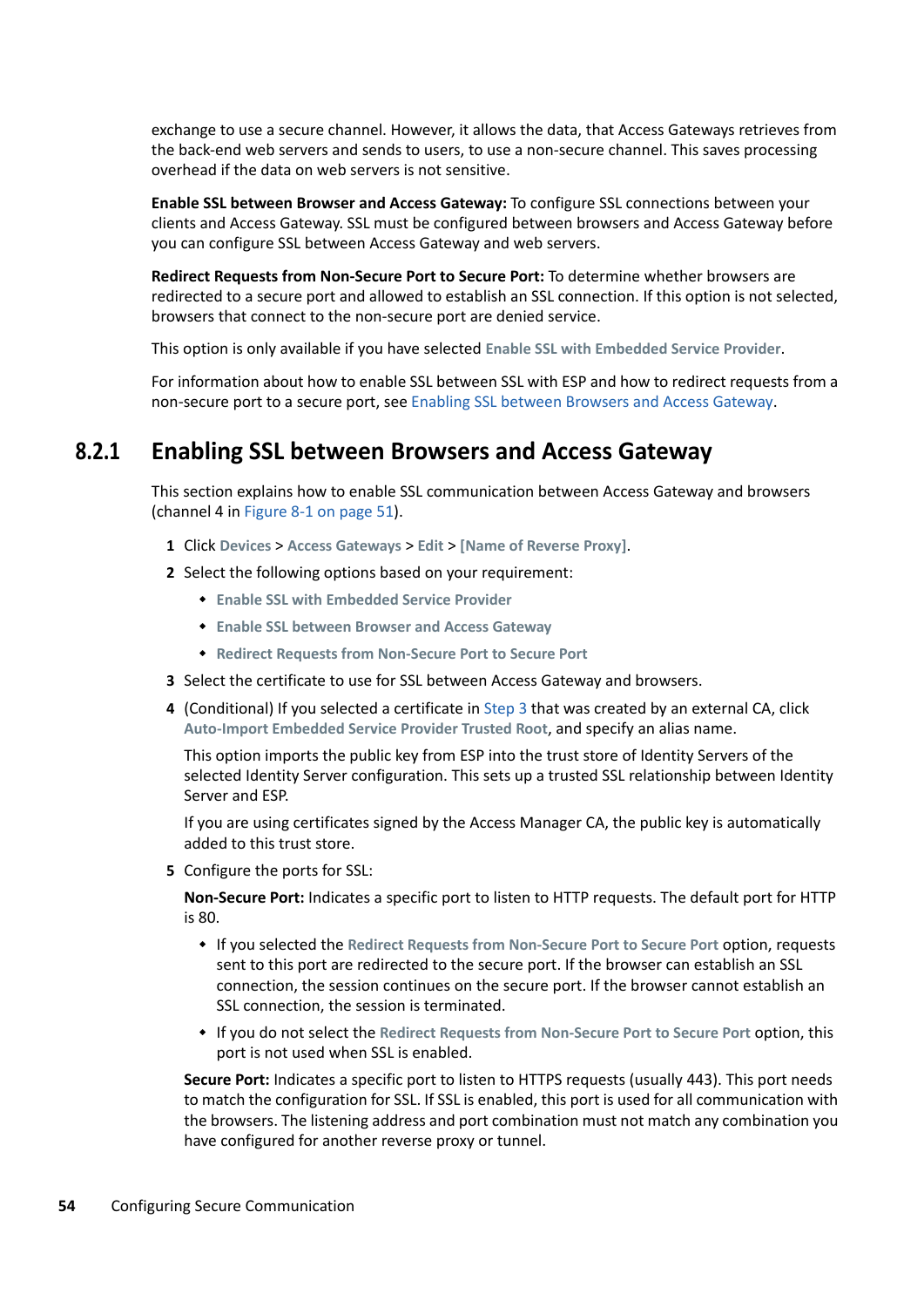exchange to use a secure channel. However, it allows the data, that Access Gateways retrieves from the back-end web servers and sends to users, to use a non-secure channel. This saves processing overhead if the data on web servers is not sensitive.

**Enable SSL between Browser and Access Gateway:** To configure SSL connections between your clients and Access Gateway. SSL must be configured between browsers and Access Gateway before you can configure SSL between Access Gateway and web servers.

**Redirect Requests from Non-Secure Port to Secure Port:** To determine whether browsers are redirected to a secure port and allowed to establish an SSL connection. If this option is not selected, browsers that connect to the non-secure port are denied service.

This option is only available if you have selected **Enable SSL with Embedded Service Provider**.

For information about how to enable SSL between SSL with ESP and how to redirect requests from a non-secure port to a secure port, see Enabling SSL between Browsers and Access Gateway.

## 8.2.1 Enabling SSL between Browsers and Access Gateway

This section explains how to enable SSL communication between Access Gateway and browsers (channel 4 in Figure 8-1 on page 51).

1. Click **Devices** > **Access Gateways** > **Edit** > **[Name of Reverse Proxy]**.
2. Select the following options based on your requirement:
   - **Enable SSL with Embedded Service Provider**
   - **Enable SSL between Browser and Access Gateway**
   - **Redirect Requests from Non-Secure Port to Secure Port**
3. Select the certificate to use for SSL between Access Gateway and browsers.
4. (Conditional) If you selected a certificate in Step 3 that was created by an external CA, click **Auto-Import Embedded Service Provider Trusted Root**, and specify an alias name.

   This option imports the public key from ESP into the trust store of Identity Servers of the selected Identity Server configuration. This sets up a trusted SSL relationship between Identity Server and ESP.

   If you are using certificates signed by the Access Manager CA, the public key is automatically added to this trust store.
5. Configure the ports for SSL:

   **Non-Secure Port:** Indicates a specific port to listen to HTTP requests. The default port for HTTP is 80.

   - If you selected the **Redirect Requests from Non-Secure Port to Secure Port** option, requests sent to this port are redirected to the secure port. If the browser can establish an SSL connection, the session continues on the secure port. If the browser cannot establish an SSL connection, the session is terminated.
   - If you do not select the **Redirect Requests from Non-Secure Port to Secure Port** option, this port is not used when SSL is enabled.

   **Secure Port:** Indicates a specific port to listen to HTTPS requests (usually 443). This port needs to match the configuration for SSL. If SSL is enabled, this port is used for all communication with the browsers. The listening address and port combination must not match any combination you have configured for another reverse proxy or tunnel.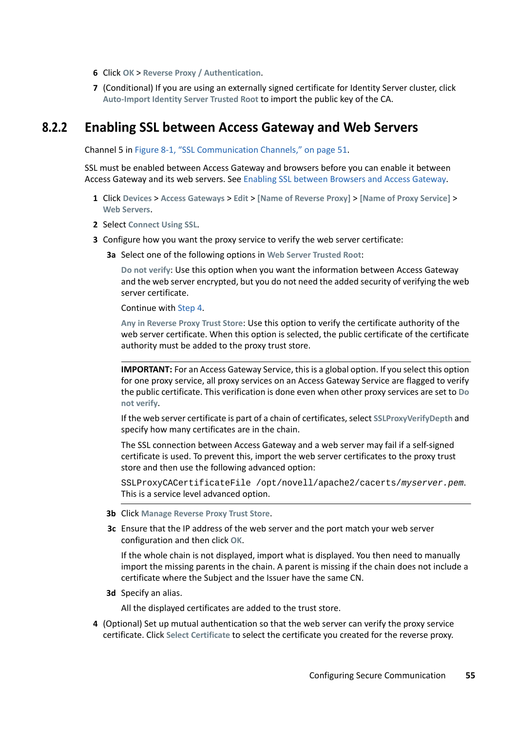6 Click **OK** > **Reverse Proxy / Authentication**.

7 (Conditional) If you are using an externally signed certificate for Identity Server cluster, click **Auto-Import Identity Server Trusted Root** to import the public key of the CA.

### 8.2.2 Enabling SSL between Access Gateway and Web Servers

Channel 5 in Figure 8-1, "SSL Communication Channels," on page 51.

SSL must be enabled between Access Gateway and browsers before you can enable it between Access Gateway and its web servers. See Enabling SSL between Browsers and Access Gateway.

1 Click **Devices** > **Access Gateways** > **Edit** > **[Name of Reverse Proxy]** > **[Name of Proxy Service]** > **Web Servers**.

2 Select **Connect Using SSL**.

3 Configure how you want the proxy service to verify the web server certificate:

   3a Select one of the following options in **Web Server Trusted Root**:

   **Do not verify**: Use this option when you want the information between Access Gateway and the web server encrypted, but you do not need the added security of verifying the web server certificate.

   Continue with Step 4.

   **Any in Reverse Proxy Trust Store**: Use this option to verify the certificate authority of the web server certificate. When this option is selected, the public certificate of the certificate authority must be added to the proxy trust store.

   ---

   **IMPORTANT:** For an Access Gateway Service, this is a global option. If you select this option for one proxy service, all proxy services on an Access Gateway Service are flagged to verify the public certificate. This verification is done even when other proxy services are set to **Do not verify**.

   If the web server certificate is part of a chain of certificates, select **SSLProxyVerifyDepth** and specify how many certificates are in the chain.

   The SSL connection between Access Gateway and a web server may fail if a self-signed certificate is used. To prevent this, import the web server certificates to the proxy trust store and then use the following advanced option:

   `SSLProxyCACertificateFile /opt/novell/apache2/cacerts/myserver.pem`. This is a service level advanced option.

   ---

   3b Click **Manage Reverse Proxy Trust Store**.

   3c Ensure that the IP address of the web server and the port match your web server configuration and then click **OK**.

   If the whole chain is not displayed, import what is displayed. You then need to manually import the missing parents in the chain. A parent is missing if the chain does not include a certificate where the Subject and the Issuer have the same CN.

   3d Specify an alias.

   All the displayed certificates are added to the trust store.

4 (Optional) Set up mutual authentication so that the web server can verify the proxy service certificate. Click **Select Certificate** to select the certificate you created for the reverse proxy.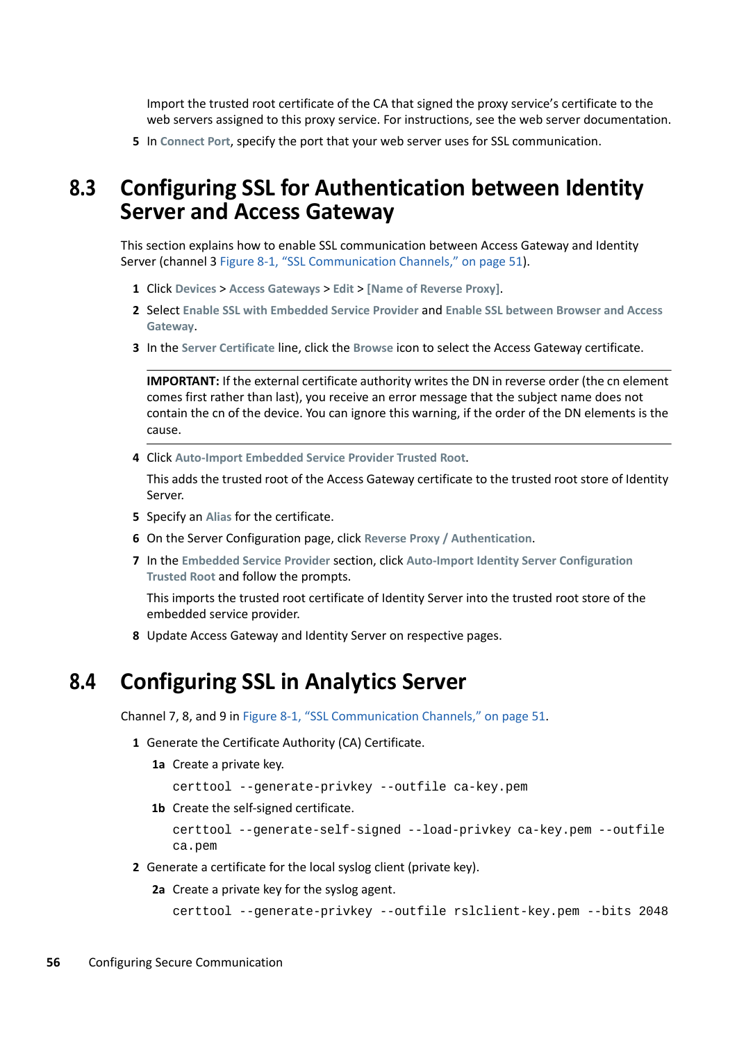Import the trusted root certificate of the CA that signed the proxy service's certificate to the web servers assigned to this proxy service. For instructions, see the web server documentation.

5 In **Connect Port**, specify the port that your web server uses for SSL communication.

## 8.3 Configuring SSL for Authentication between Identity Server and Access Gateway

This section explains how to enable SSL communication between Access Gateway and Identity Server (channel 3 Figure 8-1, "SSL Communication Channels," on page 51).

1 Click **Devices** > **Access Gateways** > **Edit** > **[Name of Reverse Proxy]**.
2 Select **Enable SSL with Embedded Service Provider** and **Enable SSL between Browser and Access Gateway**.
3 In the **Server Certificate** line, click the **Browse** icon to select the Access Gateway certificate.

---

**IMPORTANT:** If the external certificate authority writes the DN in reverse order (the cn element comes first rather than last), you receive an error message that the subject name does not contain the cn of the device. You can ignore this warning, if the order of the DN elements is the cause.

---

4 Click **Auto-Import Embedded Service Provider Trusted Root**.

This adds the trusted root of the Access Gateway certificate to the trusted root store of Identity Server.

5 Specify an **Alias** for the certificate.
6 On the Server Configuration page, click **Reverse Proxy / Authentication**.
7 In the **Embedded Service Provider** section, click **Auto-Import Identity Server Configuration Trusted Root** and follow the prompts.

This imports the trusted root certificate of Identity Server into the trusted root store of the embedded service provider.

8 Update Access Gateway and Identity Server on respective pages.

## 8.4 Configuring SSL in Analytics Server

Channel 7, 8, and 9 in Figure 8-1, "SSL Communication Channels," on page 51.

1 Generate the Certificate Authority (CA) Certificate.

1a Create a private key.

```
certtool --generate-privkey --outfile ca-key.pem
```

1b Create the self-signed certificate.

```
certtool --generate-self-signed --load-privkey ca-key.pem --outfile ca.pem
```

2 Generate a certificate for the local syslog client (private key).

2a Create a private key for the syslog agent.

```
certtool --generate-privkey --outfile rslclient-key.pem --bits 2048
```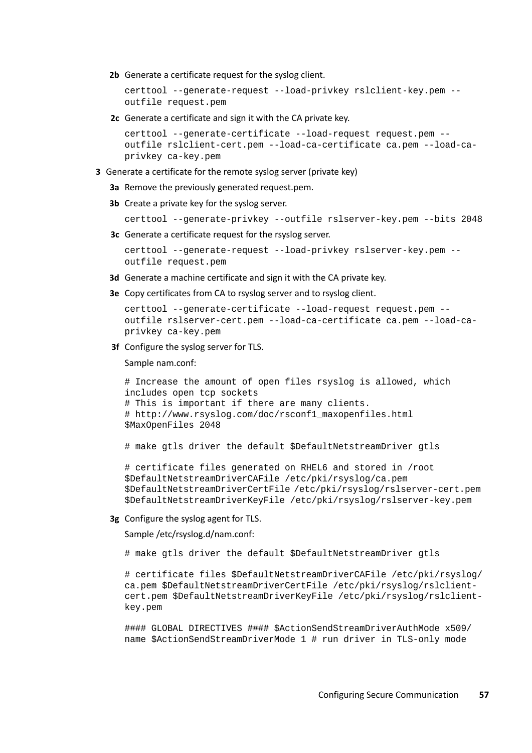**2b** Generate a certificate request for the syslog client.

```
certtool --generate-request --load-privkey rslclient-key.pem --
outfile request.pem
```

**2c** Generate a certificate and sign it with the CA private key.

```
certtool --generate-certificate --load-request request.pem --
outfile rslclient-cert.pem --load-ca-certificate ca.pem --load-ca-
privkey ca-key.pem
```

**3** Generate a certificate for the remote syslog server (private key)

**3a** Remove the previously generated request.pem.

**3b** Create a private key for the syslog server.

```
certtool --generate-privkey --outfile rslserver-key.pem --bits 2048
```

**3c** Generate a certificate request for the rsyslog server.

```
certtool --generate-request --load-privkey rslserver-key.pem --
outfile request.pem
```

**3d** Generate a machine certificate and sign it with the CA private key.

**3e** Copy certificates from CA to rsyslog server and to rsyslog client.

```
certtool --generate-certificate --load-request request.pem --
outfile rslserver-cert.pem --load-ca-certificate ca.pem --load-ca-
privkey ca-key.pem
```

**3f** Configure the syslog server for TLS.

Sample nam.conf:

```
# Increase the amount of open files rsyslog is allowed, which
includes open tcp sockets
# This is important if there are many clients.
# http://www.rsyslog.com/doc/rsconf1_maxopenfiles.html
$MaxOpenFiles 2048

# make gtls driver the default $DefaultNetstreamDriver gtls

# certificate files generated on RHEL6 and stored in /root
$DefaultNetstreamDriverCAFile /etc/pki/rsyslog/ca.pem
$DefaultNetstreamDriverCertFile /etc/pki/rsyslog/rslserver-cert.pem
$DefaultNetstreamDriverKeyFile /etc/pki/rsyslog/rslserver-key.pem
```

**3g** Configure the syslog agent for TLS.

Sample /etc/rsyslog.d/nam.conf:

```
# make gtls driver the default $DefaultNetstreamDriver gtls

# certificate files $DefaultNetstreamDriverCAFile /etc/pki/rsyslog/
ca.pem $DefaultNetstreamDriverCertFile /etc/pki/rsyslog/rslclient-
cert.pem $DefaultNetstreamDriverKeyFile /etc/pki/rsyslog/rslclient-
key.pem

#### GLOBAL DIRECTIVES #### $ActionSendStreamDriverAuthMode x509/
name $ActionSendStreamDriverMode 1 # run driver in TLS-only mode
```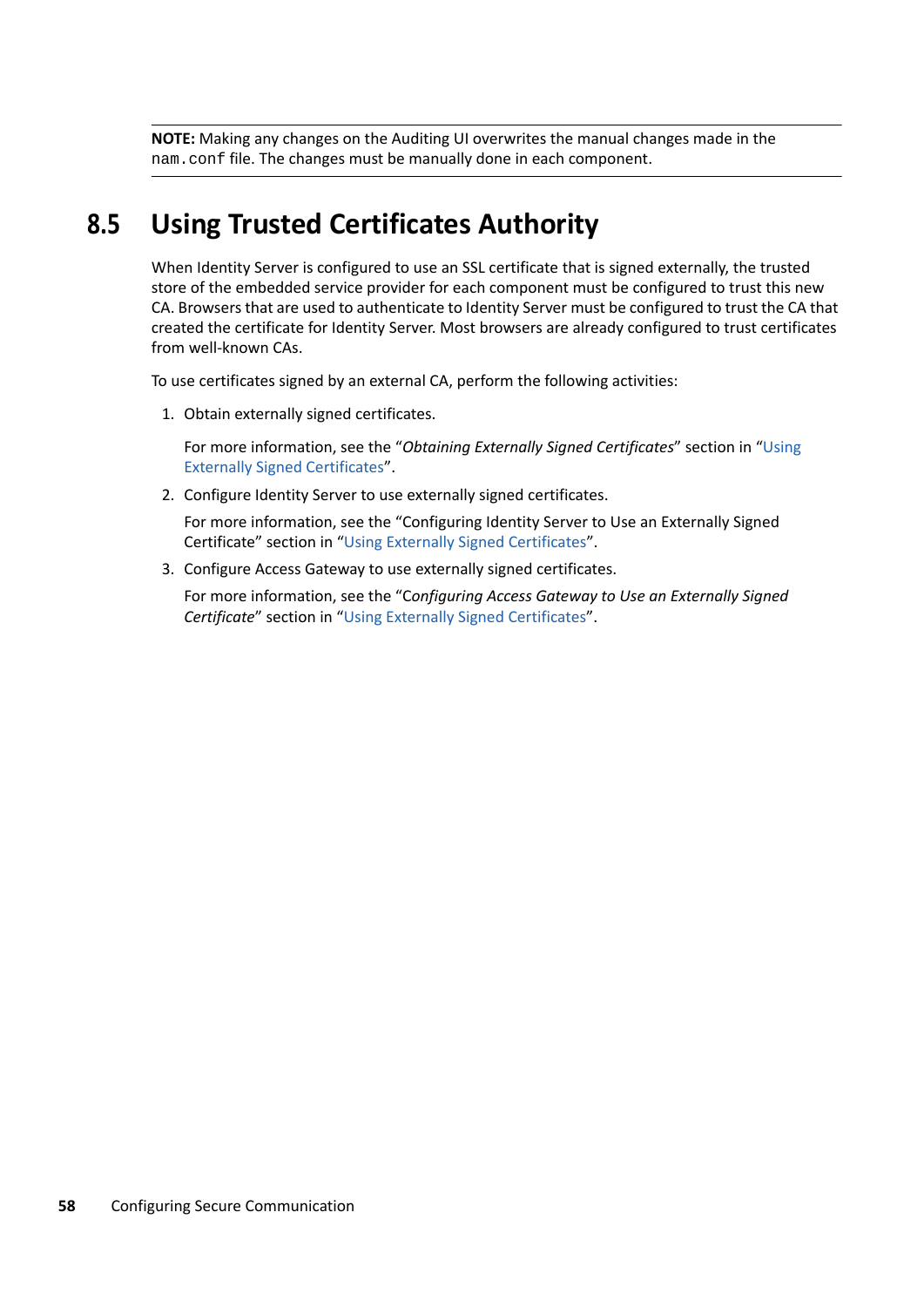**NOTE:** Making any changes on the Auditing UI overwrites the manual changes made in the `nam.conf` file. The changes must be manually done in each component.

## 8.5 Using Trusted Certificates Authority

When Identity Server is configured to use an SSL certificate that is signed externally, the trusted store of the embedded service provider for each component must be configured to trust this new CA. Browsers that are used to authenticate to Identity Server must be configured to trust the CA that created the certificate for Identity Server. Most browsers are already configured to trust certificates from well-known CAs.

To use certificates signed by an external CA, perform the following activities:

1. Obtain externally signed certificates.

   For more information, see the “*Obtaining Externally Signed Certificates*” section in “Using Externally Signed Certificates”.

2. Configure Identity Server to use externally signed certificates.

   For more information, see the “Configuring Identity Server to Use an Externally Signed Certificate” section in “Using Externally Signed Certificates”.

3. Configure Access Gateway to use externally signed certificates.

   For more information, see the “C*onfiguring Access Gateway to Use an Externally Signed Certificate*” section in “Using Externally Signed Certificates”.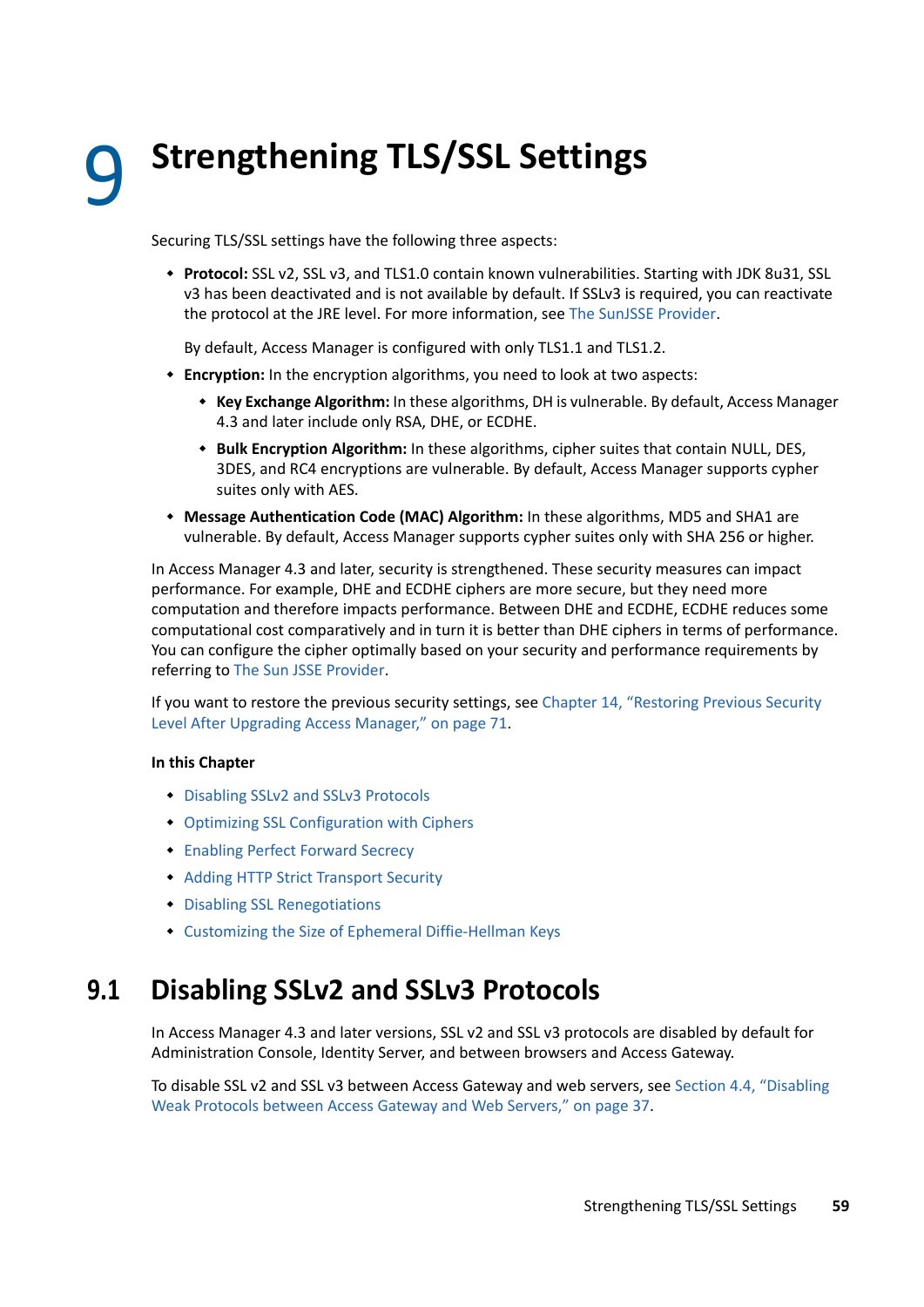# 9 Strengthening TLS/SSL Settings

Securing TLS/SSL settings have the following three aspects:

- **Protocol:** SSL v2, SSL v3, and TLS1.0 contain known vulnerabilities. Starting with JDK 8u31, SSL v3 has been deactivated and is not available by default. If SSLv3 is required, you can reactivate the protocol at the JRE level. For more information, see The SunJSSE Provider.

  By default, Access Manager is configured with only TLS1.1 and TLS1.2.
- **Encryption:** In the encryption algorithms, you need to look at two aspects:
  - **Key Exchange Algorithm:** In these algorithms, DH is vulnerable. By default, Access Manager 4.3 and later include only RSA, DHE, or ECDHE.
  - **Bulk Encryption Algorithm:** In these algorithms, cipher suites that contain NULL, DES, 3DES, and RC4 encryptions are vulnerable. By default, Access Manager supports cypher suites only with AES.
- **Message Authentication Code (MAC) Algorithm:** In these algorithms, MD5 and SHA1 are vulnerable. By default, Access Manager supports cypher suites only with SHA 256 or higher.

In Access Manager 4.3 and later, security is strengthened. These security measures can impact performance. For example, DHE and ECDHE ciphers are more secure, but they need more computation and therefore impacts performance. Between DHE and ECDHE, ECDHE reduces some computational cost comparatively and in turn it is better than DHE ciphers in terms of performance. You can configure the cipher optimally based on your security and performance requirements by referring to The Sun JSSE Provider.

If you want to restore the previous security settings, see Chapter 14, "Restoring Previous Security Level After Upgrading Access Manager," on page 71.

**In this Chapter**

- Disabling SSLv2 and SSLv3 Protocols
- Optimizing SSL Configuration with Ciphers
- Enabling Perfect Forward Secrecy
- Adding HTTP Strict Transport Security
- Disabling SSL Renegotiations
- Customizing the Size of Ephemeral Diffie-Hellman Keys

## 9.1 Disabling SSLv2 and SSLv3 Protocols

In Access Manager 4.3 and later versions, SSL v2 and SSL v3 protocols are disabled by default for Administration Console, Identity Server, and between browsers and Access Gateway.

To disable SSL v2 and SSL v3 between Access Gateway and web servers, see Section 4.4, "Disabling Weak Protocols between Access Gateway and Web Servers," on page 37.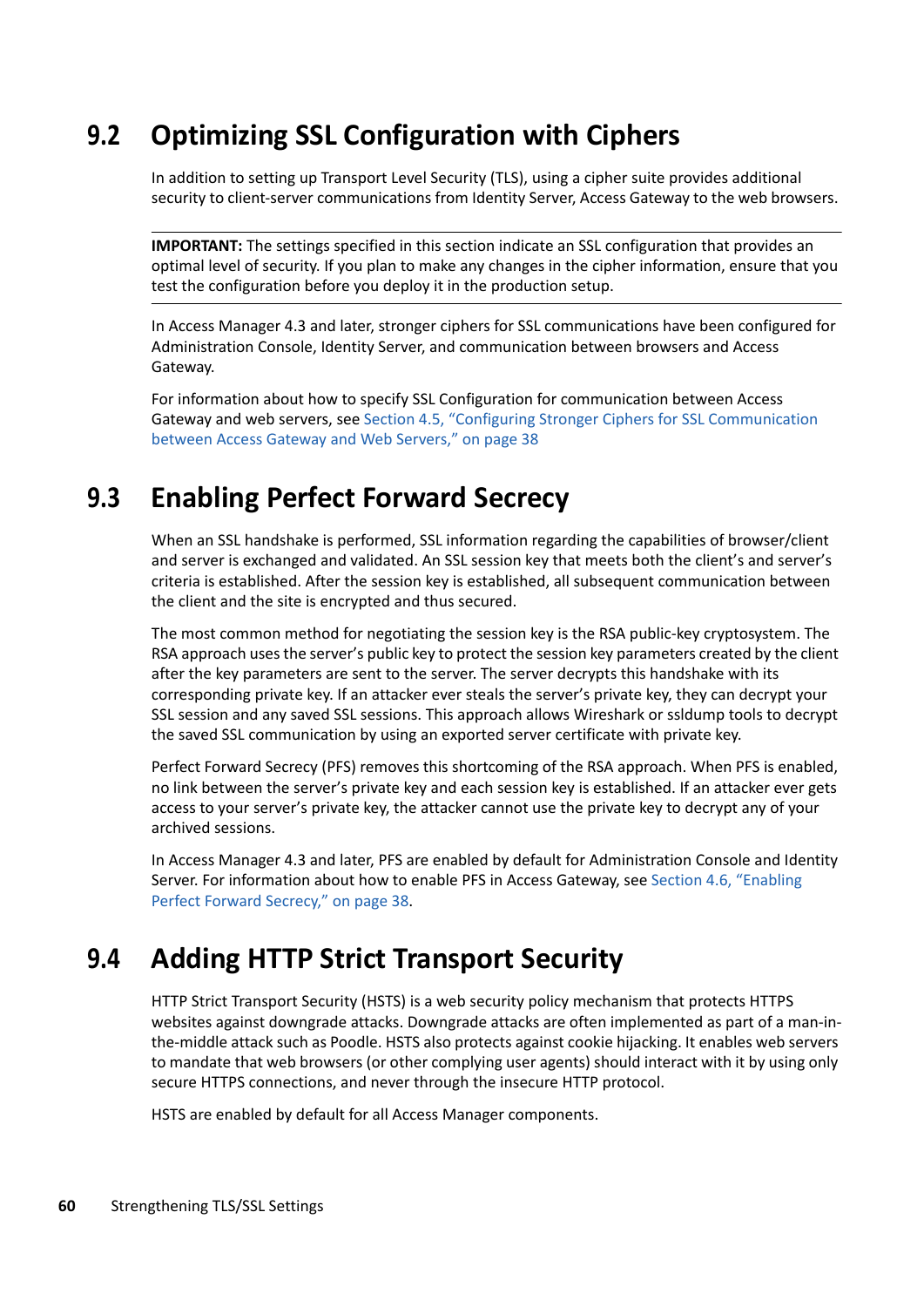## 9.2 Optimizing SSL Configuration with Ciphers

In addition to setting up Transport Level Security (TLS), using a cipher suite provides additional security to client-server communications from Identity Server, Access Gateway to the web browsers.

---

**IMPORTANT:** The settings specified in this section indicate an SSL configuration that provides an optimal level of security. If you plan to make any changes in the cipher information, ensure that you test the configuration before you deploy it in the production setup.

---

In Access Manager 4.3 and later, stronger ciphers for SSL communications have been configured for Administration Console, Identity Server, and communication between browsers and Access Gateway.

For information about how to specify SSL Configuration for communication between Access Gateway and web servers, see Section 4.5, "Configuring Stronger Ciphers for SSL Communication between Access Gateway and Web Servers," on page 38

## 9.3 Enabling Perfect Forward Secrecy

When an SSL handshake is performed, SSL information regarding the capabilities of browser/client and server is exchanged and validated. An SSL session key that meets both the client's and server's criteria is established. After the session key is established, all subsequent communication between the client and the site is encrypted and thus secured.

The most common method for negotiating the session key is the RSA public-key cryptosystem. The RSA approach uses the server's public key to protect the session key parameters created by the client after the key parameters are sent to the server. The server decrypts this handshake with its corresponding private key. If an attacker ever steals the server's private key, they can decrypt your SSL session and any saved SSL sessions. This approach allows Wireshark or ssldump tools to decrypt the saved SSL communication by using an exported server certificate with private key.

Perfect Forward Secrecy (PFS) removes this shortcoming of the RSA approach. When PFS is enabled, no link between the server's private key and each session key is established. If an attacker ever gets access to your server's private key, the attacker cannot use the private key to decrypt any of your archived sessions.

In Access Manager 4.3 and later, PFS are enabled by default for Administration Console and Identity Server. For information about how to enable PFS in Access Gateway, see Section 4.6, "Enabling Perfect Forward Secrecy," on page 38.

## 9.4 Adding HTTP Strict Transport Security

HTTP Strict Transport Security (HSTS) is a web security policy mechanism that protects HTTPS websites against downgrade attacks. Downgrade attacks are often implemented as part of a man-in-the-middle attack such as Poodle. HSTS also protects against cookie hijacking. It enables web servers to mandate that web browsers (or other complying user agents) should interact with it by using only secure HTTPS connections, and never through the insecure HTTP protocol.

HSTS are enabled by default for all Access Manager components.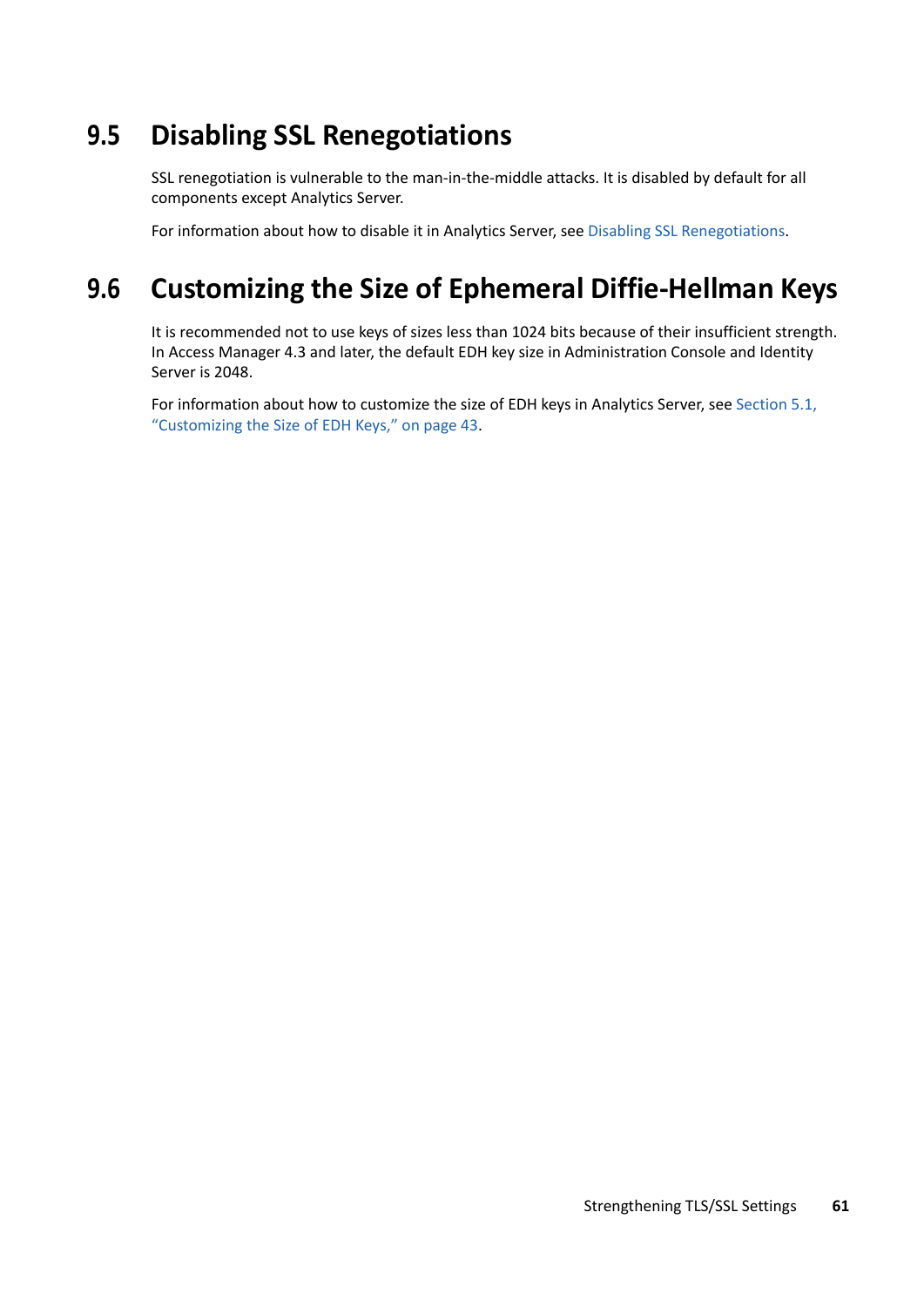## 9.5 Disabling SSL Renegotiations

SSL renegotiation is vulnerable to the man-in-the-middle attacks. It is disabled by default for all components except Analytics Server.

For information about how to disable it in Analytics Server, see Disabling SSL Renegotiations.

## 9.6 Customizing the Size of Ephemeral Diffie-Hellman Keys

It is recommended not to use keys of sizes less than 1024 bits because of their insufficient strength. In Access Manager 4.3 and later, the default EDH key size in Administration Console and Identity Server is 2048.

For information about how to customize the size of EDH keys in Analytics Server, see Section 5.1, "Customizing the Size of EDH Keys," on page 43.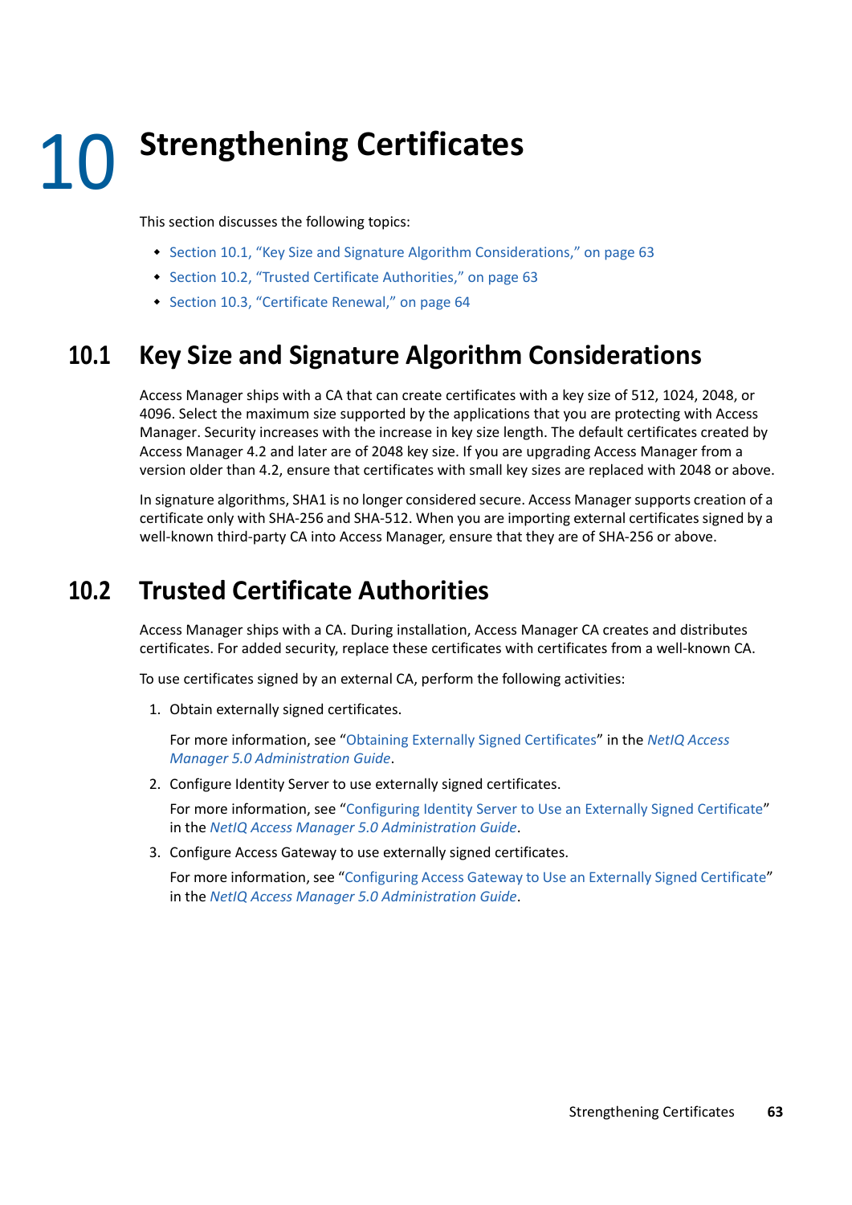# 10 Strengthening Certificates

This section discusses the following topics:

- Section 10.1, "Key Size and Signature Algorithm Considerations," on page 63
- Section 10.2, "Trusted Certificate Authorities," on page 63
- Section 10.3, "Certificate Renewal," on page 64

## 10.1 Key Size and Signature Algorithm Considerations

Access Manager ships with a CA that can create certificates with a key size of 512, 1024, 2048, or 4096. Select the maximum size supported by the applications that you are protecting with Access Manager. Security increases with the increase in key size length. The default certificates created by Access Manager 4.2 and later are of 2048 key size. If you are upgrading Access Manager from a version older than 4.2, ensure that certificates with small key sizes are replaced with 2048 or above.

In signature algorithms, SHA1 is no longer considered secure. Access Manager supports creation of a certificate only with SHA-256 and SHA-512. When you are importing external certificates signed by a well-known third-party CA into Access Manager, ensure that they are of SHA-256 or above.

## 10.2 Trusted Certificate Authorities

Access Manager ships with a CA. During installation, Access Manager CA creates and distributes certificates. For added security, replace these certificates with certificates from a well-known CA.

To use certificates signed by an external CA, perform the following activities:

1. Obtain externally signed certificates.

   For more information, see "Obtaining Externally Signed Certificates" in the *NetIQ Access Manager 5.0 Administration Guide*.

2. Configure Identity Server to use externally signed certificates.

   For more information, see "Configuring Identity Server to Use an Externally Signed Certificate" in the *NetIQ Access Manager 5.0 Administration Guide*.

3. Configure Access Gateway to use externally signed certificates.

   For more information, see "Configuring Access Gateway to Use an Externally Signed Certificate" in the *NetIQ Access Manager 5.0 Administration Guide*.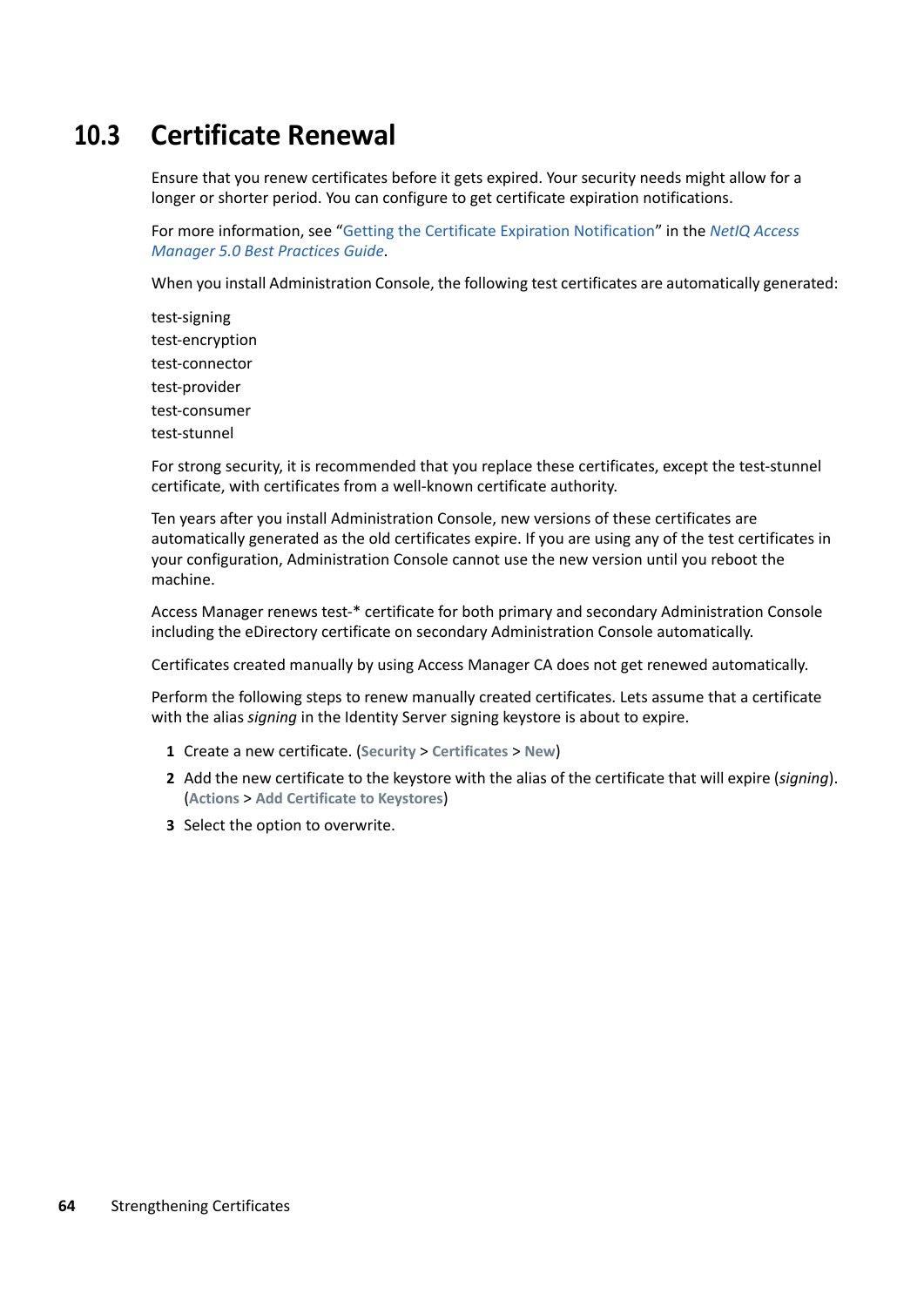## 10.3 Certificate Renewal

Ensure that you renew certificates before it gets expired. Your security needs might allow for a longer or shorter period. You can configure to get certificate expiration notifications.

For more information, see "Getting the Certificate Expiration Notification" in the *NetIQ Access Manager 5.0 Best Practices Guide*.

When you install Administration Console, the following test certificates are automatically generated:

test-signing
test-encryption
test-connector
test-provider
test-consumer
test-stunnel

For strong security, it is recommended that you replace these certificates, except the test-stunnel certificate, with certificates from a well-known certificate authority.

Ten years after you install Administration Console, new versions of these certificates are automatically generated as the old certificates expire. If you are using any of the test certificates in your configuration, Administration Console cannot use the new version until you reboot the machine.

Access Manager renews test-* certificate for both primary and secondary Administration Console including the eDirectory certificate on secondary Administration Console automatically.

Certificates created manually by using Access Manager CA does not get renewed automatically.

Perform the following steps to renew manually created certificates. Lets assume that a certificate with the alias *signing* in the Identity Server signing keystore is about to expire.

1. Create a new certificate. (**Security** > **Certificates** > **New**)
2. Add the new certificate to the keystore with the alias of the certificate that will expire (*signing*). (**Actions** > **Add Certificate to Keystores**)
3. Select the option to overwrite.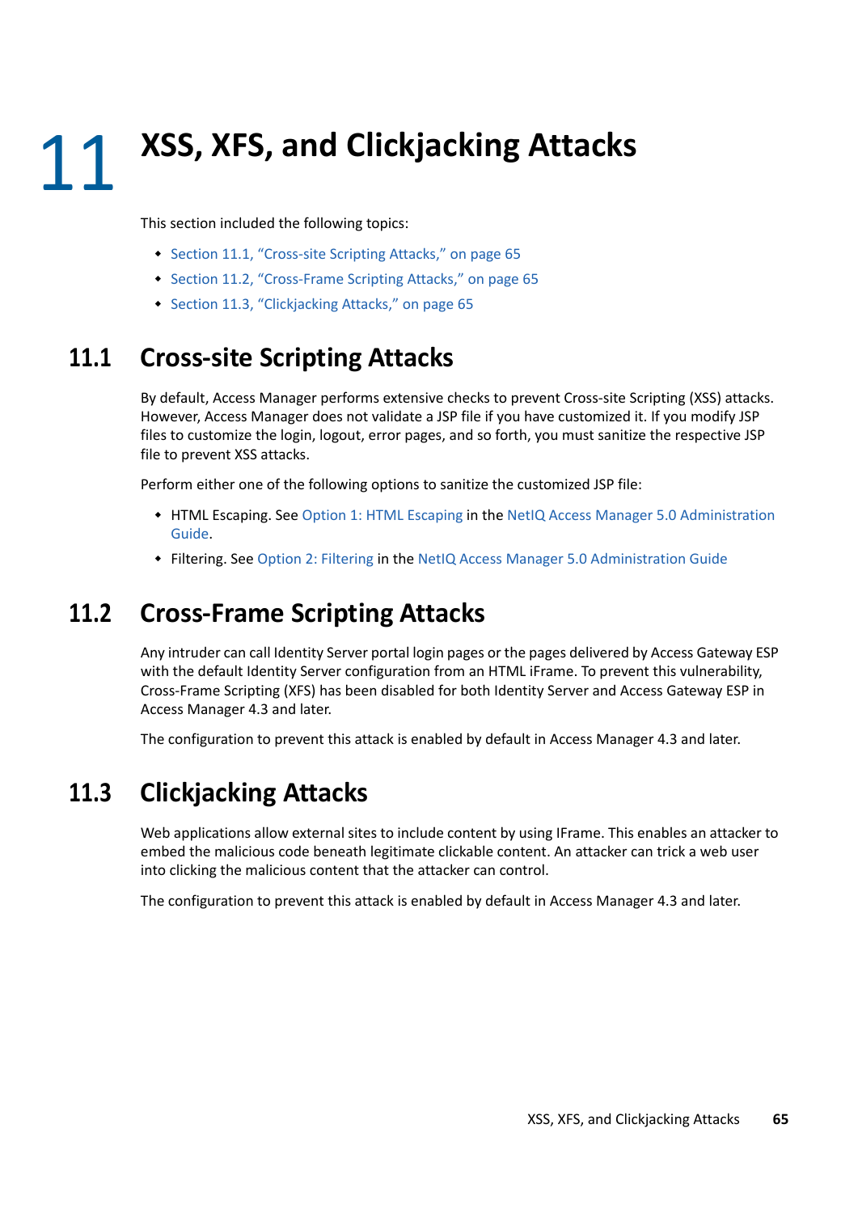# 11 XSS, XFS, and Clickjacking Attacks

This section included the following topics:

- Section 11.1, "Cross-site Scripting Attacks," on page 65
- Section 11.2, "Cross-Frame Scripting Attacks," on page 65
- Section 11.3, "Clickjacking Attacks," on page 65

## 11.1 Cross-site Scripting Attacks

By default, Access Manager performs extensive checks to prevent Cross-site Scripting (XSS) attacks. However, Access Manager does not validate a JSP file if you have customized it. If you modify JSP files to customize the login, logout, error pages, and so forth, you must sanitize the respective JSP file to prevent XSS attacks.

Perform either one of the following options to sanitize the customized JSP file:

- HTML Escaping. See Option 1: HTML Escaping in the NetIQ Access Manager 5.0 Administration Guide.
- Filtering. See Option 2: Filtering in the NetIQ Access Manager 5.0 Administration Guide

## 11.2 Cross-Frame Scripting Attacks

Any intruder can call Identity Server portal login pages or the pages delivered by Access Gateway ESP with the default Identity Server configuration from an HTML iFrame. To prevent this vulnerability, Cross-Frame Scripting (XFS) has been disabled for both Identity Server and Access Gateway ESP in Access Manager 4.3 and later.

The configuration to prevent this attack is enabled by default in Access Manager 4.3 and later.

## 11.3 Clickjacking Attacks

Web applications allow external sites to include content by using IFrame. This enables an attacker to embed the malicious code beneath legitimate clickable content. An attacker can trick a web user into clicking the malicious content that the attacker can control.

The configuration to prevent this attack is enabled by default in Access Manager 4.3 and later.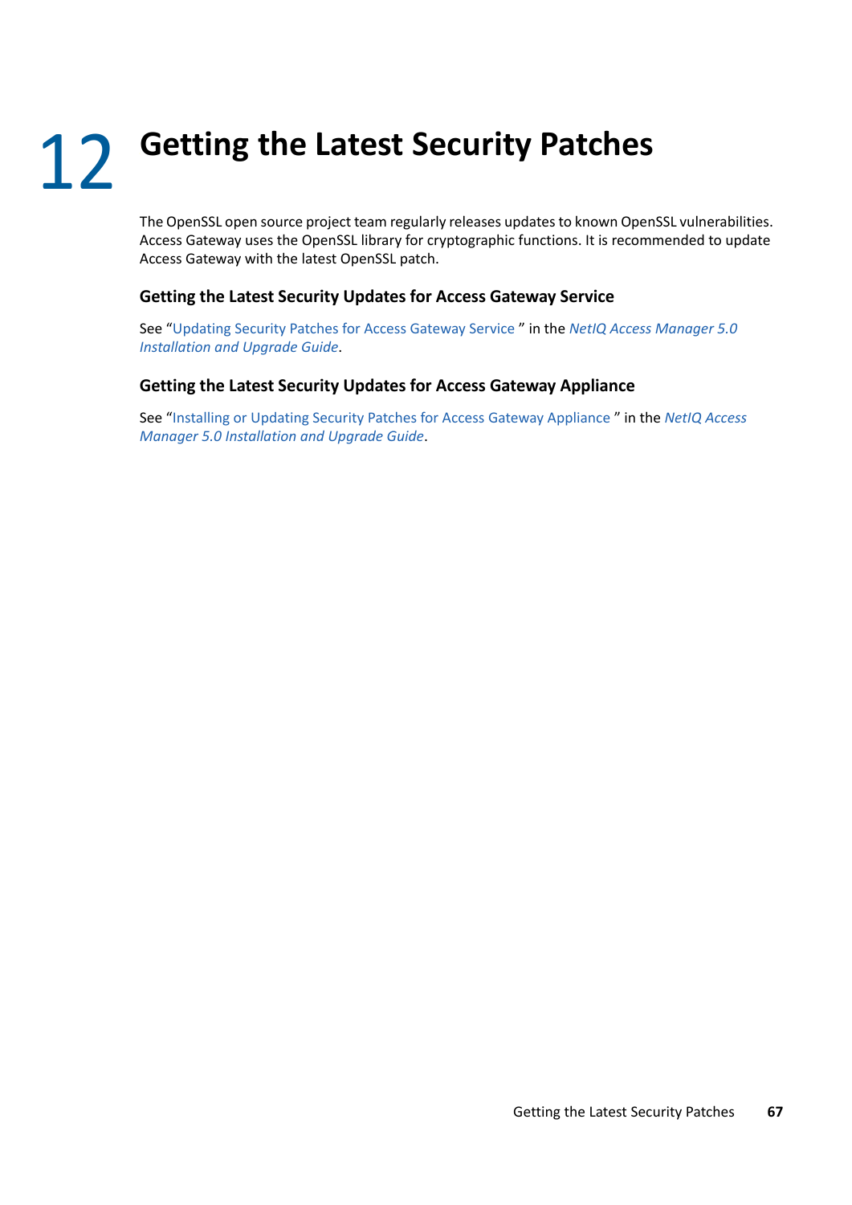# 12 Getting the Latest Security Patches

The OpenSSL open source project team regularly releases updates to known OpenSSL vulnerabilities. Access Gateway uses the OpenSSL library for cryptographic functions. It is recommended to update Access Gateway with the latest OpenSSL patch.

### Getting the Latest Security Updates for Access Gateway Service

See "Updating Security Patches for Access Gateway Service " in the *NetIQ Access Manager 5.0 Installation and Upgrade Guide*.

### Getting the Latest Security Updates for Access Gateway Appliance

See "Installing or Updating Security Patches for Access Gateway Appliance " in the *NetIQ Access Manager 5.0 Installation and Upgrade Guide*.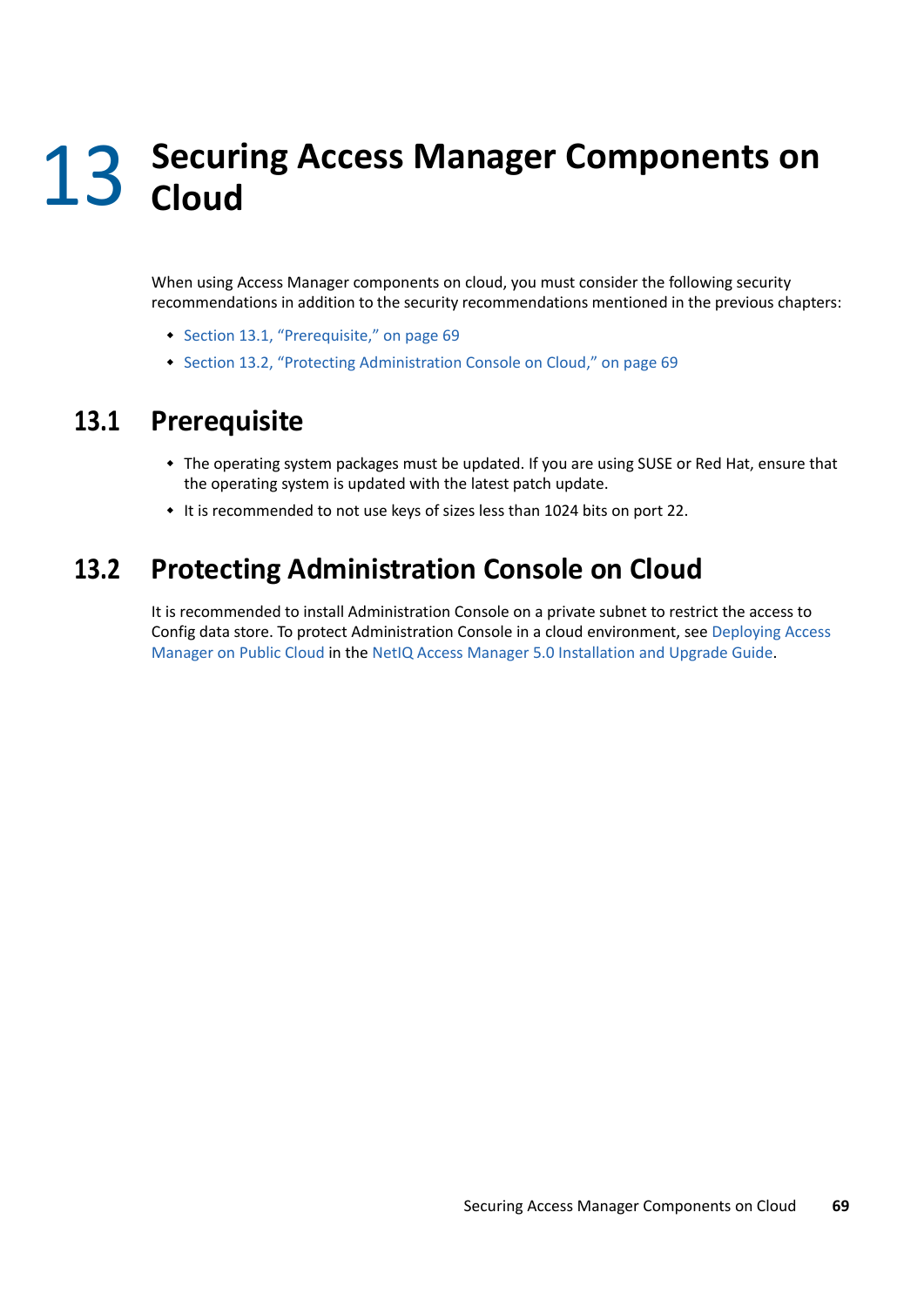# 13 Securing Access Manager Components on Cloud

When using Access Manager components on cloud, you must consider the following security recommendations in addition to the security recommendations mentioned in the previous chapters:

- Section 13.1, "Prerequisite," on page 69
- Section 13.2, "Protecting Administration Console on Cloud," on page 69

## 13.1 Prerequisite

- The operating system packages must be updated. If you are using SUSE or Red Hat, ensure that the operating system is updated with the latest patch update.
- It is recommended to not use keys of sizes less than 1024 bits on port 22.

## 13.2 Protecting Administration Console on Cloud

It is recommended to install Administration Console on a private subnet to restrict the access to Config data store. To protect Administration Console in a cloud environment, see Deploying Access Manager on Public Cloud in the NetIQ Access Manager 5.0 Installation and Upgrade Guide.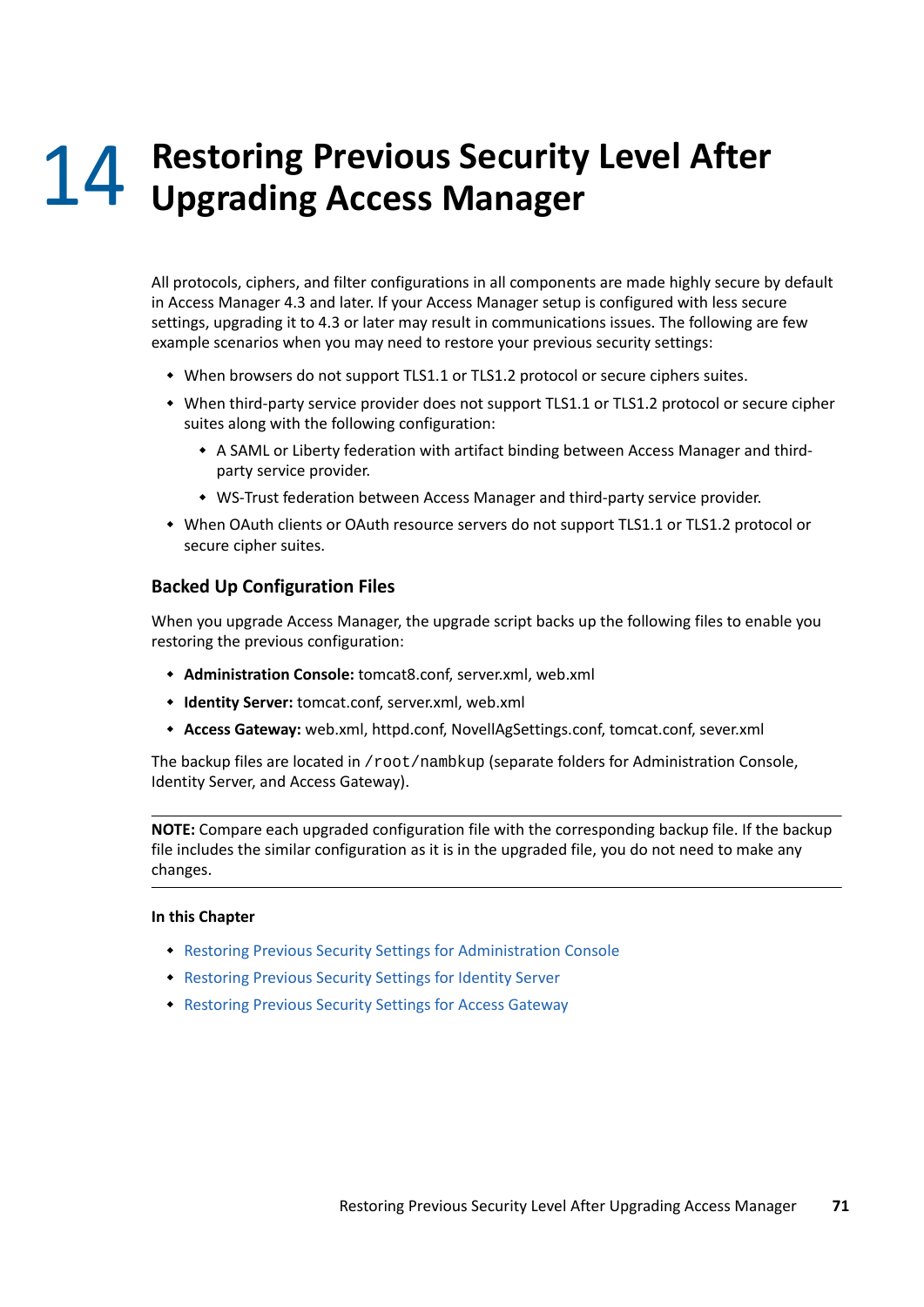# 14 Restoring Previous Security Level After Upgrading Access Manager

All protocols, ciphers, and filter configurations in all components are made highly secure by default in Access Manager 4.3 and later. If your Access Manager setup is configured with less secure settings, upgrading it to 4.3 or later may result in communications issues. The following are few example scenarios when you may need to restore your previous security settings:

- When browsers do not support TLS1.1 or TLS1.2 protocol or secure ciphers suites.
- When third-party service provider does not support TLS1.1 or TLS1.2 protocol or secure cipher suites along with the following configuration:
  - A SAML or Liberty federation with artifact binding between Access Manager and third-party service provider.
  - WS-Trust federation between Access Manager and third-party service provider.
- When OAuth clients or OAuth resource servers do not support TLS1.1 or TLS1.2 protocol or secure cipher suites.

## Backed Up Configuration Files

When you upgrade Access Manager, the upgrade script backs up the following files to enable you restoring the previous configuration:

- **Administration Console:** tomcat8.conf, server.xml, web.xml
- **Identity Server:** tomcat.conf, server.xml, web.xml
- **Access Gateway:** web.xml, httpd.conf, NovellAgSettings.conf, tomcat.conf, sever.xml

The backup files are located in `/root/nambkup` (separate folders for Administration Console, Identity Server, and Access Gateway).

---

**NOTE:** Compare each upgraded configuration file with the corresponding backup file. If the backup file includes the similar configuration as it is in the upgraded file, you do not need to make any changes.

---

**In this Chapter**

- Restoring Previous Security Settings for Administration Console
- Restoring Previous Security Settings for Identity Server
- Restoring Previous Security Settings for Access Gateway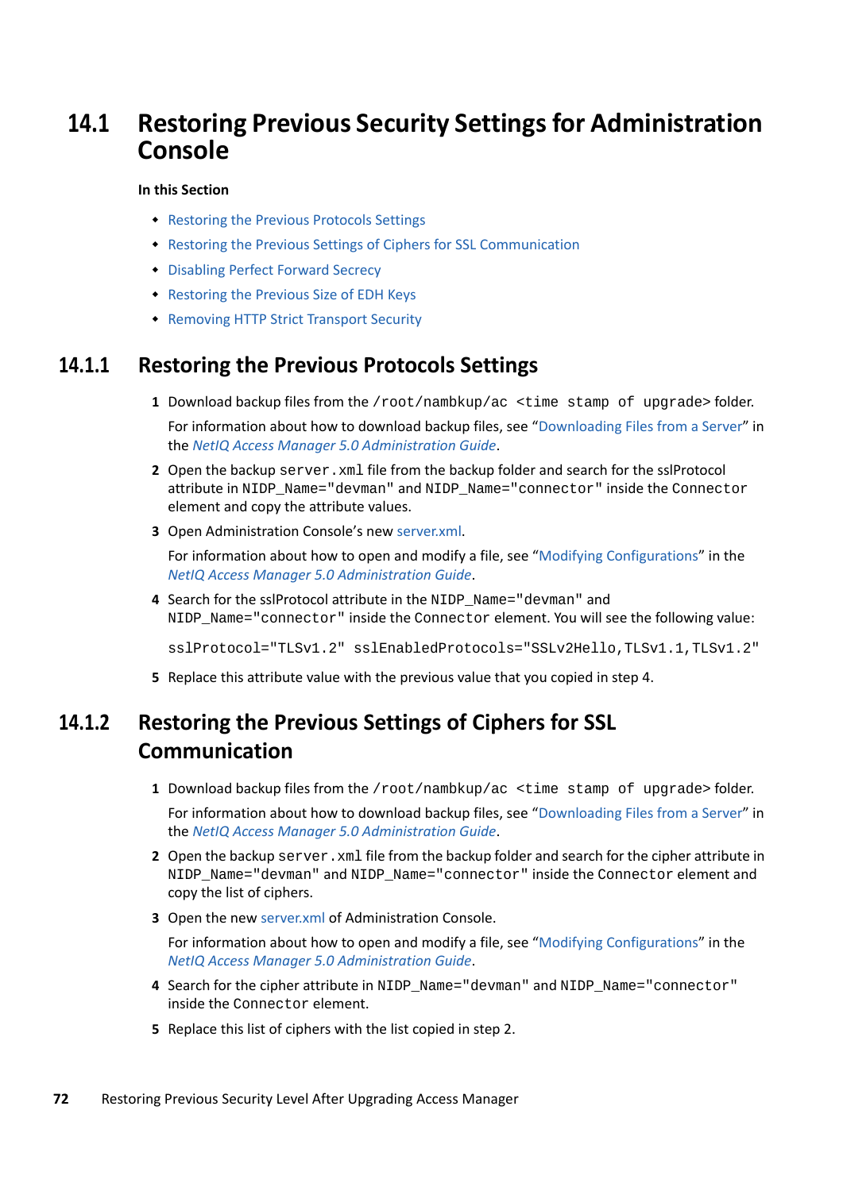## 14.1 Restoring Previous Security Settings for Administration Console

**In this Section**

- Restoring the Previous Protocols Settings
- Restoring the Previous Settings of Ciphers for SSL Communication
- Disabling Perfect Forward Secrecy
- Restoring the Previous Size of EDH Keys
- Removing HTTP Strict Transport Security

### 14.1.1 Restoring the Previous Protocols Settings

1. Download backup files from the `/root/nambkup/ac <time stamp of upgrade>` folder.

   For information about how to download backup files, see "Downloading Files from a Server" in the *NetIQ Access Manager 5.0 Administration Guide*.

2. Open the backup `server.xml` file from the backup folder and search for the sslProtocol attribute in `NIDP_Name="devman"` and `NIDP_Name="connector"` inside the `Connector` element and copy the attribute values.

3. Open Administration Console's new server.xml.

   For information about how to open and modify a file, see "Modifying Configurations" in the *NetIQ Access Manager 5.0 Administration Guide*.

4. Search for the sslProtocol attribute in the `NIDP_Name="devman"` and `NIDP_Name="connector"` inside the `Connector` element. You will see the following value:

   ```
   sslProtocol="TLSv1.2" sslEnabledProtocols="SSLv2Hello,TLSv1.1,TLSv1.2"
   ```

5. Replace this attribute value with the previous value that you copied in step 4.

### 14.1.2 Restoring the Previous Settings of Ciphers for SSL Communication

1. Download backup files from the `/root/nambkup/ac <time stamp of upgrade>` folder.

   For information about how to download backup files, see "Downloading Files from a Server" in the *NetIQ Access Manager 5.0 Administration Guide*.

2. Open the backup `server.xml` file from the backup folder and search for the cipher attribute in `NIDP_Name="devman"` and `NIDP_Name="connector"` inside the `Connector` element and copy the list of ciphers.

3. Open the new server.xml of Administration Console.

   For information about how to open and modify a file, see "Modifying Configurations" in the *NetIQ Access Manager 5.0 Administration Guide*.

4. Search for the cipher attribute in `NIDP_Name="devman"` and `NIDP_Name="connector"` inside the `Connector` element.

5. Replace this list of ciphers with the list copied in step 2.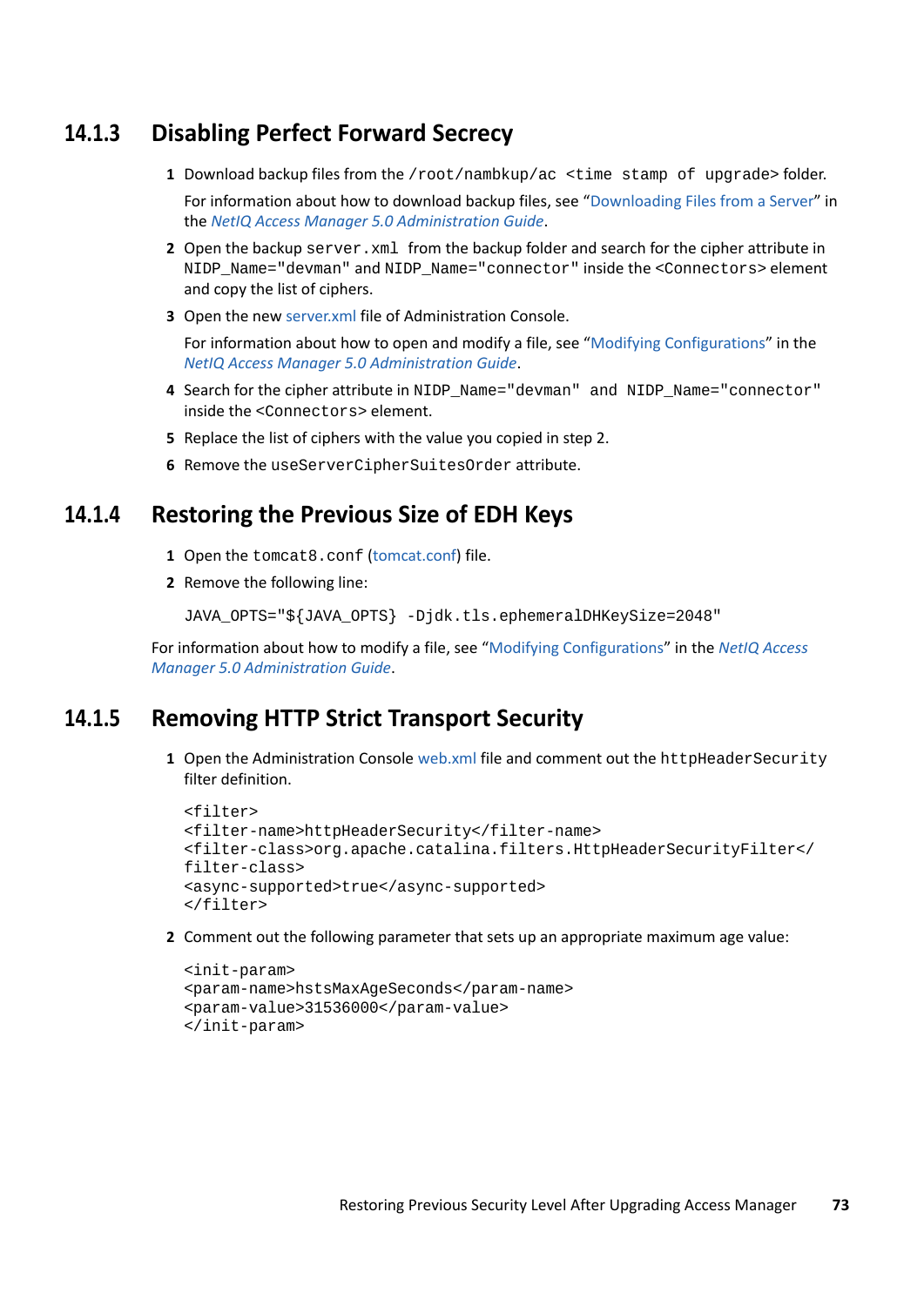### 14.1.3 Disabling Perfect Forward Secrecy

1. Download backup files from the `/root/nambkup/ac <time stamp of upgrade>` folder.

   For information about how to download backup files, see "Downloading Files from a Server" in the *NetIQ Access Manager 5.0 Administration Guide*.

2. Open the backup `server.xml` from the backup folder and search for the cipher attribute in `NIDP_Name="devman"` and `NIDP_Name="connector"` inside the `<Connectors>` element and copy the list of ciphers.

3. Open the new server.xml file of Administration Console.

   For information about how to open and modify a file, see "Modifying Configurations" in the *NetIQ Access Manager 5.0 Administration Guide*.

4. Search for the cipher attribute in `NIDP_Name="devman" and NIDP_Name="connector"` inside the `<Connectors>` element.

5. Replace the list of ciphers with the value you copied in step 2.

6. Remove the `useServerCipherSuitesOrder` attribute.

### 14.1.4 Restoring the Previous Size of EDH Keys

1. Open the `tomcat8.conf` (tomcat.conf) file.

2. Remove the following line:

   ```
   JAVA_OPTS="${JAVA_OPTS} -Djdk.tls.ephemeralDHKeySize=2048"
   ```

For information about how to modify a file, see "Modifying Configurations" in the *NetIQ Access Manager 5.0 Administration Guide*.

### 14.1.5 Removing HTTP Strict Transport Security

1. Open the Administration Console web.xml file and comment out the `httpHeaderSecurity` filter definition.

   ```
   <filter>
   <filter-name>httpHeaderSecurity</filter-name>
   <filter-class>org.apache.catalina.filters.HttpHeaderSecurityFilter</
   filter-class>
   <async-supported>true</async-supported>
   </filter>
   ```

2. Comment out the following parameter that sets up an appropriate maximum age value:

   ```
   <init-param>
   <param-name>hstsMaxAgeSeconds</param-name>
   <param-value>31536000</param-value>
   </init-param>
   ```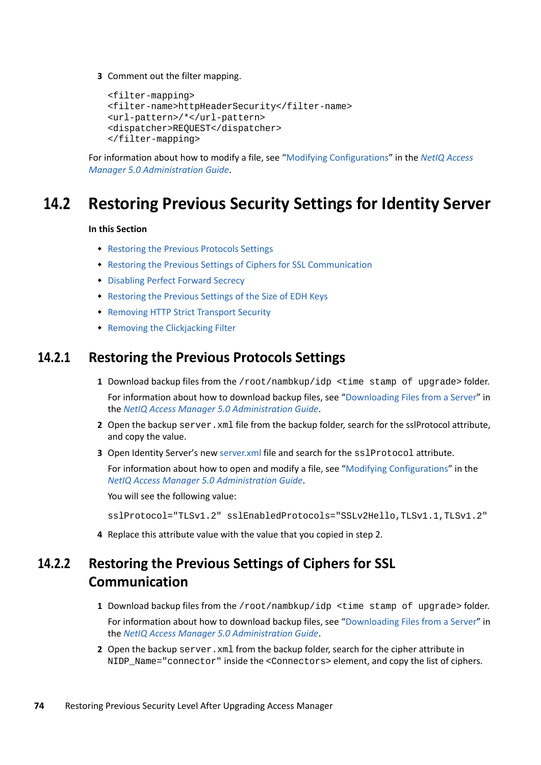3 Comment out the filter mapping.

```
<filter-mapping>
<filter-name>httpHeaderSecurity</filter-name>
<url-pattern>/*</url-pattern>
<dispatcher>REQUEST</dispatcher>
</filter-mapping>
```

For information about how to modify a file, see "Modifying Configurations" in the *NetIQ Access Manager 5.0 Administration Guide*.

## 14.2 Restoring Previous Security Settings for Identity Server

**In this Section**

- Restoring the Previous Protocols Settings
- Restoring the Previous Settings of Ciphers for SSL Communication
- Disabling Perfect Forward Secrecy
- Restoring the Previous Settings of the Size of EDH Keys
- Removing HTTP Strict Transport Security
- Removing the Clickjacking Filter

### 14.2.1 Restoring the Previous Protocols Settings

1 Download backup files from the `/root/nambkup/idp <time stamp of upgrade>` folder.

   For information about how to download backup files, see "Downloading Files from a Server" in the *NetIQ Access Manager 5.0 Administration Guide*.

2 Open the backup `server.xml` file from the backup folder, search for the sslProtocol attribute, and copy the value.

3 Open Identity Server's new server.xml file and search for the `sslProtocol` attribute.

   For information about how to open and modify a file, see "Modifying Configurations" in the *NetIQ Access Manager 5.0 Administration Guide*.

   You will see the following value:

   ```
   sslProtocol="TLSv1.2" sslEnabledProtocols="SSLv2Hello,TLSv1.1,TLSv1.2"
   ```

4 Replace this attribute value with the value that you copied in step 2.

### 14.2.2 Restoring the Previous Settings of Ciphers for SSL Communication

1 Download backup files from the `/root/nambkup/idp <time stamp of upgrade>` folder.

   For information about how to download backup files, see "Downloading Files from a Server" in the *NetIQ Access Manager 5.0 Administration Guide*.

2 Open the backup `server.xml` from the backup folder, search for the cipher attribute in `NIDP_Name="connector"` inside the `<Connectors>` element, and copy the list of ciphers.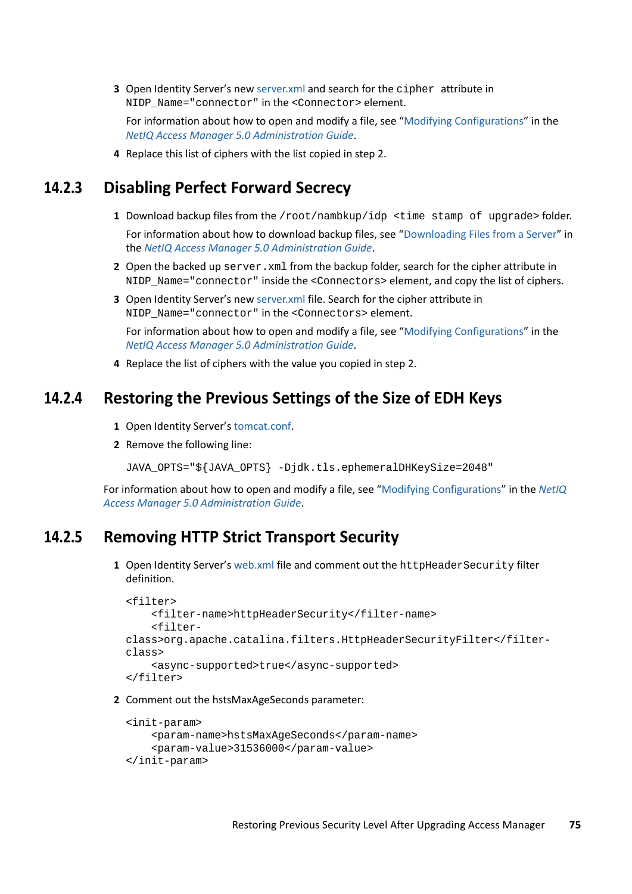3. Open Identity Server's new server.xml and search for the `cipher` attribute in `NIDP_Name="connector"` in the `<Connector>` element.

   For information about how to open and modify a file, see "Modifying Configurations" in the *NetIQ Access Manager 5.0 Administration Guide*.

4. Replace this list of ciphers with the list copied in step 2.

## 14.2.3 Disabling Perfect Forward Secrecy

1. Download backup files from the `/root/nambkup/idp <time stamp of upgrade>` folder.

   For information about how to download backup files, see "Downloading Files from a Server" in the *NetIQ Access Manager 5.0 Administration Guide*.

2. Open the backed up `server.xml` from the backup folder, search for the cipher attribute in `NIDP_Name="connector"` inside the `<Connectors>` element, and copy the list of ciphers.
3. Open Identity Server's new server.xml file. Search for the cipher attribute in `NIDP_Name="connector"` in the `<Connectors>` element.

   For information about how to open and modify a file, see "Modifying Configurations" in the *NetIQ Access Manager 5.0 Administration Guide*.

4. Replace the list of ciphers with the value you copied in step 2.

## 14.2.4 Restoring the Previous Settings of the Size of EDH Keys

1. Open Identity Server's tomcat.conf.
2. Remove the following line:

   ```
   JAVA_OPTS="${JAVA_OPTS} -Djdk.tls.ephemeralDHKeySize=2048"
   ```

For information about how to open and modify a file, see "Modifying Configurations" in the *NetIQ Access Manager 5.0 Administration Guide*.

## 14.2.5 Removing HTTP Strict Transport Security

1. Open Identity Server's web.xml file and comment out the `httpHeaderSecurity` filter definition.

   ```
   <filter>
       <filter-name>httpHeaderSecurity</filter-name>
       <filter-
   class>org.apache.catalina.filters.HttpHeaderSecurityFilter</filter-
   class>
       <async-supported>true</async-supported>
   </filter>
   ```

2. Comment out the hstsMaxAgeSeconds parameter:

   ```
   <init-param>
       <param-name>hstsMaxAgeSeconds</param-name>
       <param-value>31536000</param-value>
   </init-param>
   ```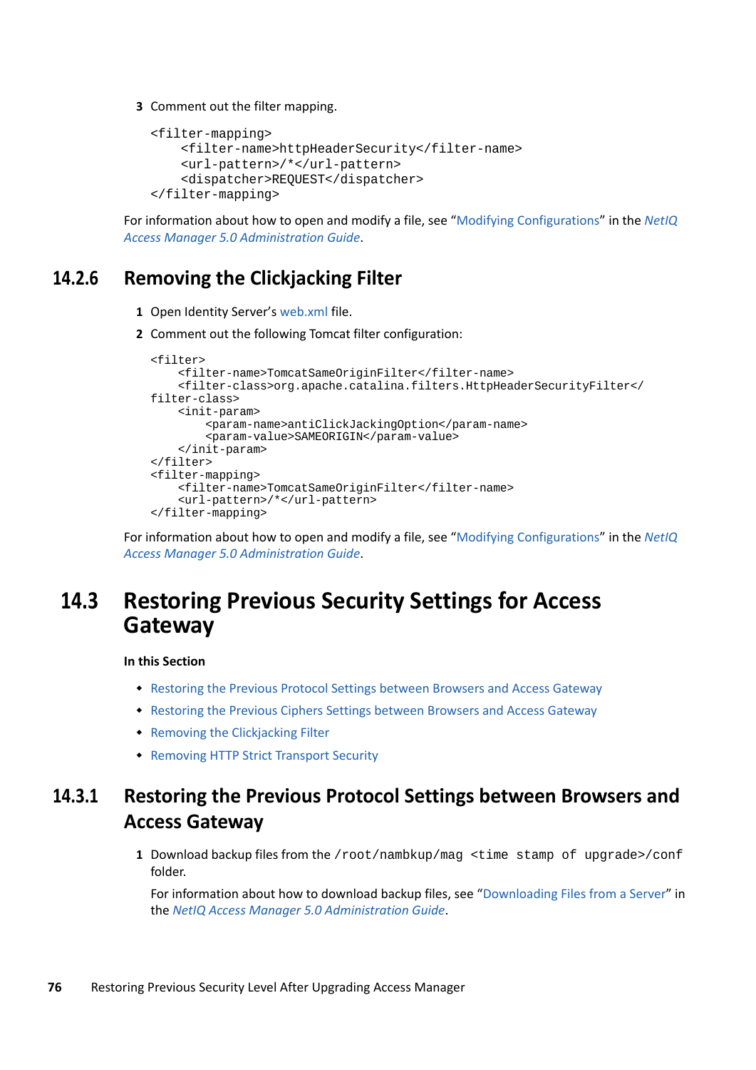3 Comment out the filter mapping.

```
<filter-mapping>
    <filter-name>httpHeaderSecurity</filter-name>
    <url-pattern>/*</url-pattern>
    <dispatcher>REQUEST</dispatcher>
</filter-mapping>
```

For information about how to open and modify a file, see "Modifying Configurations" in the *NetIQ Access Manager 5.0 Administration Guide*.

### 14.2.6 Removing the Clickjacking Filter

1 Open Identity Server's web.xml file.

2 Comment out the following Tomcat filter configuration:

```
<filter>
    <filter-name>TomcatSameOriginFilter</filter-name>
    <filter-class>org.apache.catalina.filters.HttpHeaderSecurityFilter</
filter-class>
    <init-param>
        <param-name>antiClickJackingOption</param-name>
        <param-value>SAMEORIGIN</param-value>
    </init-param>
</filter>
<filter-mapping>
    <filter-name>TomcatSameOriginFilter</filter-name>
    <url-pattern>/*</url-pattern>
</filter-mapping>
```

For information about how to open and modify a file, see "Modifying Configurations" in the *NetIQ Access Manager 5.0 Administration Guide*.

## 14.3 Restoring Previous Security Settings for Access Gateway

**In this Section**

- Restoring the Previous Protocol Settings between Browsers and Access Gateway
- Restoring the Previous Ciphers Settings between Browsers and Access Gateway
- Removing the Clickjacking Filter
- Removing HTTP Strict Transport Security

### 14.3.1 Restoring the Previous Protocol Settings between Browsers and Access Gateway

1 Download backup files from the `/root/nambkup/mag <time stamp of upgrade>/conf` folder.

For information about how to download backup files, see "Downloading Files from a Server" in the *NetIQ Access Manager 5.0 Administration Guide*.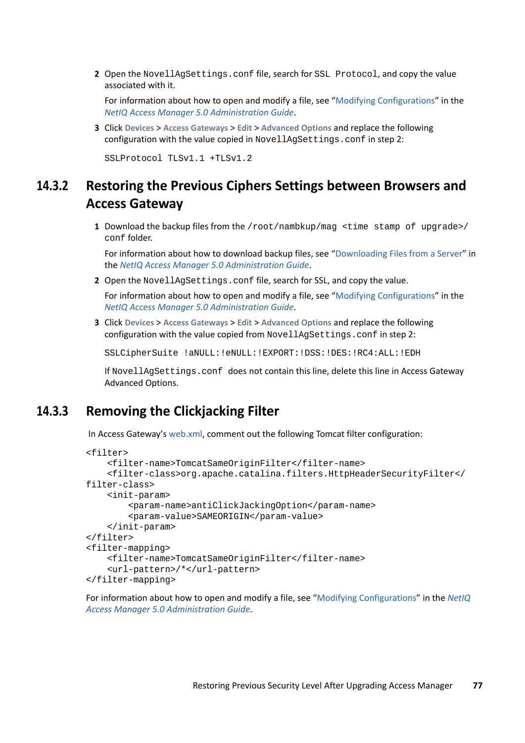2. Open the `NovellAgSettings.conf` file, search for `SSL Protocol`, and copy the value associated with it.

   For information about how to open and modify a file, see "Modifying Configurations" in the *NetIQ Access Manager 5.0 Administration Guide*.

3. Click **Devices** > **Access Gateways** > **Edit** > **Advanced Options** and replace the following configuration with the value copied in `NovellAgSettings.conf` in step 2:

   ```
   SSLProtocol TLSv1.1 +TLSv1.2
   ```

## 14.3.2 Restoring the Previous Ciphers Settings between Browsers and Access Gateway

1. Download the backup files from the `/root/nambkup/mag <time stamp of upgrade>/conf` folder.

   For information about how to download backup files, see "Downloading Files from a Server" in the *NetIQ Access Manager 5.0 Administration Guide*.

2. Open the `NovellAgSettings.conf` file, search for SSL, and copy the value.

   For information about how to open and modify a file, see "Modifying Configurations" in the *NetIQ Access Manager 5.0 Administration Guide*.

3. Click **Devices** > **Access Gateways** > **Edit** > **Advanced Options** and replace the following configuration with the value copied from `NovellAgSettings.conf` in step 2:

   ```
   SSLCipherSuite !aNULL:!eNULL:!EXPORT:!DSS:!DES:!RC4:ALL:!EDH
   ```

   If `NovellAgSettings.conf` does not contain this line, delete this line in Access Gateway Advanced Options.

## 14.3.3 Removing the Clickjacking Filter

In Access Gateway's web.xml, comment out the following Tomcat filter configuration:

```
<filter>
    <filter-name>TomcatSameOriginFilter</filter-name>
    <filter-class>org.apache.catalina.filters.HttpHeaderSecurityFilter</
filter-class>
    <init-param>
        <param-name>antiClickJackingOption</param-name>
        <param-value>SAMEORIGIN</param-value>
    </init-param>
</filter>
<filter-mapping>
    <filter-name>TomcatSameOriginFilter</filter-name>
    <url-pattern>/*</url-pattern>
</filter-mapping>
```

For information about how to open and modify a file, see "Modifying Configurations" in the *NetIQ Access Manager 5.0 Administration Guide*.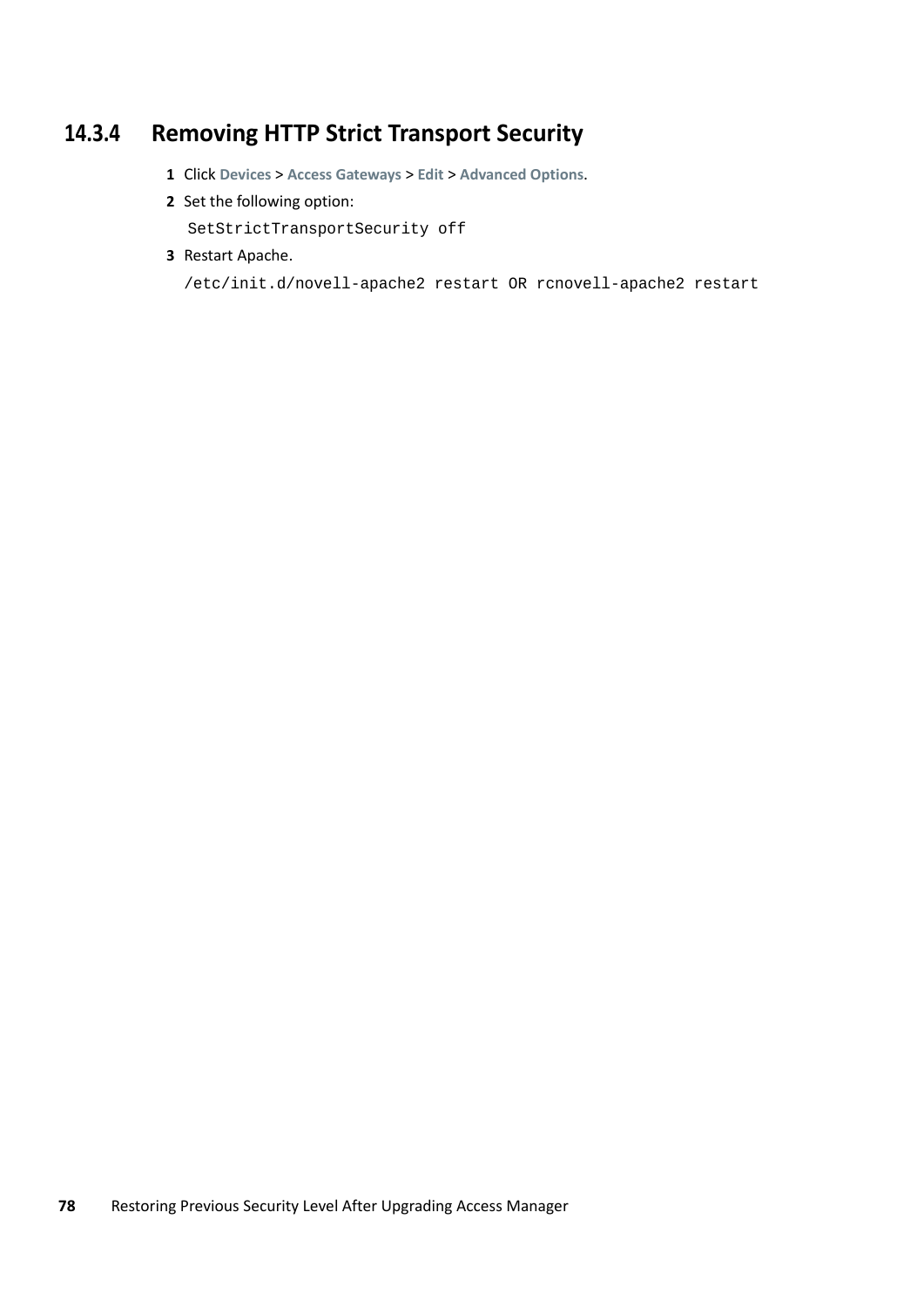### 14.3.4 Removing HTTP Strict Transport Security

1. Click **Devices** > **Access Gateways** > **Edit** > **Advanced Options**.
2. Set the following option:

   ```
   SetStrictTransportSecurity off
   ```

3. Restart Apache.

   ```
   /etc/init.d/novell-apache2 restart OR rcnovell-apache2 restart
   ```